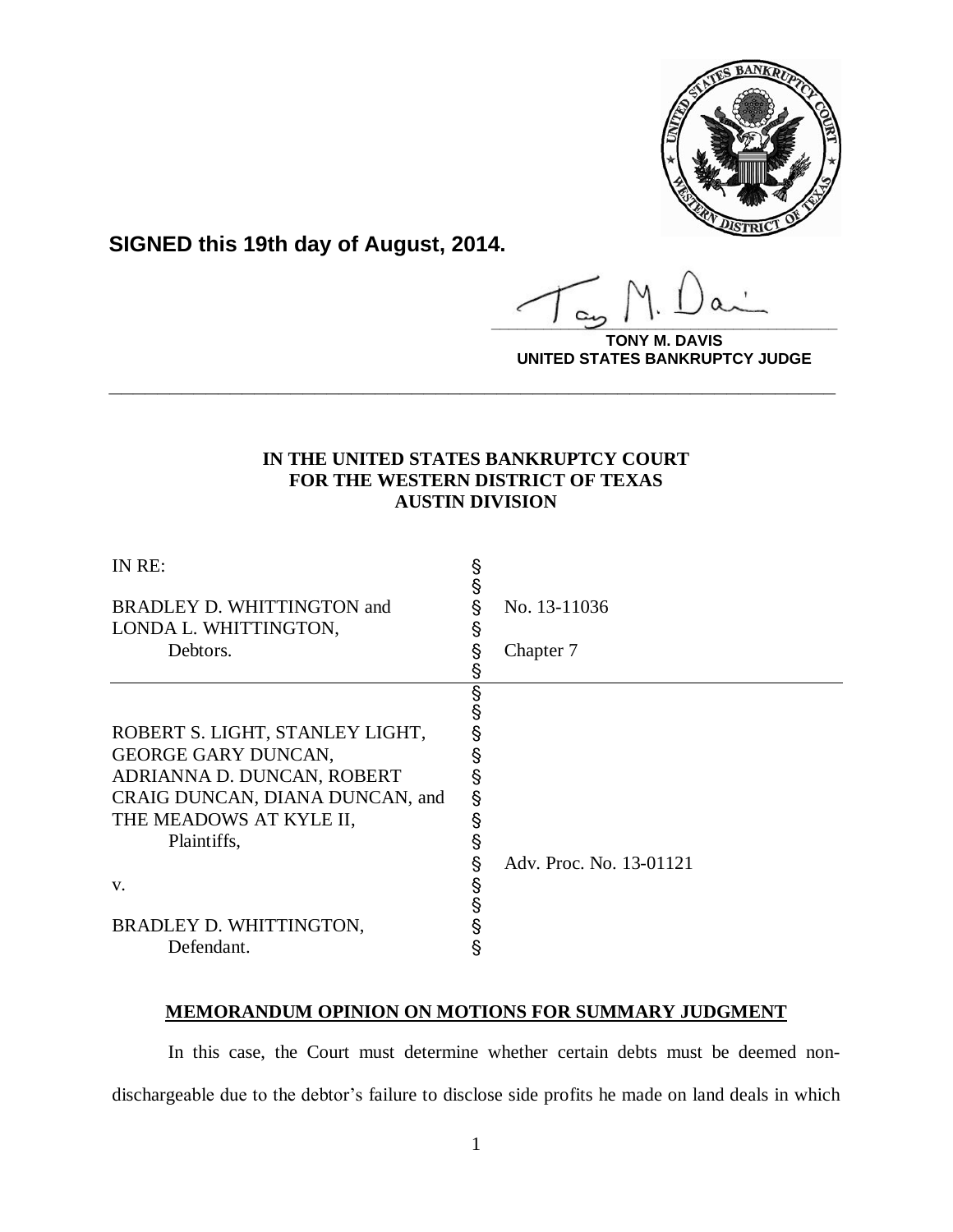**SIGNED this 19th day of August, 2014.**

**TONY M. DAVIS**
**UNITED STATES BANKRUPTCY JUDGE**

---

**IN THE UNITED STATES BANKRUPTCY COURT**
**FOR THE WESTERN DISTRICT OF TEXAS**
**AUSTIN DIVISION**

| | | |
|---|---|---|
| IN RE: | § | |
| | § | |
| BRADLEY D. WHITTINGTON and | § | No. 13-11036 |
| LONDA L. WHITTINGTON, | § | |
| Debtors. | § | Chapter 7 |
| | § | |
| | § | |
| | § | |
| ROBERT S. LIGHT, STANLEY LIGHT, | § | |
| GEORGE GARY DUNCAN, | § | |
| ADRIANNA D. DUNCAN, ROBERT | § | |
| CRAIG DUNCAN, DIANA DUNCAN, and | § | |
| THE MEADOWS AT KYLE II, | § | |
| Plaintiffs, | § | |
| | § | Adv. Proc. No. 13-01121 |
| v. | § | |
| | § | |
| BRADLEY D. WHITTINGTON, | § | |
| Defendant. | § | |

## MEMORANDUM OPINION ON MOTIONS FOR SUMMARY JUDGMENT

In this case, the Court must determine whether certain debts must be deemed non-dischargeable due to the debtor's failure to disclose side profits he made on land deals in which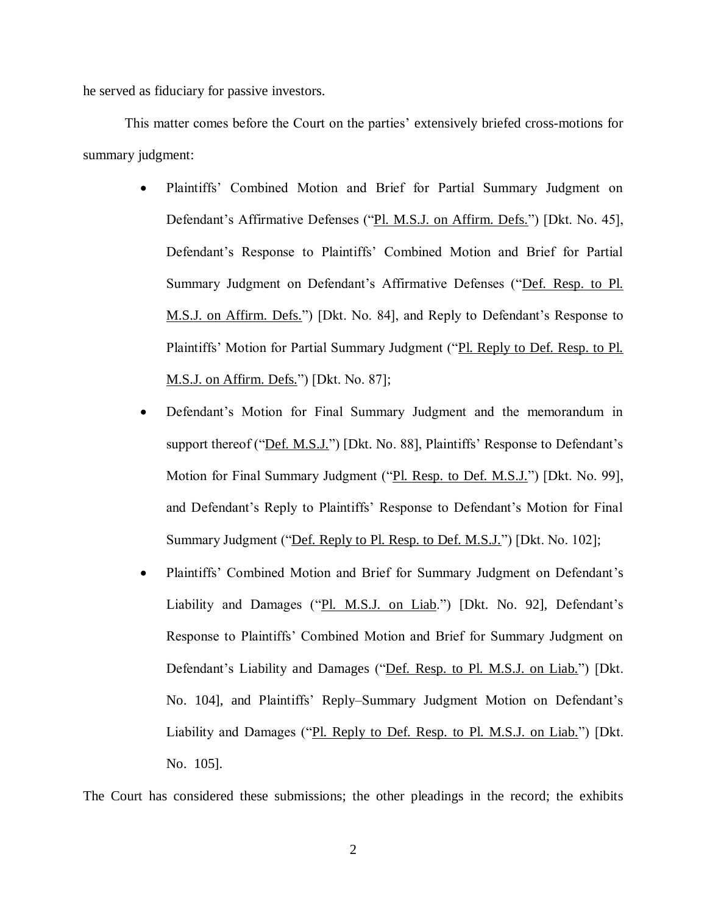he served as fiduciary for passive investors.

This matter comes before the Court on the parties' extensively briefed cross-motions for summary judgment:

- Plaintiffs' Combined Motion and Brief for Partial Summary Judgment on Defendant's Affirmative Defenses ("Pl. M.S.J. on Affirm. Defs.") [Dkt. No. 45], Defendant's Response to Plaintiffs' Combined Motion and Brief for Partial Summary Judgment on Defendant's Affirmative Defenses ("Def. Resp. to Pl. M.S.J. on Affirm. Defs.") [Dkt. No. 84], and Reply to Defendant's Response to Plaintiffs' Motion for Partial Summary Judgment ("Pl. Reply to Def. Resp. to Pl. M.S.J. on Affirm. Defs.") [Dkt. No. 87];
- Defendant's Motion for Final Summary Judgment and the memorandum in support thereof ("Def. M.S.J.") [Dkt. No. 88], Plaintiffs' Response to Defendant's Motion for Final Summary Judgment ("Pl. Resp. to Def. M.S.J.") [Dkt. No. 99], and Defendant's Reply to Plaintiffs' Response to Defendant's Motion for Final Summary Judgment ("Def. Reply to Pl. Resp. to Def. M.S.J.") [Dkt. No. 102];
- Plaintiffs' Combined Motion and Brief for Summary Judgment on Defendant's Liability and Damages ("Pl. M.S.J. on Liab.") [Dkt. No. 92], Defendant's Response to Plaintiffs' Combined Motion and Brief for Summary Judgment on Defendant's Liability and Damages ("Def. Resp. to Pl. M.S.J. on Liab.") [Dkt. No. 104], and Plaintiffs' Reply–Summary Judgment Motion on Defendant's Liability and Damages ("Pl. Reply to Def. Resp. to Pl. M.S.J. on Liab.") [Dkt. No. 105].

The Court has considered these submissions; the other pleadings in the record; the exhibits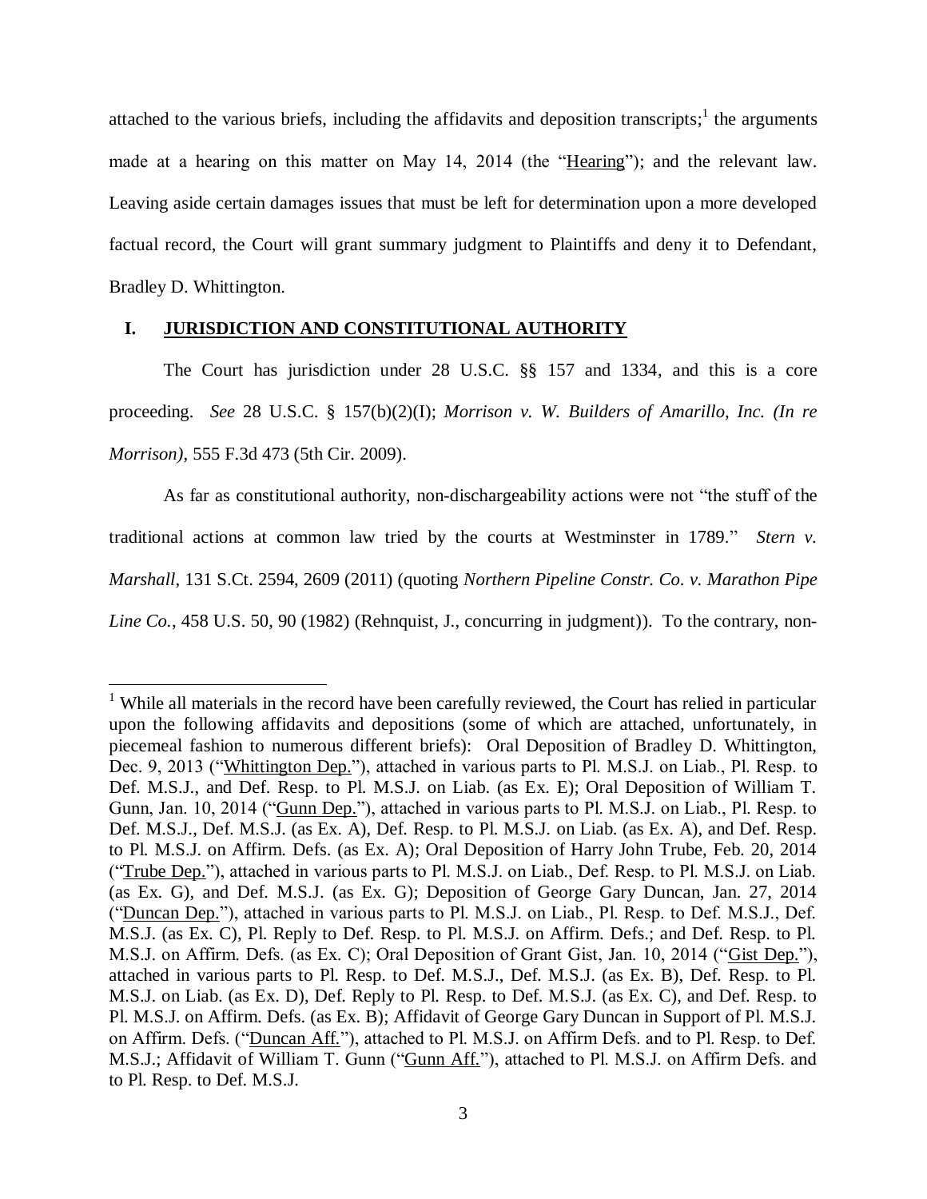attached to the various briefs, including the affidavits and deposition transcripts;[1] the arguments made at a hearing on this matter on May 14, 2014 (the "Hearing"); and the relevant law. Leaving aside certain damages issues that must be left for determination upon a more developed factual record, the Court will grant summary judgment to Plaintiffs and deny it to Defendant, Bradley D. Whittington.

## I. JURISDICTION AND CONSTITUTIONAL AUTHORITY

The Court has jurisdiction under 28 U.S.C. §§ 157 and 1334, and this is a core proceeding. *See* 28 U.S.C. § 157(b)(2)(I); *Morrison v. W. Builders of Amarillo, Inc. (In re Morrison)*, 555 F.3d 473 (5th Cir. 2009).

As far as constitutional authority, non-dischargeability actions were not "the stuff of the traditional actions at common law tried by the courts at Westminster in 1789." *Stern v. Marshall*, 131 S.Ct. 2594, 2609 (2011) (quoting *Northern Pipeline Constr. Co. v. Marathon Pipe Line Co.*, 458 U.S. 50, 90 (1982) (Rehnquist, J., concurring in judgment)). To the contrary, non-

---

[1] While all materials in the record have been carefully reviewed, the Court has relied in particular upon the following affidavits and depositions (some of which are attached, unfortunately, in piecemeal fashion to numerous different briefs): Oral Deposition of Bradley D. Whittington, Dec. 9, 2013 ("Whittington Dep."), attached in various parts to Pl. M.S.J. on Liab., Pl. Resp. to Def. M.S.J., and Def. Resp. to Pl. M.S.J. on Liab. (as Ex. E); Oral Deposition of William T. Gunn, Jan. 10, 2014 ("Gunn Dep."), attached in various parts to Pl. M.S.J. on Liab., Pl. Resp. to Def. M.S.J., Def. M.S.J. (as Ex. A), Def. Resp. to Pl. M.S.J. on Liab. (as Ex. A), and Def. Resp. to Pl. M.S.J. on Affirm. Defs. (as Ex. A); Oral Deposition of Harry John Trube, Feb. 20, 2014 ("Trube Dep."), attached in various parts to Pl. M.S.J. on Liab., Def. Resp. to Pl. M.S.J. on Liab. (as Ex. G), and Def. M.S.J. (as Ex. G); Deposition of George Gary Duncan, Jan. 27, 2014 ("Duncan Dep."), attached in various parts to Pl. M.S.J. on Liab., Pl. Resp. to Def. M.S.J., Def. M.S.J. (as Ex. C), Pl. Reply to Def. Resp. to Pl. M.S.J. on Affirm. Defs.; and Def. Resp. to Pl. M.S.J. on Affirm. Defs. (as Ex. C); Oral Deposition of Grant Gist, Jan. 10, 2014 ("Gist Dep."), attached in various parts to Pl. Resp. to Def. M.S.J., Def. M.S.J. (as Ex. B), Def. Resp. to Pl. M.S.J. on Liab. (as Ex. D), Def. Reply to Pl. Resp. to Def. M.S.J. (as Ex. C), and Def. Resp. to Pl. M.S.J. on Affirm. Defs. (as Ex. B); Affidavit of George Gary Duncan in Support of Pl. M.S.J. on Affirm. Defs. ("Duncan Aff."), attached to Pl. M.S.J. on Affirm Defs. and to Pl. Resp. to Def. M.S.J.; Affidavit of William T. Gunn ("Gunn Aff."), attached to Pl. M.S.J. on Affirm Defs. and to Pl. Resp. to Def. M.S.J.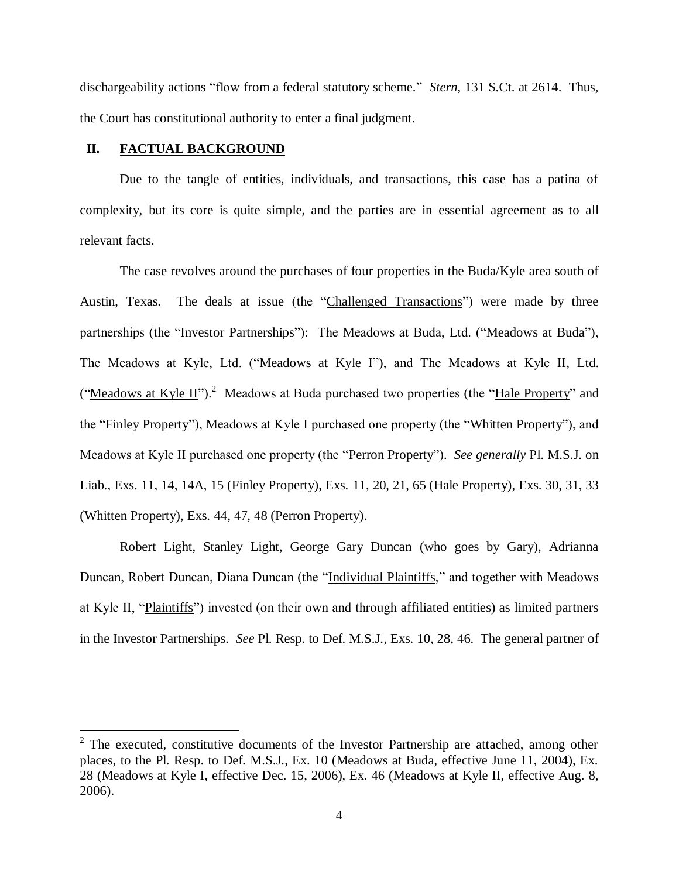dischargeability actions "flow from a federal statutory scheme." *Stern*, 131 S.Ct. at 2614. Thus, the Court has constitutional authority to enter a final judgment.

## II. FACTUAL BACKGROUND

Due to the tangle of entities, individuals, and transactions, this case has a patina of complexity, but its core is quite simple, and the parties are in essential agreement as to all relevant facts.

The case revolves around the purchases of four properties in the Buda/Kyle area south of Austin, Texas. The deals at issue (the "Challenged Transactions") were made by three partnerships (the "Investor Partnerships"): The Meadows at Buda, Ltd. ("Meadows at Buda"), The Meadows at Kyle, Ltd. ("Meadows at Kyle I"), and The Meadows at Kyle II, Ltd. ("Meadows at Kyle II").[2] Meadows at Buda purchased two properties (the "Hale Property" and the "Finley Property"), Meadows at Kyle I purchased one property (the "Whitten Property"), and Meadows at Kyle II purchased one property (the "Perron Property"). *See generally* Pl. M.S.J. on Liab., Exs. 11, 14, 14A, 15 (Finley Property), Exs. 11, 20, 21, 65 (Hale Property), Exs. 30, 31, 33 (Whitten Property), Exs. 44, 47, 48 (Perron Property).

Robert Light, Stanley Light, George Gary Duncan (who goes by Gary), Adrianna Duncan, Robert Duncan, Diana Duncan (the "Individual Plaintiffs," and together with Meadows at Kyle II, "Plaintiffs") invested (on their own and through affiliated entities) as limited partners in the Investor Partnerships. *See* Pl. Resp. to Def. M.S.J., Exs. 10, 28, 46. The general partner of

[2] The executed, constitutive documents of the Investor Partnership are attached, among other places, to the Pl. Resp. to Def. M.S.J., Ex. 10 (Meadows at Buda, effective June 11, 2004), Ex. 28 (Meadows at Kyle I, effective Dec. 15, 2006), Ex. 46 (Meadows at Kyle II, effective Aug. 8, 2006).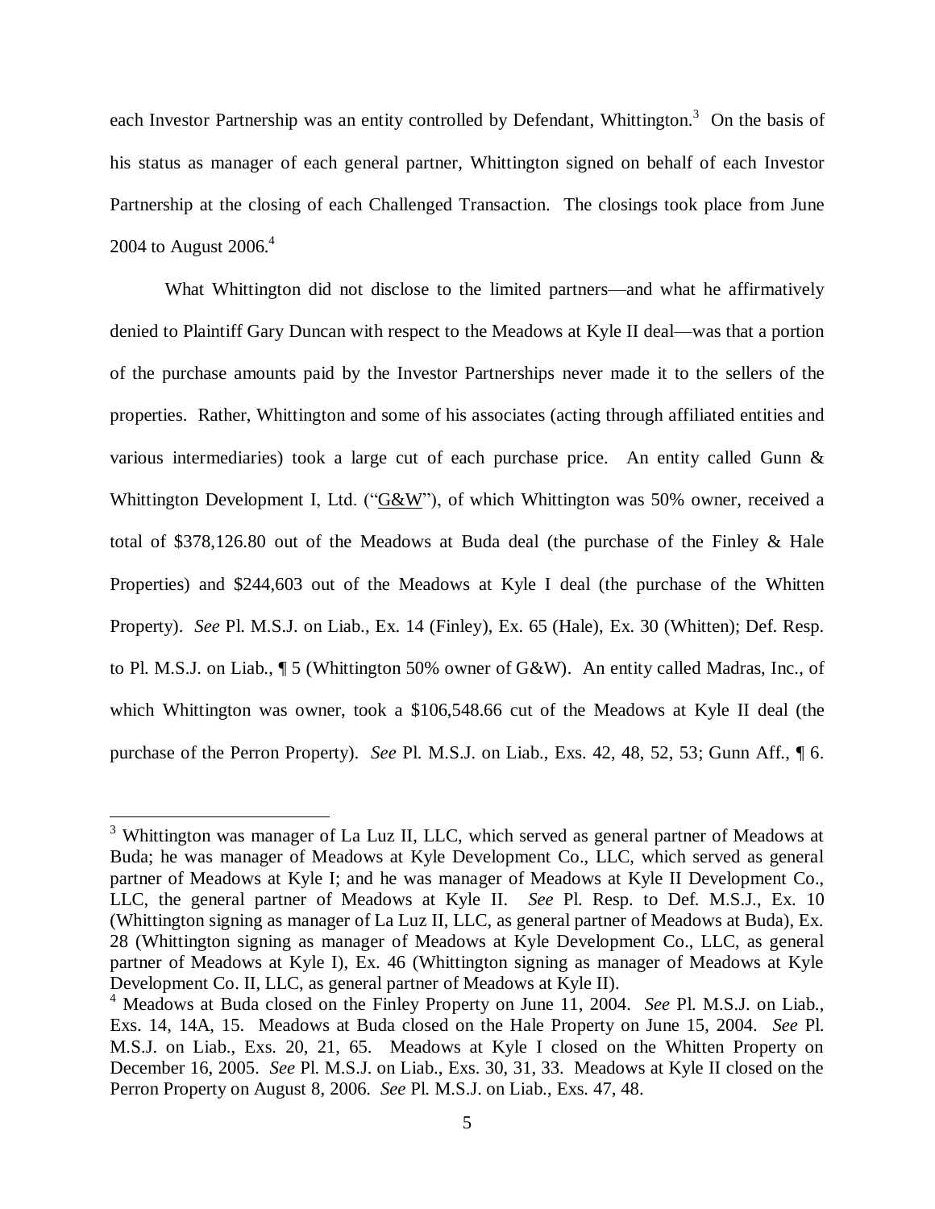each Investor Partnership was an entity controlled by Defendant, Whittington.[3] On the basis of his status as manager of each general partner, Whittington signed on behalf of each Investor Partnership at the closing of each Challenged Transaction. The closings took place from June 2004 to August 2006.[4]

What Whittington did not disclose to the limited partners—and what he affirmatively denied to Plaintiff Gary Duncan with respect to the Meadows at Kyle II deal—was that a portion of the purchase amounts paid by the Investor Partnerships never made it to the sellers of the properties. Rather, Whittington and some of his associates (acting through affiliated entities and various intermediaries) took a large cut of each purchase price. An entity called Gunn & Whittington Development I, Ltd. ("G&W"), of which Whittington was 50% owner, received a total of $378,126.80 out of the Meadows at Buda deal (the purchase of the Finley & Hale Properties) and $244,603 out of the Meadows at Kyle I deal (the purchase of the Whitten Property). *See* Pl. M.S.J. on Liab., Ex. 14 (Finley), Ex. 65 (Hale), Ex. 30 (Whitten); Def. Resp. to Pl. M.S.J. on Liab., ¶ 5 (Whittington 50% owner of G&W). An entity called Madras, Inc., of which Whittington was owner, took a $106,548.66 cut of the Meadows at Kyle II deal (the purchase of the Perron Property). *See* Pl. M.S.J. on Liab., Exs. 42, 48, 52, 53; Gunn Aff., ¶ 6.

---

[3] Whittington was manager of La Luz II, LLC, which served as general partner of Meadows at Buda; he was manager of Meadows at Kyle Development Co., LLC, which served as general partner of Meadows at Kyle I; and he was manager of Meadows at Kyle II Development Co., LLC, the general partner of Meadows at Kyle II. *See* Pl. Resp. to Def. M.S.J., Ex. 10 (Whittington signing as manager of La Luz II, LLC, as general partner of Meadows at Buda), Ex. 28 (Whittington signing as manager of Meadows at Kyle Development Co., LLC, as general partner of Meadows at Kyle I), Ex. 46 (Whittington signing as manager of Meadows at Kyle Development Co. II, LLC, as general partner of Meadows at Kyle II).

[4] Meadows at Buda closed on the Finley Property on June 11, 2004. *See* Pl. M.S.J. on Liab., Exs. 14, 14A, 15. Meadows at Buda closed on the Hale Property on June 15, 2004. *See* Pl. M.S.J. on Liab., Exs. 20, 21, 65. Meadows at Kyle I closed on the Whitten Property on December 16, 2005. *See* Pl. M.S.J. on Liab., Exs. 30, 31, 33. Meadows at Kyle II closed on the Perron Property on August 8, 2006. *See* Pl. M.S.J. on Liab., Exs. 47, 48.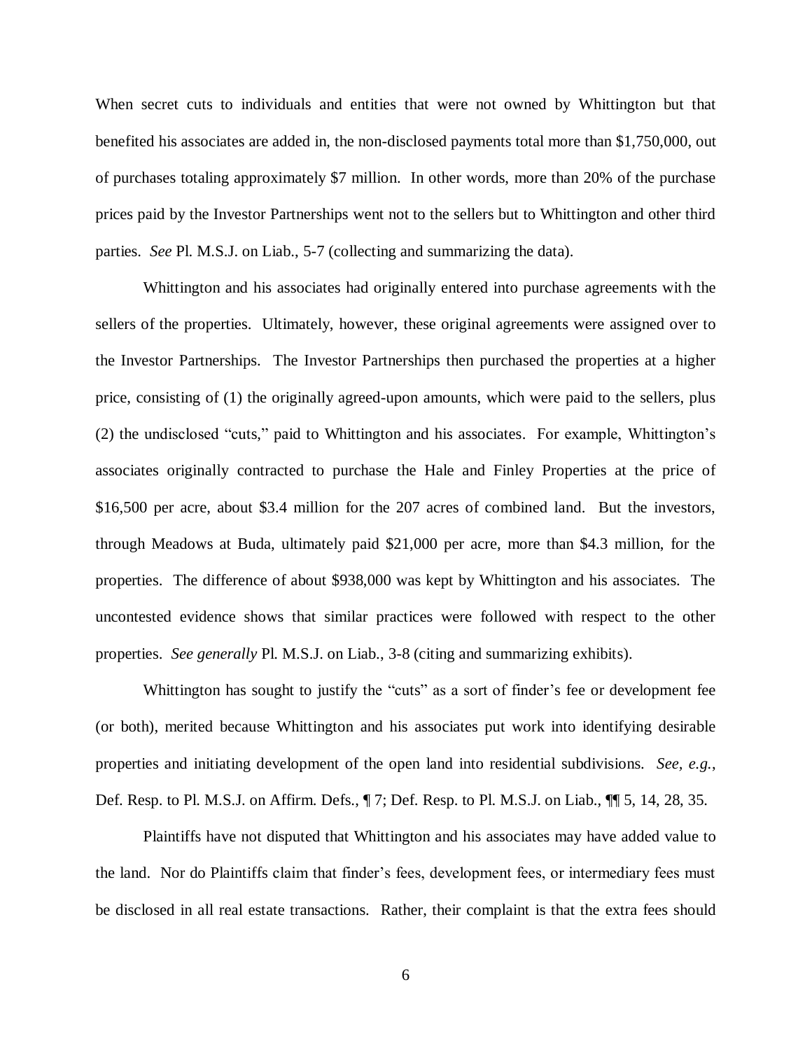When secret cuts to individuals and entities that were not owned by Whittington but that benefited his associates are added in, the non-disclosed payments total more than $1,750,000, out of purchases totaling approximately $7 million. In other words, more than 20% of the purchase prices paid by the Investor Partnerships went not to the sellers but to Whittington and other third parties. *See* Pl. M.S.J. on Liab., 5-7 (collecting and summarizing the data).

Whittington and his associates had originally entered into purchase agreements with the sellers of the properties. Ultimately, however, these original agreements were assigned over to the Investor Partnerships. The Investor Partnerships then purchased the properties at a higher price, consisting of (1) the originally agreed-upon amounts, which were paid to the sellers, plus (2) the undisclosed "cuts," paid to Whittington and his associates. For example, Whittington's associates originally contracted to purchase the Hale and Finley Properties at the price of $16,500 per acre, about $3.4 million for the 207 acres of combined land. But the investors, through Meadows at Buda, ultimately paid $21,000 per acre, more than $4.3 million, for the properties. The difference of about $938,000 was kept by Whittington and his associates. The uncontested evidence shows that similar practices were followed with respect to the other properties. *See generally* Pl. M.S.J. on Liab., 3-8 (citing and summarizing exhibits).

Whittington has sought to justify the "cuts" as a sort of finder's fee or development fee (or both), merited because Whittington and his associates put work into identifying desirable properties and initiating development of the open land into residential subdivisions. *See, e.g.*, Def. Resp. to Pl. M.S.J. on Affirm. Defs., ¶ 7; Def. Resp. to Pl. M.S.J. on Liab., ¶¶ 5, 14, 28, 35.

Plaintiffs have not disputed that Whittington and his associates may have added value to the land. Nor do Plaintiffs claim that finder's fees, development fees, or intermediary fees must be disclosed in all real estate transactions. Rather, their complaint is that the extra fees should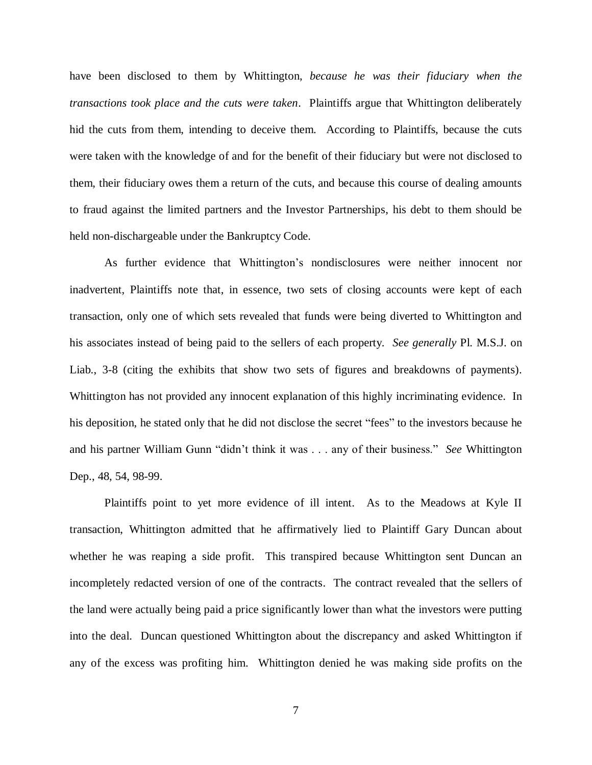have been disclosed to them by Whittington, *because he was their fiduciary when the transactions took place and the cuts were taken*. Plaintiffs argue that Whittington deliberately hid the cuts from them, intending to deceive them. According to Plaintiffs, because the cuts were taken with the knowledge of and for the benefit of their fiduciary but were not disclosed to them, their fiduciary owes them a return of the cuts, and because this course of dealing amounts to fraud against the limited partners and the Investor Partnerships, his debt to them should be held non-dischargeable under the Bankruptcy Code.

As further evidence that Whittington's nondisclosures were neither innocent nor inadvertent, Plaintiffs note that, in essence, two sets of closing accounts were kept of each transaction, only one of which sets revealed that funds were being diverted to Whittington and his associates instead of being paid to the sellers of each property. *See generally* Pl. M.S.J. on Liab., 3-8 (citing the exhibits that show two sets of figures and breakdowns of payments). Whittington has not provided any innocent explanation of this highly incriminating evidence. In his deposition, he stated only that he did not disclose the secret "fees" to the investors because he and his partner William Gunn "didn't think it was . . . any of their business." *See* Whittington Dep., 48, 54, 98-99.

Plaintiffs point to yet more evidence of ill intent. As to the Meadows at Kyle II transaction, Whittington admitted that he affirmatively lied to Plaintiff Gary Duncan about whether he was reaping a side profit. This transpired because Whittington sent Duncan an incompletely redacted version of one of the contracts. The contract revealed that the sellers of the land were actually being paid a price significantly lower than what the investors were putting into the deal. Duncan questioned Whittington about the discrepancy and asked Whittington if any of the excess was profiting him. Whittington denied he was making side profits on the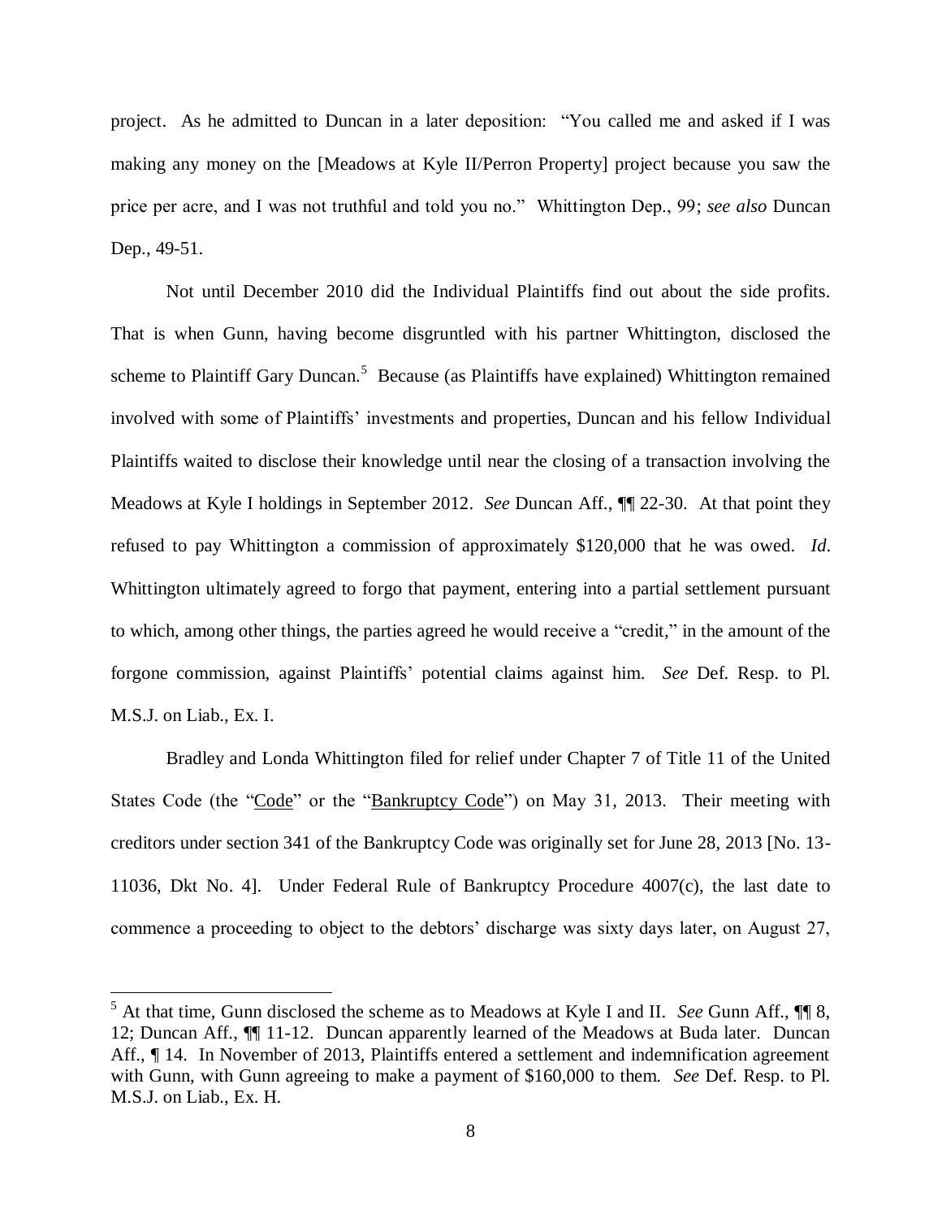project. As he admitted to Duncan in a later deposition: "You called me and asked if I was making any money on the [Meadows at Kyle II/Perron Property] project because you saw the price per acre, and I was not truthful and told you no." Whittington Dep., 99; *see also* Duncan Dep., 49-51.

Not until December 2010 did the Individual Plaintiffs find out about the side profits. That is when Gunn, having become disgruntled with his partner Whittington, disclosed the scheme to Plaintiff Gary Duncan.[5] Because (as Plaintiffs have explained) Whittington remained involved with some of Plaintiffs' investments and properties, Duncan and his fellow Individual Plaintiffs waited to disclose their knowledge until near the closing of a transaction involving the Meadows at Kyle I holdings in September 2012. *See* Duncan Aff., ¶¶ 22-30. At that point they refused to pay Whittington a commission of approximately $120,000 that he was owed. *Id.* Whittington ultimately agreed to forgo that payment, entering into a partial settlement pursuant to which, among other things, the parties agreed he would receive a "credit," in the amount of the forgone commission, against Plaintiffs' potential claims against him. *See* Def. Resp. to Pl. M.S.J. on Liab., Ex. I.

Bradley and Londa Whittington filed for relief under Chapter 7 of Title 11 of the United States Code (the "Code" or the "Bankruptcy Code") on May 31, 2013. Their meeting with creditors under section 341 of the Bankruptcy Code was originally set for June 28, 2013 [No. 13-11036, Dkt No. 4]. Under Federal Rule of Bankruptcy Procedure 4007(c), the last date to commence a proceeding to object to the debtors' discharge was sixty days later, on August 27,

---

[5] At that time, Gunn disclosed the scheme as to Meadows at Kyle I and II. *See* Gunn Aff., ¶¶ 8, 12; Duncan Aff., ¶¶ 11-12. Duncan apparently learned of the Meadows at Buda later. Duncan Aff., ¶ 14. In November of 2013, Plaintiffs entered a settlement and indemnification agreement with Gunn, with Gunn agreeing to make a payment of $160,000 to them. *See* Def. Resp. to Pl. M.S.J. on Liab., Ex. H.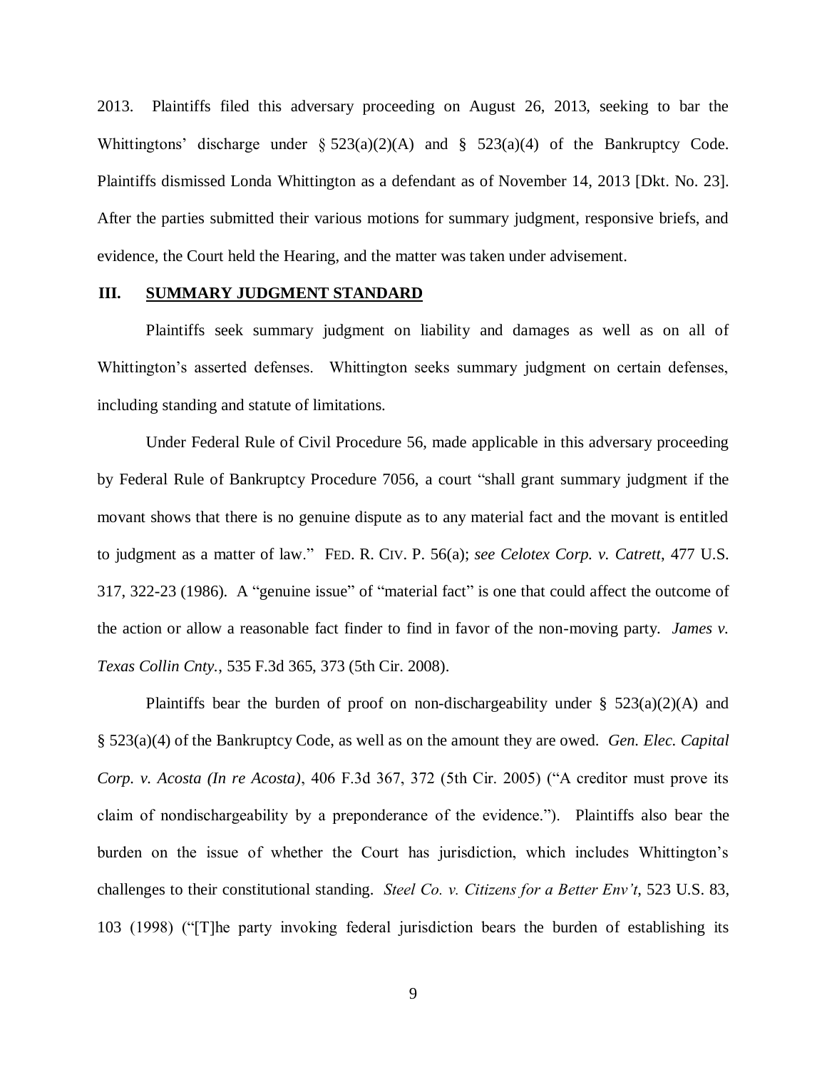2013. Plaintiffs filed this adversary proceeding on August 26, 2013, seeking to bar the Whittingtons' discharge under § 523(a)(2)(A) and § 523(a)(4) of the Bankruptcy Code. Plaintiffs dismissed Londa Whittington as a defendant as of November 14, 2013 [Dkt. No. 23]. After the parties submitted their various motions for summary judgment, responsive briefs, and evidence, the Court held the Hearing, and the matter was taken under advisement.

## III. SUMMARY JUDGMENT STANDARD

Plaintiffs seek summary judgment on liability and damages as well as on all of Whittington's asserted defenses. Whittington seeks summary judgment on certain defenses, including standing and statute of limitations.

Under Federal Rule of Civil Procedure 56, made applicable in this adversary proceeding by Federal Rule of Bankruptcy Procedure 7056, a court "shall grant summary judgment if the movant shows that there is no genuine dispute as to any material fact and the movant is entitled to judgment as a matter of law." FED. R. CIV. P. 56(a); *see Celotex Corp. v. Catrett*, 477 U.S. 317, 322-23 (1986). A "genuine issue" of "material fact" is one that could affect the outcome of the action or allow a reasonable fact finder to find in favor of the non-moving party. *James v. Texas Collin Cnty.*, 535 F.3d 365, 373 (5th Cir. 2008).

Plaintiffs bear the burden of proof on non-dischargeability under § 523(a)(2)(A) and § 523(a)(4) of the Bankruptcy Code, as well as on the amount they are owed. *Gen. Elec. Capital Corp. v. Acosta (In re Acosta)*, 406 F.3d 367, 372 (5th Cir. 2005) ("A creditor must prove its claim of nondischargeability by a preponderance of the evidence."). Plaintiffs also bear the burden on the issue of whether the Court has jurisdiction, which includes Whittington's challenges to their constitutional standing. *Steel Co. v. Citizens for a Better Env't*, 523 U.S. 83, 103 (1998) ("[T]he party invoking federal jurisdiction bears the burden of establishing its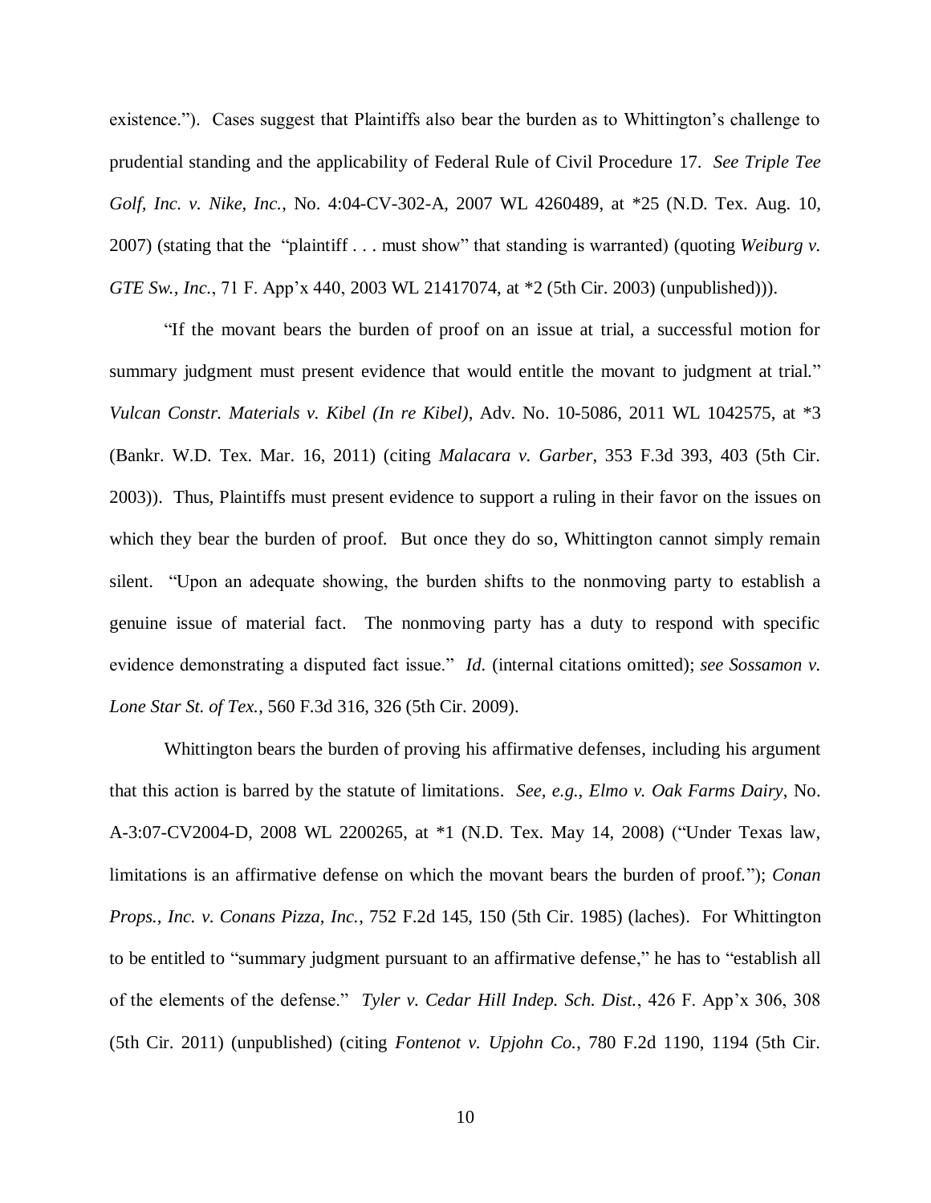existence."). Cases suggest that Plaintiffs also bear the burden as to Whittington's challenge to prudential standing and the applicability of Federal Rule of Civil Procedure 17. *See Triple Tee Golf, Inc. v. Nike, Inc.*, No. 4:04-CV-302-A, 2007 WL 4260489, at *25 (N.D. Tex. Aug. 10, 2007) (stating that the "plaintiff . . . must show" that standing is warranted) (quoting *Weiburg v. GTE Sw., Inc.*, 71 F. App'x 440, 2003 WL 21417074, at *2 (5th Cir. 2003) (unpublished))).

"If the movant bears the burden of proof on an issue at trial, a successful motion for summary judgment must present evidence that would entitle the movant to judgment at trial." *Vulcan Constr. Materials v. Kibel (In re Kibel)*, Adv. No. 10-5086, 2011 WL 1042575, at *3 (Bankr. W.D. Tex. Mar. 16, 2011) (citing *Malacara v. Garber*, 353 F.3d 393, 403 (5th Cir. 2003)). Thus, Plaintiffs must present evidence to support a ruling in their favor on the issues on which they bear the burden of proof. But once they do so, Whittington cannot simply remain silent. "Upon an adequate showing, the burden shifts to the nonmoving party to establish a genuine issue of material fact. The nonmoving party has a duty to respond with specific evidence demonstrating a disputed fact issue." *Id.* (internal citations omitted); *see Sossamon v. Lone Star St. of Tex.*, 560 F.3d 316, 326 (5th Cir. 2009).

Whittington bears the burden of proving his affirmative defenses, including his argument that this action is barred by the statute of limitations. *See, e.g.*, *Elmo v. Oak Farms Dairy*, No. A-3:07-CV2004-D, 2008 WL 2200265, at *1 (N.D. Tex. May 14, 2008) ("Under Texas law, limitations is an affirmative defense on which the movant bears the burden of proof."); *Conan Props., Inc. v. Conans Pizza, Inc.*, 752 F.2d 145, 150 (5th Cir. 1985) (laches). For Whittington to be entitled to "summary judgment pursuant to an affirmative defense," he has to "establish all of the elements of the defense." *Tyler v. Cedar Hill Indep. Sch. Dist.*, 426 F. App'x 306, 308 (5th Cir. 2011) (unpublished) (citing *Fontenot v. Upjohn Co.*, 780 F.2d 1190, 1194 (5th Cir.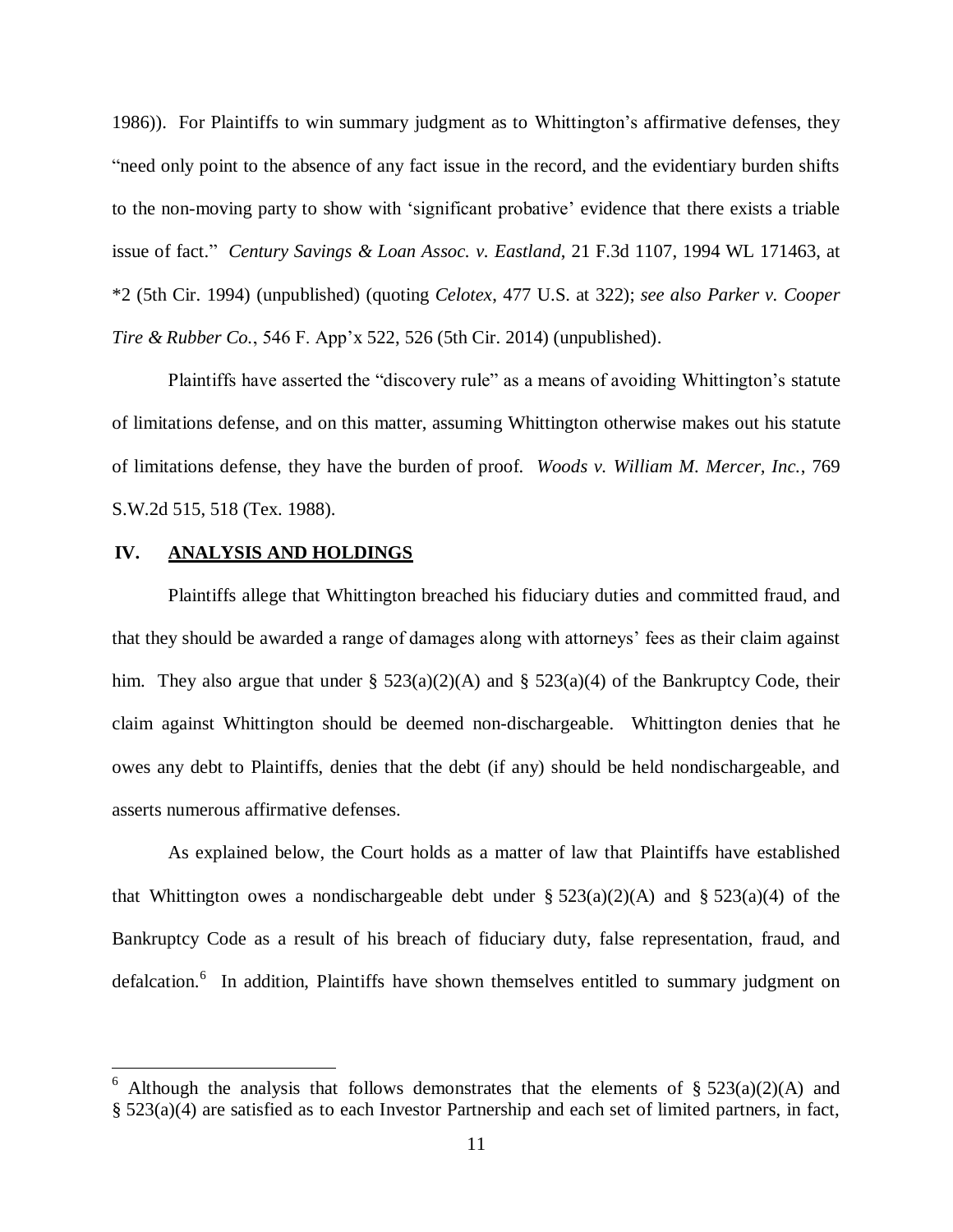1986)). For Plaintiffs to win summary judgment as to Whittington's affirmative defenses, they "need only point to the absence of any fact issue in the record, and the evidentiary burden shifts to the non-moving party to show with 'significant probative' evidence that there exists a triable issue of fact." *Century Savings & Loan Assoc. v. Eastland*, 21 F.3d 1107, 1994 WL 171463, at *2 (5th Cir. 1994) (unpublished) (quoting *Celotex*, 477 U.S. at 322); *see also Parker v. Cooper Tire & Rubber Co.*, 546 F. App'x 522, 526 (5th Cir. 2014) (unpublished).

Plaintiffs have asserted the "discovery rule" as a means of avoiding Whittington's statute of limitations defense, and on this matter, assuming Whittington otherwise makes out his statute of limitations defense, they have the burden of proof. *Woods v. William M. Mercer, Inc.*, 769 S.W.2d 515, 518 (Tex. 1988).

## IV. ANALYSIS AND HOLDINGS

Plaintiffs allege that Whittington breached his fiduciary duties and committed fraud, and that they should be awarded a range of damages along with attorneys' fees as their claim against him. They also argue that under § 523(a)(2)(A) and § 523(a)(4) of the Bankruptcy Code, their claim against Whittington should be deemed non-dischargeable. Whittington denies that he owes any debt to Plaintiffs, denies that the debt (if any) should be held nondischargeable, and asserts numerous affirmative defenses.

As explained below, the Court holds as a matter of law that Plaintiffs have established that Whittington owes a nondischargeable debt under § 523(a)(2)(A) and § 523(a)(4) of the Bankruptcy Code as a result of his breach of fiduciary duty, false representation, fraud, and defalcation.[6] In addition, Plaintiffs have shown themselves entitled to summary judgment on

[6] Although the analysis that follows demonstrates that the elements of § 523(a)(2)(A) and § 523(a)(4) are satisfied as to each Investor Partnership and each set of limited partners, in fact,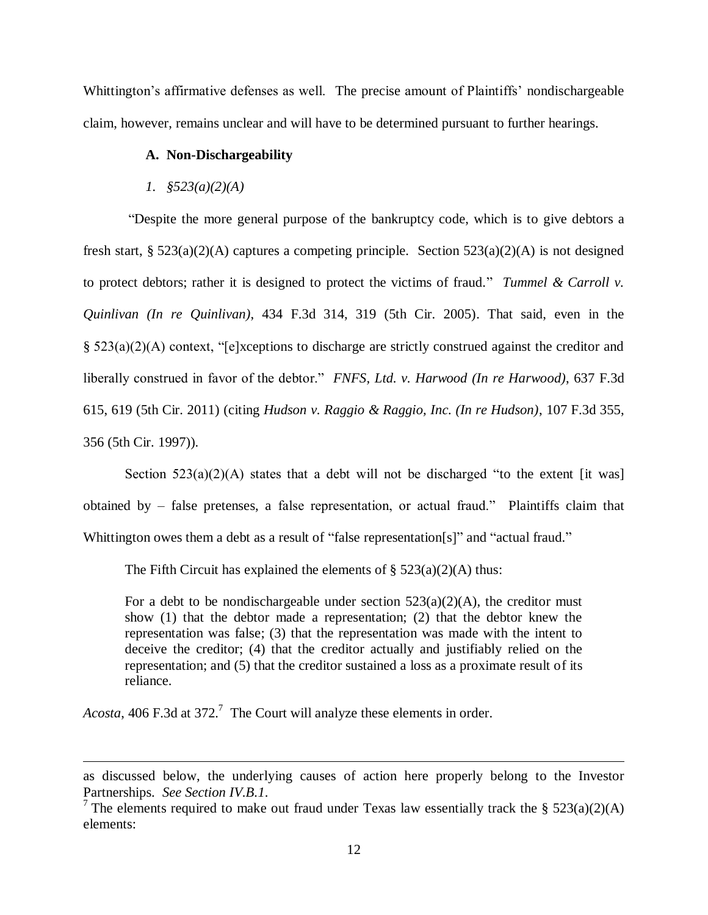Whittington's affirmative defenses as well. The precise amount of Plaintiffs' nondischargeable claim, however, remains unclear and will have to be determined pursuant to further hearings.

### A. Non-Dischargeability

#### *1. §523(a)(2)(A)*

"Despite the more general purpose of the bankruptcy code, which is to give debtors a fresh start, § 523(a)(2)(A) captures a competing principle. Section 523(a)(2)(A) is not designed to protect debtors; rather it is designed to protect the victims of fraud." *Tummel & Carroll v. Quinlivan (In re Quinlivan)*, 434 F.3d 314, 319 (5th Cir. 2005). That said, even in the § 523(a)(2)(A) context, "[e]xceptions to discharge are strictly construed against the creditor and liberally construed in favor of the debtor." *FNFS, Ltd. v. Harwood (In re Harwood)*, 637 F.3d 615, 619 (5th Cir. 2011) (citing *Hudson v. Raggio & Raggio, Inc. (In re Hudson)*, 107 F.3d 355, 356 (5th Cir. 1997)).

Section 523(a)(2)(A) states that a debt will not be discharged "to the extent [it was] obtained by – false pretenses, a false representation, or actual fraud." Plaintiffs claim that Whittington owes them a debt as a result of "false representation[s]" and "actual fraud."

The Fifth Circuit has explained the elements of § 523(a)(2)(A) thus:

> For a debt to be nondischargeable under section 523(a)(2)(A), the creditor must show (1) that the debtor made a representation; (2) that the debtor knew the representation was false; (3) that the representation was made with the intent to deceive the creditor; (4) that the creditor actually and justifiably relied on the representation; and (5) that the creditor sustained a loss as a proximate result of its reliance.

*Acosta*, 406 F.3d at 372.[7] The Court will analyze these elements in order.

---

as discussed below, the underlying causes of action here properly belong to the Investor Partnerships. *See Section IV.B.1.*

[7] The elements required to make out fraud under Texas law essentially track the § 523(a)(2)(A) elements: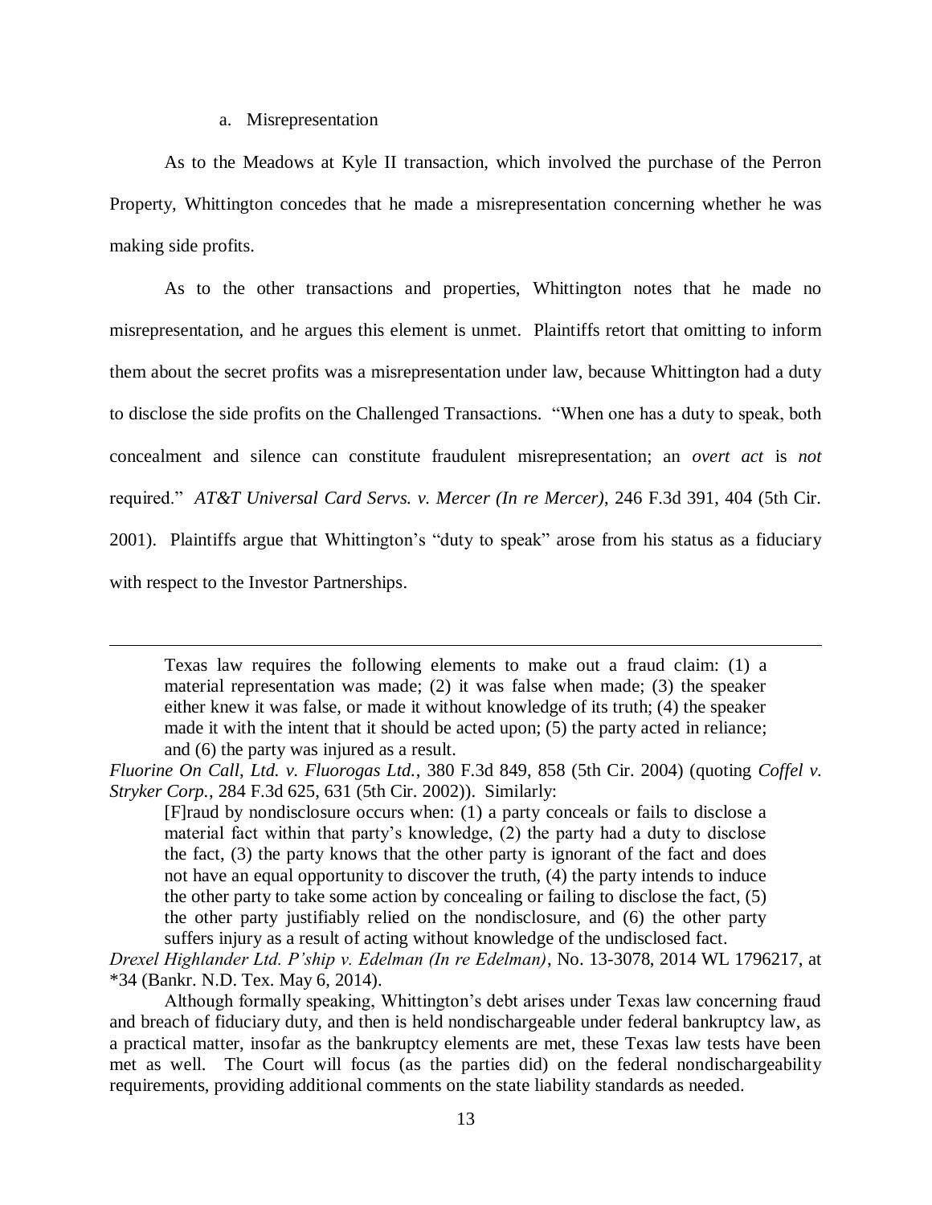a. Misrepresentation

As to the Meadows at Kyle II transaction, which involved the purchase of the Perron Property, Whittington concedes that he made a misrepresentation concerning whether he was making side profits.

As to the other transactions and properties, Whittington notes that he made no misrepresentation, and he argues this element is unmet. Plaintiffs retort that omitting to inform them about the secret profits was a misrepresentation under law, because Whittington had a duty to disclose the side profits on the Challenged Transactions. "When one has a duty to speak, both concealment and silence can constitute fraudulent misrepresentation; an *overt act* is *not* required." *AT&T Universal Card Servs. v. Mercer (In re Mercer)*, 246 F.3d 391, 404 (5th Cir. 2001). Plaintiffs argue that Whittington's "duty to speak" arose from his status as a fiduciary with respect to the Investor Partnerships.

---

> Texas law requires the following elements to make out a fraud claim: (1) a material representation was made; (2) it was false when made; (3) the speaker either knew it was false, or made it without knowledge of its truth; (4) the speaker made it with the intent that it should be acted upon; (5) the party acted in reliance; and (6) the party was injured as a result.

*Fluorine On Call, Ltd. v. Fluorogas Ltd.*, 380 F.3d 849, 858 (5th Cir. 2004) (quoting *Coffel v. Stryker Corp.*, 284 F.3d 625, 631 (5th Cir. 2002)). Similarly:

> [F]raud by nondisclosure occurs when: (1) a party conceals or fails to disclose a material fact within that party's knowledge, (2) the party had a duty to disclose the fact, (3) the party knows that the other party is ignorant of the fact and does not have an equal opportunity to discover the truth, (4) the party intends to induce the other party to take some action by concealing or failing to disclose the fact, (5) the other party justifiably relied on the nondisclosure, and (6) the other party suffers injury as a result of acting without knowledge of the undisclosed fact.

*Drexel Highlander Ltd. P'ship v. Edelman (In re Edelman)*, No. 13-3078, 2014 WL 1796217, at *34 (Bankr. N.D. Tex. May 6, 2014).

Although formally speaking, Whittington's debt arises under Texas law concerning fraud and breach of fiduciary duty, and then is held nondischargeable under federal bankruptcy law, as a practical matter, insofar as the bankruptcy elements are met, these Texas law tests have been met as well. The Court will focus (as the parties did) on the federal nondischargeability requirements, providing additional comments on the state liability standards as needed.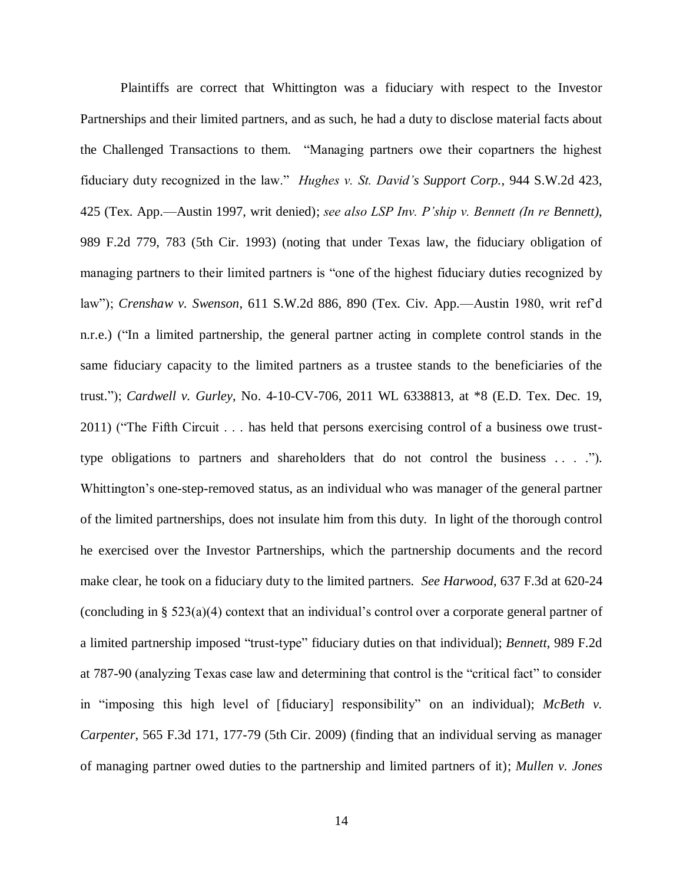Plaintiffs are correct that Whittington was a fiduciary with respect to the Investor Partnerships and their limited partners, and as such, he had a duty to disclose material facts about the Challenged Transactions to them. "Managing partners owe their copartners the highest fiduciary duty recognized in the law." *Hughes v. St. David's Support Corp.*, 944 S.W.2d 423, 425 (Tex. App.—Austin 1997, writ denied); *see also LSP Inv. P'ship v. Bennett (In re Bennett)*, 989 F.2d 779, 783 (5th Cir. 1993) (noting that under Texas law, the fiduciary obligation of managing partners to their limited partners is "one of the highest fiduciary duties recognized by law"); *Crenshaw v. Swenson*, 611 S.W.2d 886, 890 (Tex. Civ. App.—Austin 1980, writ ref'd n.r.e.) ("In a limited partnership, the general partner acting in complete control stands in the same fiduciary capacity to the limited partners as a trustee stands to the beneficiaries of the trust."); *Cardwell v. Gurley*, No. 4-10-CV-706, 2011 WL 6338813, at *8 (E.D. Tex. Dec. 19, 2011) ("The Fifth Circuit . . . has held that persons exercising control of a business owe trust-type obligations to partners and shareholders that do not control the business . . . ."). Whittington's one-step-removed status, as an individual who was manager of the general partner of the limited partnerships, does not insulate him from this duty. In light of the thorough control he exercised over the Investor Partnerships, which the partnership documents and the record make clear, he took on a fiduciary duty to the limited partners. *See Harwood*, 637 F.3d at 620-24 (concluding in § 523(a)(4) context that an individual's control over a corporate general partner of a limited partnership imposed "trust-type" fiduciary duties on that individual); *Bennett*, 989 F.2d at 787-90 (analyzing Texas case law and determining that control is the "critical fact" to consider in "imposing this high level of [fiduciary] responsibility" on an individual); *McBeth v. Carpenter*, 565 F.3d 171, 177-79 (5th Cir. 2009) (finding that an individual serving as manager of managing partner owed duties to the partnership and limited partners of it); *Mullen v. Jones*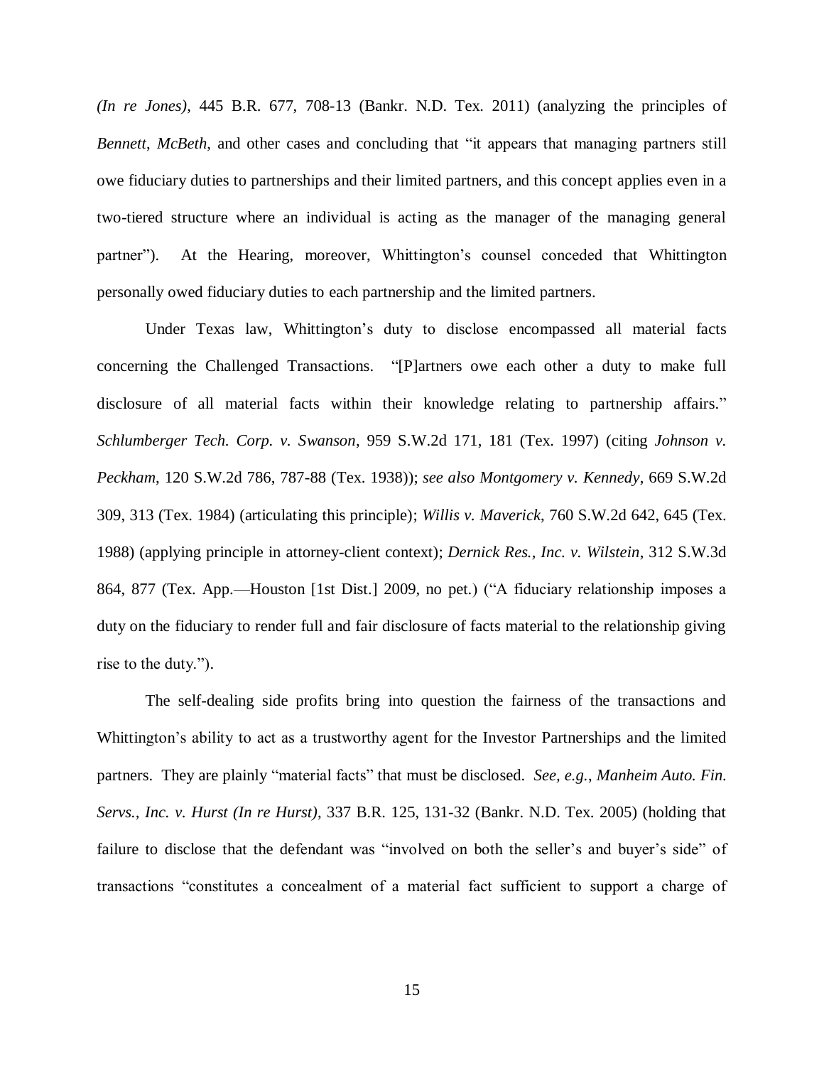*(In re Jones)*, 445 B.R. 677, 708-13 (Bankr. N.D. Tex. 2011) (analyzing the principles of *Bennett*, *McBeth*, and other cases and concluding that "it appears that managing partners still owe fiduciary duties to partnerships and their limited partners, and this concept applies even in a two-tiered structure where an individual is acting as the manager of the managing general partner"). At the Hearing, moreover, Whittington's counsel conceded that Whittington personally owed fiduciary duties to each partnership and the limited partners.

Under Texas law, Whittington's duty to disclose encompassed all material facts concerning the Challenged Transactions. "[P]artners owe each other a duty to make full disclosure of all material facts within their knowledge relating to partnership affairs." *Schlumberger Tech. Corp. v. Swanson*, 959 S.W.2d 171, 181 (Tex. 1997) (citing *Johnson v. Peckham*, 120 S.W.2d 786, 787-88 (Tex. 1938)); *see also Montgomery v. Kennedy*, 669 S.W.2d 309, 313 (Tex. 1984) (articulating this principle); *Willis v. Maverick*, 760 S.W.2d 642, 645 (Tex. 1988) (applying principle in attorney-client context); *Dernick Res., Inc. v. Wilstein*, 312 S.W.3d 864, 877 (Tex. App.—Houston [1st Dist.] 2009, no pet.) ("A fiduciary relationship imposes a duty on the fiduciary to render full and fair disclosure of facts material to the relationship giving rise to the duty.").

The self-dealing side profits bring into question the fairness of the transactions and Whittington's ability to act as a trustworthy agent for the Investor Partnerships and the limited partners. They are plainly "material facts" that must be disclosed. *See, e.g.*, *Manheim Auto. Fin. Servs., Inc. v. Hurst (In re Hurst)*, 337 B.R. 125, 131-32 (Bankr. N.D. Tex. 2005) (holding that failure to disclose that the defendant was "involved on both the seller's and buyer's side" of transactions "constitutes a concealment of a material fact sufficient to support a charge of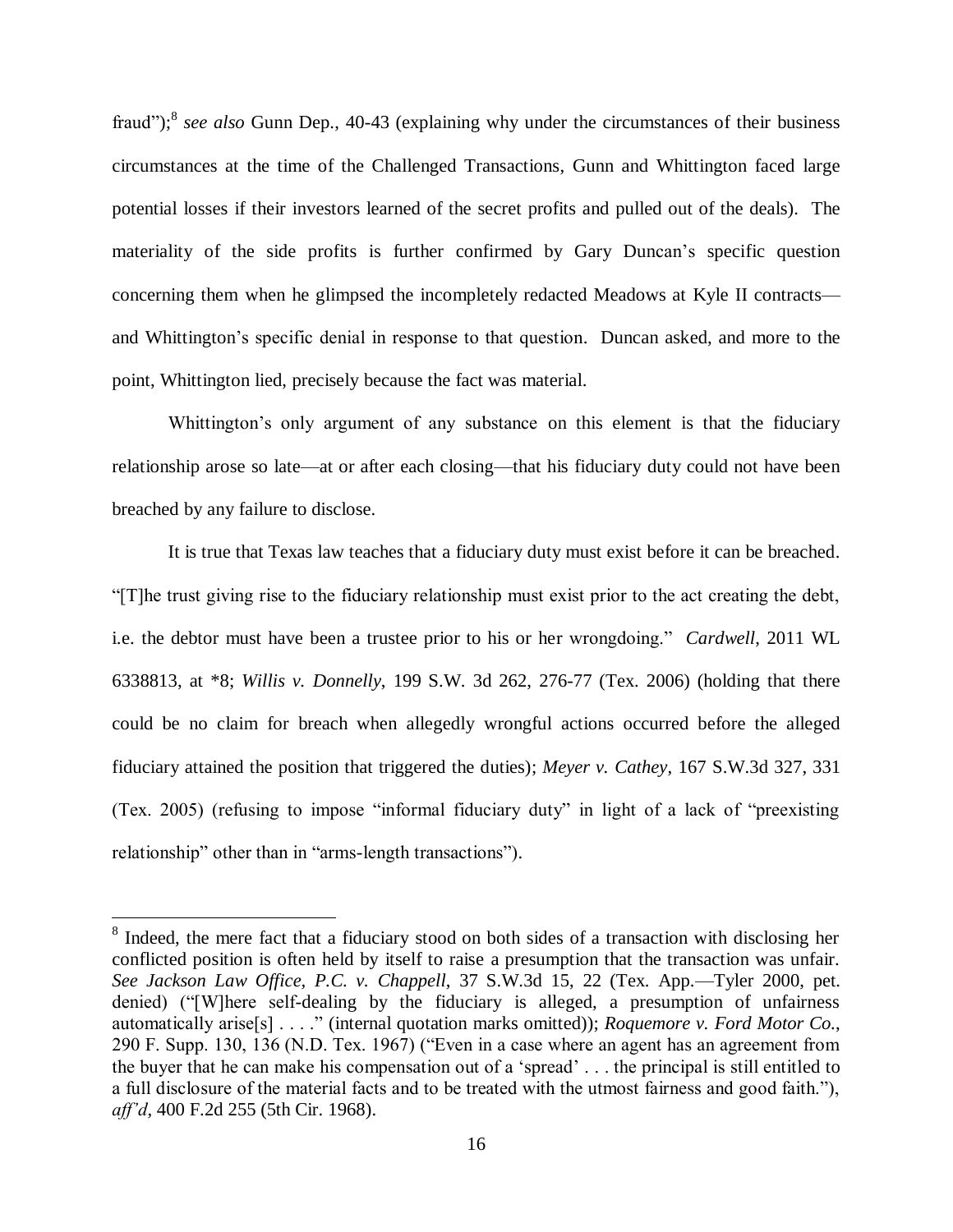fraud”);[8] *see also* Gunn Dep., 40-43 (explaining why under the circumstances of their business circumstances at the time of the Challenged Transactions, Gunn and Whittington faced large potential losses if their investors learned of the secret profits and pulled out of the deals). The materiality of the side profits is further confirmed by Gary Duncan’s specific question concerning them when he glimpsed the incompletely redacted Meadows at Kyle II contracts—and Whittington’s specific denial in response to that question. Duncan asked, and more to the point, Whittington lied, precisely because the fact was material.

Whittington’s only argument of any substance on this element is that the fiduciary relationship arose so late—at or after each closing—that his fiduciary duty could not have been breached by any failure to disclose.

It is true that Texas law teaches that a fiduciary duty must exist before it can be breached. “[T]he trust giving rise to the fiduciary relationship must exist prior to the act creating the debt, i.e. the debtor must have been a trustee prior to his or her wrongdoing.” *Cardwell*, 2011 WL 6338813, at *8; *Willis v. Donnelly*, 199 S.W. 3d 262, 276-77 (Tex. 2006) (holding that there could be no claim for breach when allegedly wrongful actions occurred before the alleged fiduciary attained the position that triggered the duties); *Meyer v. Cathey*, 167 S.W.3d 327, 331 (Tex. 2005) (refusing to impose “informal fiduciary duty” in light of a lack of “preexisting relationship” other than in “arms-length transactions”).

---

[8] Indeed, the mere fact that a fiduciary stood on both sides of a transaction with disclosing her conflicted position is often held by itself to raise a presumption that the transaction was unfair. *See Jackson Law Office, P.C. v. Chappell*, 37 S.W.3d 15, 22 (Tex. App.—Tyler 2000, pet. denied) (“[W]here self-dealing by the fiduciary is alleged, a presumption of unfairness automatically arise[s] . . . .” (internal quotation marks omitted)); *Roquemore v. Ford Motor Co.*, 290 F. Supp. 130, 136 (N.D. Tex. 1967) (“Even in a case where an agent has an agreement from the buyer that he can make his compensation out of a ‘spread’ . . . the principal is still entitled to a full disclosure of the material facts and to be treated with the utmost fairness and good faith.”), *aff’d*, 400 F.2d 255 (5th Cir. 1968).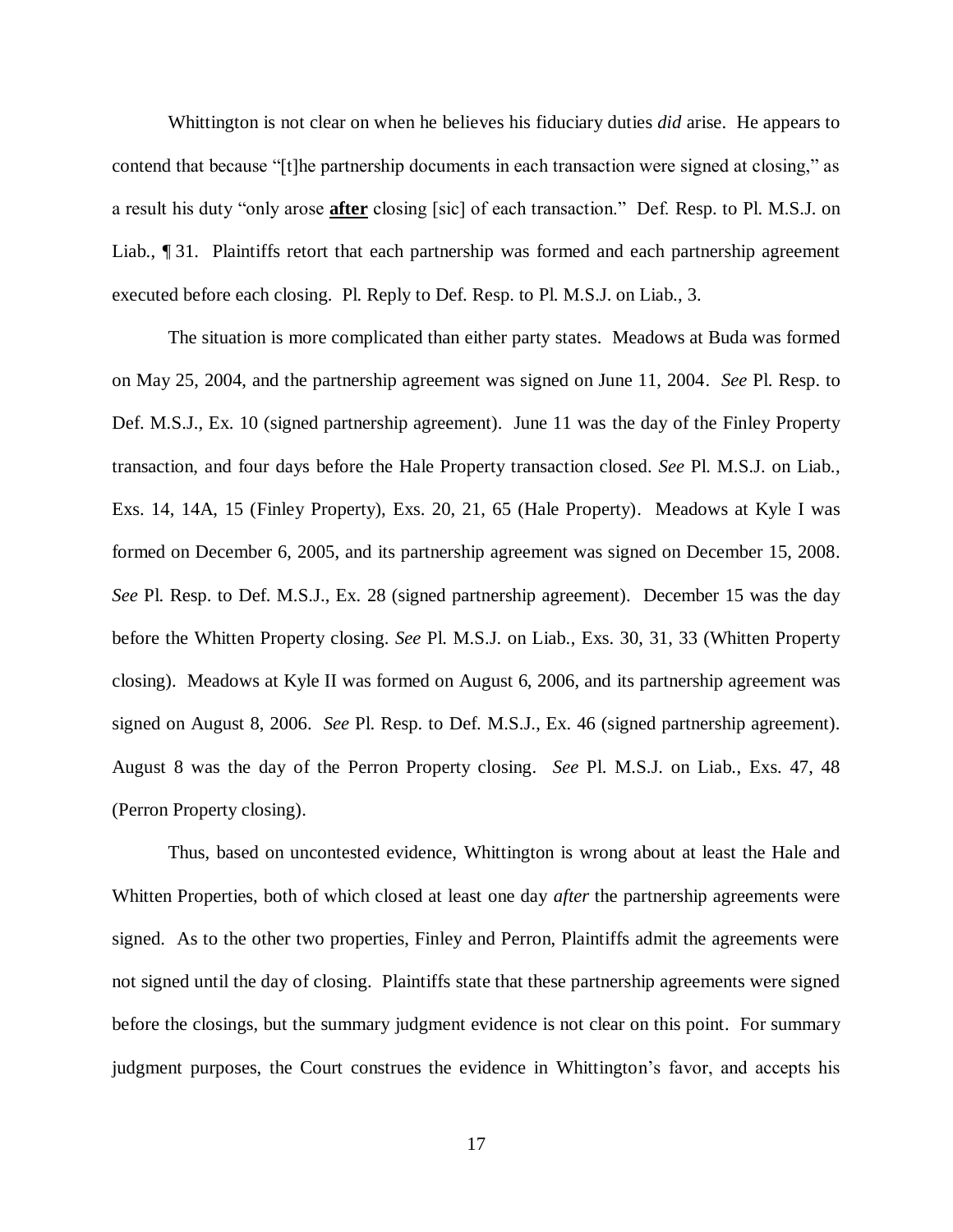Whittington is not clear on when he believes his fiduciary duties *did* arise. He appears to contend that because "[t]he partnership documents in each transaction were signed at closing," as a result his duty "only arose **after** closing [sic] of each transaction." Def. Resp. to Pl. M.S.J. on Liab., ¶ 31. Plaintiffs retort that each partnership was formed and each partnership agreement executed before each closing. Pl. Reply to Def. Resp. to Pl. M.S.J. on Liab., 3.

The situation is more complicated than either party states. Meadows at Buda was formed on May 25, 2004, and the partnership agreement was signed on June 11, 2004. *See* Pl. Resp. to Def. M.S.J., Ex. 10 (signed partnership agreement). June 11 was the day of the Finley Property transaction, and four days before the Hale Property transaction closed. *See* Pl. M.S.J. on Liab., Exs. 14, 14A, 15 (Finley Property), Exs. 20, 21, 65 (Hale Property). Meadows at Kyle I was formed on December 6, 2005, and its partnership agreement was signed on December 15, 2008. *See* Pl. Resp. to Def. M.S.J., Ex. 28 (signed partnership agreement). December 15 was the day before the Whitten Property closing. *See* Pl. M.S.J. on Liab., Exs. 30, 31, 33 (Whitten Property closing). Meadows at Kyle II was formed on August 6, 2006, and its partnership agreement was signed on August 8, 2006. *See* Pl. Resp. to Def. M.S.J., Ex. 46 (signed partnership agreement). August 8 was the day of the Perron Property closing. *See* Pl. M.S.J. on Liab., Exs. 47, 48 (Perron Property closing).

Thus, based on uncontested evidence, Whittington is wrong about at least the Hale and Whitten Properties, both of which closed at least one day *after* the partnership agreements were signed. As to the other two properties, Finley and Perron, Plaintiffs admit the agreements were not signed until the day of closing. Plaintiffs state that these partnership agreements were signed before the closings, but the summary judgment evidence is not clear on this point. For summary judgment purposes, the Court construes the evidence in Whittington's favor, and accepts his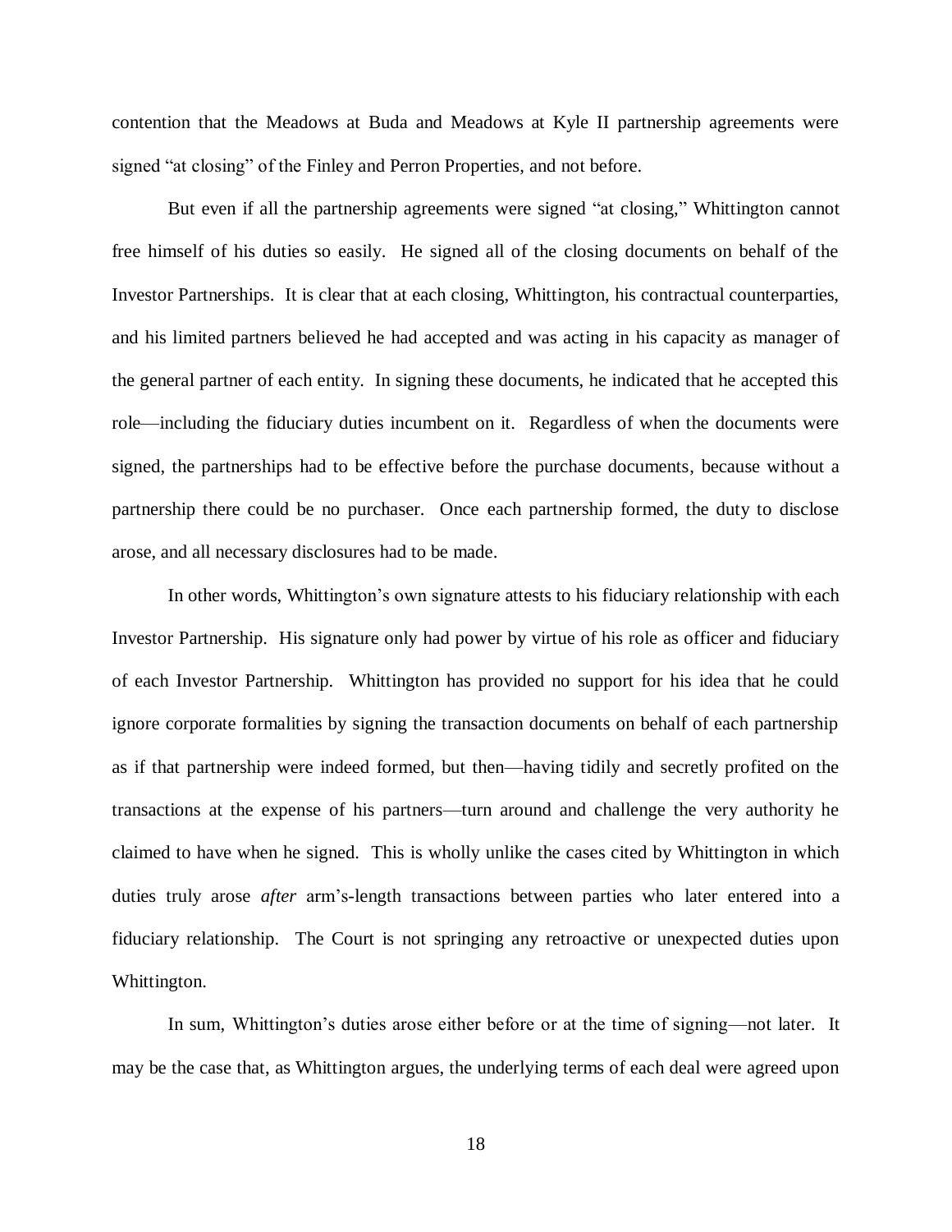contention that the Meadows at Buda and Meadows at Kyle II partnership agreements were signed "at closing" of the Finley and Perron Properties, and not before.

But even if all the partnership agreements were signed "at closing," Whittington cannot free himself of his duties so easily. He signed all of the closing documents on behalf of the Investor Partnerships. It is clear that at each closing, Whittington, his contractual counterparties, and his limited partners believed he had accepted and was acting in his capacity as manager of the general partner of each entity. In signing these documents, he indicated that he accepted this role—including the fiduciary duties incumbent on it. Regardless of when the documents were signed, the partnerships had to be effective before the purchase documents, because without a partnership there could be no purchaser. Once each partnership formed, the duty to disclose arose, and all necessary disclosures had to be made.

In other words, Whittington's own signature attests to his fiduciary relationship with each Investor Partnership. His signature only had power by virtue of his role as officer and fiduciary of each Investor Partnership. Whittington has provided no support for his idea that he could ignore corporate formalities by signing the transaction documents on behalf of each partnership as if that partnership were indeed formed, but then—having tidily and secretly profited on the transactions at the expense of his partners—turn around and challenge the very authority he claimed to have when he signed. This is wholly unlike the cases cited by Whittington in which duties truly arose *after* arm's-length transactions between parties who later entered into a fiduciary relationship. The Court is not springing any retroactive or unexpected duties upon Whittington.

In sum, Whittington's duties arose either before or at the time of signing—not later. It may be the case that, as Whittington argues, the underlying terms of each deal were agreed upon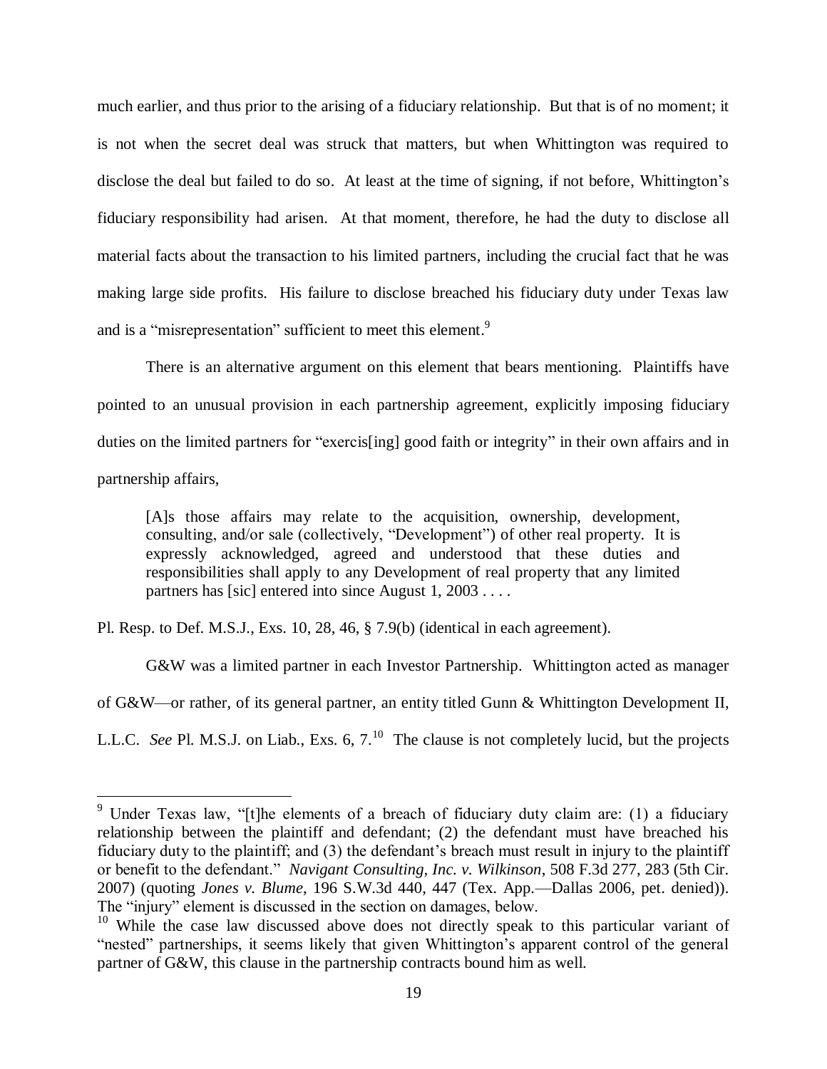much earlier, and thus prior to the arising of a fiduciary relationship. But that is of no moment; it is not when the secret deal was struck that matters, but when Whittington was required to disclose the deal but failed to do so. At least at the time of signing, if not before, Whittington's fiduciary responsibility had arisen. At that moment, therefore, he had the duty to disclose all material facts about the transaction to his limited partners, including the crucial fact that he was making large side profits. His failure to disclose breached his fiduciary duty under Texas law and is a "misrepresentation" sufficient to meet this element.[9]

There is an alternative argument on this element that bears mentioning. Plaintiffs have pointed to an unusual provision in each partnership agreement, explicitly imposing fiduciary duties on the limited partners for "exercis[ing] good faith or integrity" in their own affairs and in partnership affairs,

> [A]s those affairs may relate to the acquisition, ownership, development, consulting, and/or sale (collectively, "Development") of other real property. It is expressly acknowledged, agreed and understood that these duties and responsibilities shall apply to any Development of real property that any limited partners has [sic] entered into since August 1, 2003 . . . .

Pl. Resp. to Def. M.S.J., Exs. 10, 28, 46, § 7.9(b) (identical in each agreement).

G&W was a limited partner in each Investor Partnership. Whittington acted as manager of G&W—or rather, of its general partner, an entity titled Gunn & Whittington Development II, L.L.C. *See* Pl. M.S.J. on Liab., Exs. 6, 7.[10] The clause is not completely lucid, but the projects

---

[9] Under Texas law, "[t]he elements of a breach of fiduciary duty claim are: (1) a fiduciary relationship between the plaintiff and defendant; (2) the defendant must have breached his fiduciary duty to the plaintiff; and (3) the defendant's breach must result in injury to the plaintiff or benefit to the defendant." *Navigant Consulting, Inc. v. Wilkinson*, 508 F.3d 277, 283 (5th Cir. 2007) (quoting *Jones v. Blume*, 196 S.W.3d 440, 447 (Tex. App.—Dallas 2006, pet. denied)). The "injury" element is discussed in the section on damages, below.

[10] While the case law discussed above does not directly speak to this particular variant of "nested" partnerships, it seems likely that given Whittington's apparent control of the general partner of G&W, this clause in the partnership contracts bound him as well.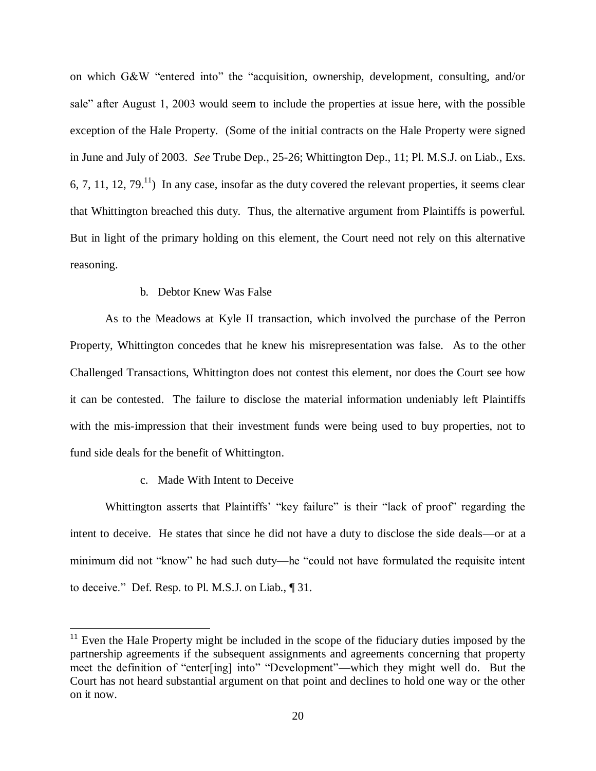on which G&W "entered into" the "acquisition, ownership, development, consulting, and/or sale" after August 1, 2003 would seem to include the properties at issue here, with the possible exception of the Hale Property. (Some of the initial contracts on the Hale Property were signed in June and July of 2003. *See* Trube Dep., 25-26; Whittington Dep., 11; Pl. M.S.J. on Liab., Exs. 6, 7, 11, 12, 79.[11]) In any case, insofar as the duty covered the relevant properties, it seems clear that Whittington breached this duty. Thus, the alternative argument from Plaintiffs is powerful. But in light of the primary holding on this element, the Court need not rely on this alternative reasoning.

b. Debtor Knew Was False

As to the Meadows at Kyle II transaction, which involved the purchase of the Perron Property, Whittington concedes that he knew his misrepresentation was false. As to the other Challenged Transactions, Whittington does not contest this element, nor does the Court see how it can be contested. The failure to disclose the material information undeniably left Plaintiffs with the mis-impression that their investment funds were being used to buy properties, not to fund side deals for the benefit of Whittington.

c. Made With Intent to Deceive

Whittington asserts that Plaintiffs' "key failure" is their "lack of proof" regarding the intent to deceive. He states that since he did not have a duty to disclose the side deals—or at a minimum did not "know" he had such duty—he "could not have formulated the requisite intent to deceive." Def. Resp. to Pl. M.S.J. on Liab., ¶ 31.

---

[11] Even the Hale Property might be included in the scope of the fiduciary duties imposed by the partnership agreements if the subsequent assignments and agreements concerning that property meet the definition of "enter[ing] into" "Development"—which they might well do. But the Court has not heard substantial argument on that point and declines to hold one way or the other on it now.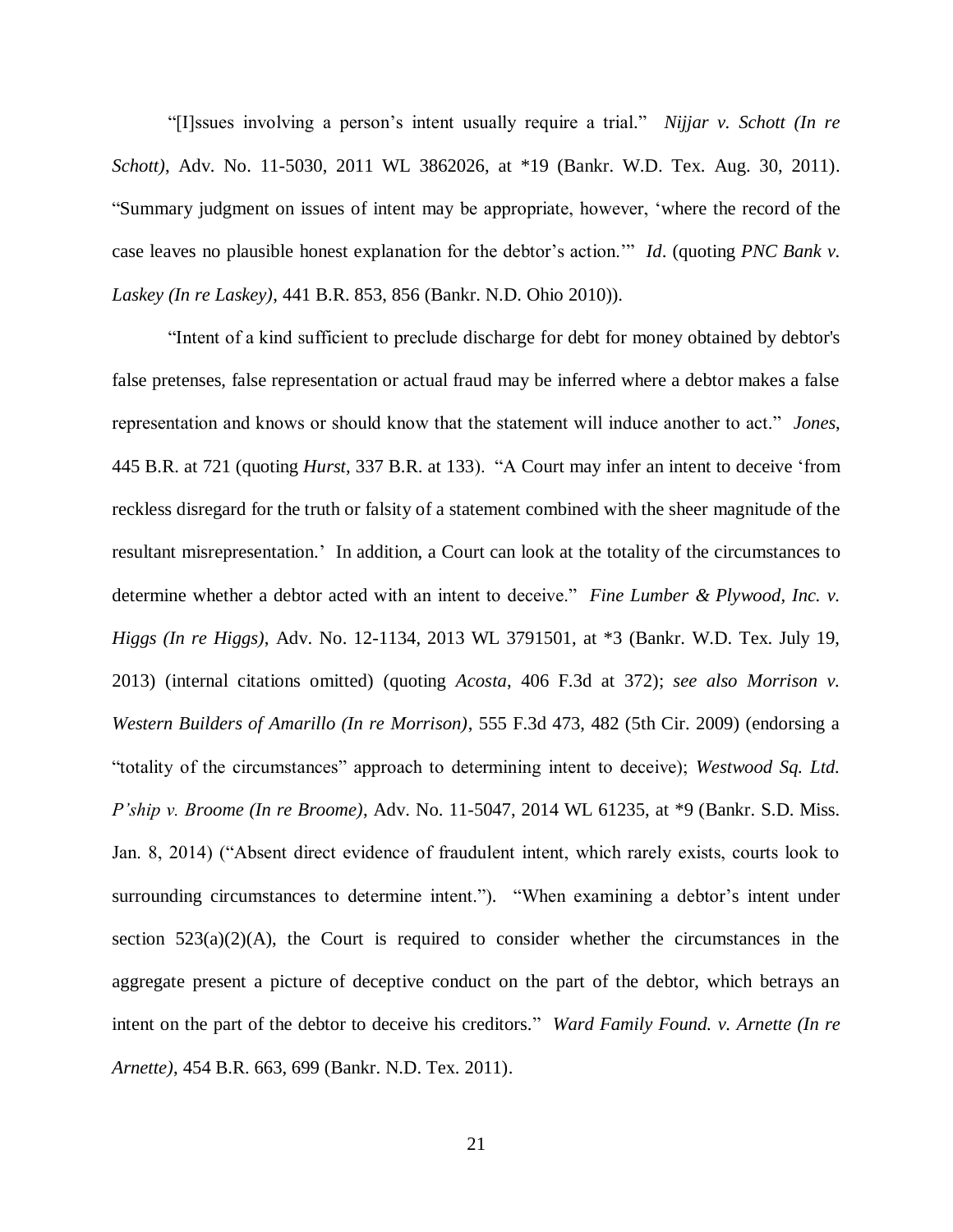"[I]ssues involving a person's intent usually require a trial." *Nijjar v. Schott (In re Schott)*, Adv. No. 11-5030, 2011 WL 3862026, at *19 (Bankr. W.D. Tex. Aug. 30, 2011). "Summary judgment on issues of intent may be appropriate, however, 'where the record of the case leaves no plausible honest explanation for the debtor's action.'" *Id*. (quoting *PNC Bank v. Laskey (In re Laskey)*, 441 B.R. 853, 856 (Bankr. N.D. Ohio 2010)).

"Intent of a kind sufficient to preclude discharge for debt for money obtained by debtor's false pretenses, false representation or actual fraud may be inferred where a debtor makes a false representation and knows or should know that the statement will induce another to act." *Jones*, 445 B.R. at 721 (quoting *Hurst*, 337 B.R. at 133). "A Court may infer an intent to deceive 'from reckless disregard for the truth or falsity of a statement combined with the sheer magnitude of the resultant misrepresentation.' In addition, a Court can look at the totality of the circumstances to determine whether a debtor acted with an intent to deceive." *Fine Lumber & Plywood, Inc. v. Higgs (In re Higgs)*, Adv. No. 12-1134, 2013 WL 3791501, at *3 (Bankr. W.D. Tex. July 19, 2013) (internal citations omitted) (quoting *Acosta*, 406 F.3d at 372); *see also Morrison v. Western Builders of Amarillo (In re Morrison)*, 555 F.3d 473, 482 (5th Cir. 2009) (endorsing a "totality of the circumstances" approach to determining intent to deceive); *Westwood Sq. Ltd. P'ship v. Broome (In re Broome)*, Adv. No. 11-5047, 2014 WL 61235, at *9 (Bankr. S.D. Miss. Jan. 8, 2014) ("Absent direct evidence of fraudulent intent, which rarely exists, courts look to surrounding circumstances to determine intent."). "When examining a debtor's intent under section 523(a)(2)(A), the Court is required to consider whether the circumstances in the aggregate present a picture of deceptive conduct on the part of the debtor, which betrays an intent on the part of the debtor to deceive his creditors." *Ward Family Found. v. Arnette (In re Arnette)*, 454 B.R. 663, 699 (Bankr. N.D. Tex. 2011).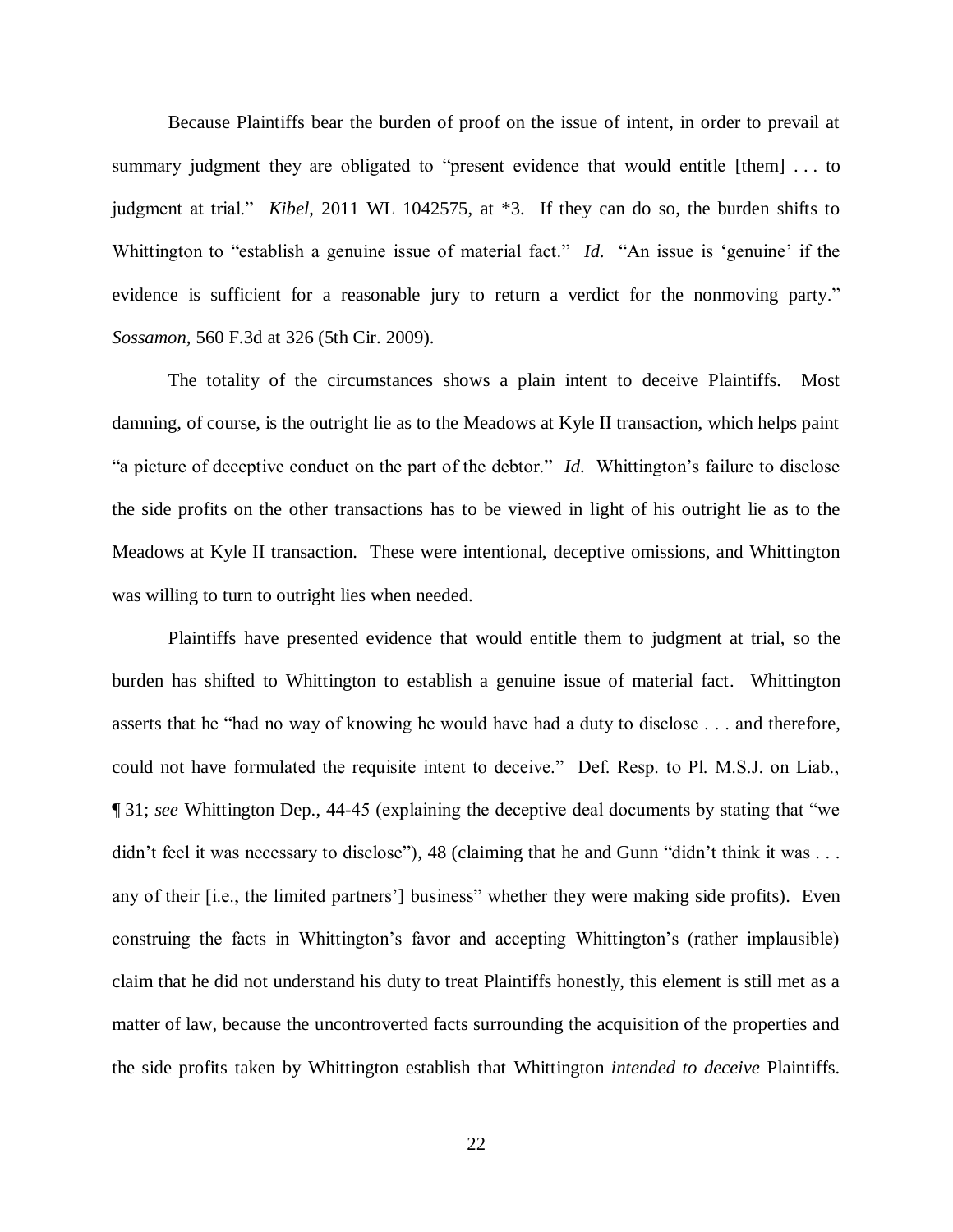Because Plaintiffs bear the burden of proof on the issue of intent, in order to prevail at summary judgment they are obligated to "present evidence that would entitle [them] . . . to judgment at trial." *Kibel*, 2011 WL 1042575, at *3. If they can do so, the burden shifts to Whittington to "establish a genuine issue of material fact." *Id.* "An issue is 'genuine' if the evidence is sufficient for a reasonable jury to return a verdict for the nonmoving party." *Sossamon*, 560 F.3d at 326 (5th Cir. 2009).

The totality of the circumstances shows a plain intent to deceive Plaintiffs. Most damning, of course, is the outright lie as to the Meadows at Kyle II transaction, which helps paint "a picture of deceptive conduct on the part of the debtor." *Id*. Whittington's failure to disclose the side profits on the other transactions has to be viewed in light of his outright lie as to the Meadows at Kyle II transaction. These were intentional, deceptive omissions, and Whittington was willing to turn to outright lies when needed.

Plaintiffs have presented evidence that would entitle them to judgment at trial, so the burden has shifted to Whittington to establish a genuine issue of material fact. Whittington asserts that he "had no way of knowing he would have had a duty to disclose . . . and therefore, could not have formulated the requisite intent to deceive." Def. Resp. to Pl. M.S.J. on Liab., ¶ 31; *see* Whittington Dep., 44-45 (explaining the deceptive deal documents by stating that "we didn't feel it was necessary to disclose"), 48 (claiming that he and Gunn "didn't think it was . . . any of their [i.e., the limited partners'] business" whether they were making side profits). Even construing the facts in Whittington's favor and accepting Whittington's (rather implausible) claim that he did not understand his duty to treat Plaintiffs honestly, this element is still met as a matter of law, because the uncontroverted facts surrounding the acquisition of the properties and the side profits taken by Whittington establish that Whittington *intended to deceive* Plaintiffs.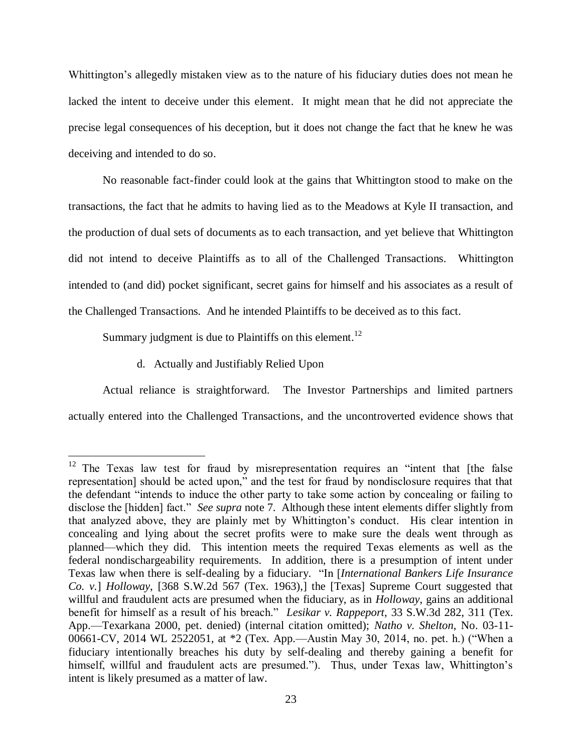Whittington's allegedly mistaken view as to the nature of his fiduciary duties does not mean he lacked the intent to deceive under this element. It might mean that he did not appreciate the precise legal consequences of his deception, but it does not change the fact that he knew he was deceiving and intended to do so.

No reasonable fact-finder could look at the gains that Whittington stood to make on the transactions, the fact that he admits to having lied as to the Meadows at Kyle II transaction, and the production of dual sets of documents as to each transaction, and yet believe that Whittington did not intend to deceive Plaintiffs as to all of the Challenged Transactions. Whittington intended to (and did) pocket significant, secret gains for himself and his associates as a result of the Challenged Transactions. And he intended Plaintiffs to be deceived as to this fact.

Summary judgment is due to Plaintiffs on this element.[12]

d. Actually and Justifiably Relied Upon

Actual reliance is straightforward. The Investor Partnerships and limited partners actually entered into the Challenged Transactions, and the uncontroverted evidence shows that

---

[12] The Texas law test for fraud by misrepresentation requires an "intent that [the false representation] should be acted upon," and the test for fraud by nondisclosure requires that that the defendant "intends to induce the other party to take some action by concealing or failing to disclose the [hidden] fact." *See supra* note 7. Although these intent elements differ slightly from that analyzed above, they are plainly met by Whittington's conduct. His clear intention in concealing and lying about the secret profits were to make sure the deals went through as planned—which they did. This intention meets the required Texas elements as well as the federal nondischargeability requirements. In addition, there is a presumption of intent under Texas law when there is self-dealing by a fiduciary. "In [*International Bankers Life Insurance Co. v.*] *Holloway*, [368 S.W.2d 567 (Tex. 1963),] the [Texas] Supreme Court suggested that willful and fraudulent acts are presumed when the fiduciary, as in *Holloway*, gains an additional benefit for himself as a result of his breach." *Lesikar v. Rappeport*, 33 S.W.3d 282, 311 (Tex. App.—Texarkana 2000, pet. denied) (internal citation omitted); *Natho v. Shelton*, No. 03-11-00661-CV, 2014 WL 2522051, at *2 (Tex. App.—Austin May 30, 2014, no. pet. h.) ("When a fiduciary intentionally breaches his duty by self-dealing and thereby gaining a benefit for himself, willful and fraudulent acts are presumed."). Thus, under Texas law, Whittington's intent is likely presumed as a matter of law.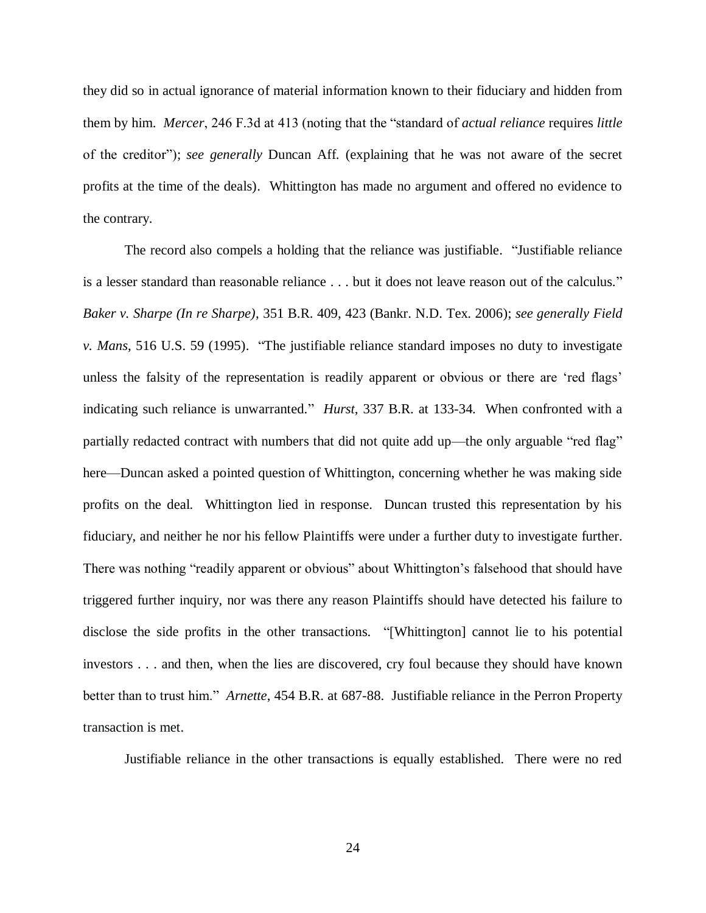they did so in actual ignorance of material information known to their fiduciary and hidden from them by him. *Mercer*, 246 F.3d at 413 (noting that the "standard of *actual reliance* requires *little* of the creditor"); *see generally* Duncan Aff. (explaining that he was not aware of the secret profits at the time of the deals). Whittington has made no argument and offered no evidence to the contrary.

The record also compels a holding that the reliance was justifiable. "Justifiable reliance is a lesser standard than reasonable reliance . . . but it does not leave reason out of the calculus." *Baker v. Sharpe (In re Sharpe)*, 351 B.R. 409, 423 (Bankr. N.D. Tex. 2006); *see generally Field v. Mans*, 516 U.S. 59 (1995). "The justifiable reliance standard imposes no duty to investigate unless the falsity of the representation is readily apparent or obvious or there are 'red flags' indicating such reliance is unwarranted." *Hurst*, 337 B.R. at 133-34. When confronted with a partially redacted contract with numbers that did not quite add up—the only arguable "red flag" here—Duncan asked a pointed question of Whittington, concerning whether he was making side profits on the deal. Whittington lied in response. Duncan trusted this representation by his fiduciary, and neither he nor his fellow Plaintiffs were under a further duty to investigate further. There was nothing "readily apparent or obvious" about Whittington's falsehood that should have triggered further inquiry, nor was there any reason Plaintiffs should have detected his failure to disclose the side profits in the other transactions. "[Whittington] cannot lie to his potential investors . . . and then, when the lies are discovered, cry foul because they should have known better than to trust him." *Arnette*, 454 B.R. at 687-88. Justifiable reliance in the Perron Property transaction is met.

Justifiable reliance in the other transactions is equally established. There were no red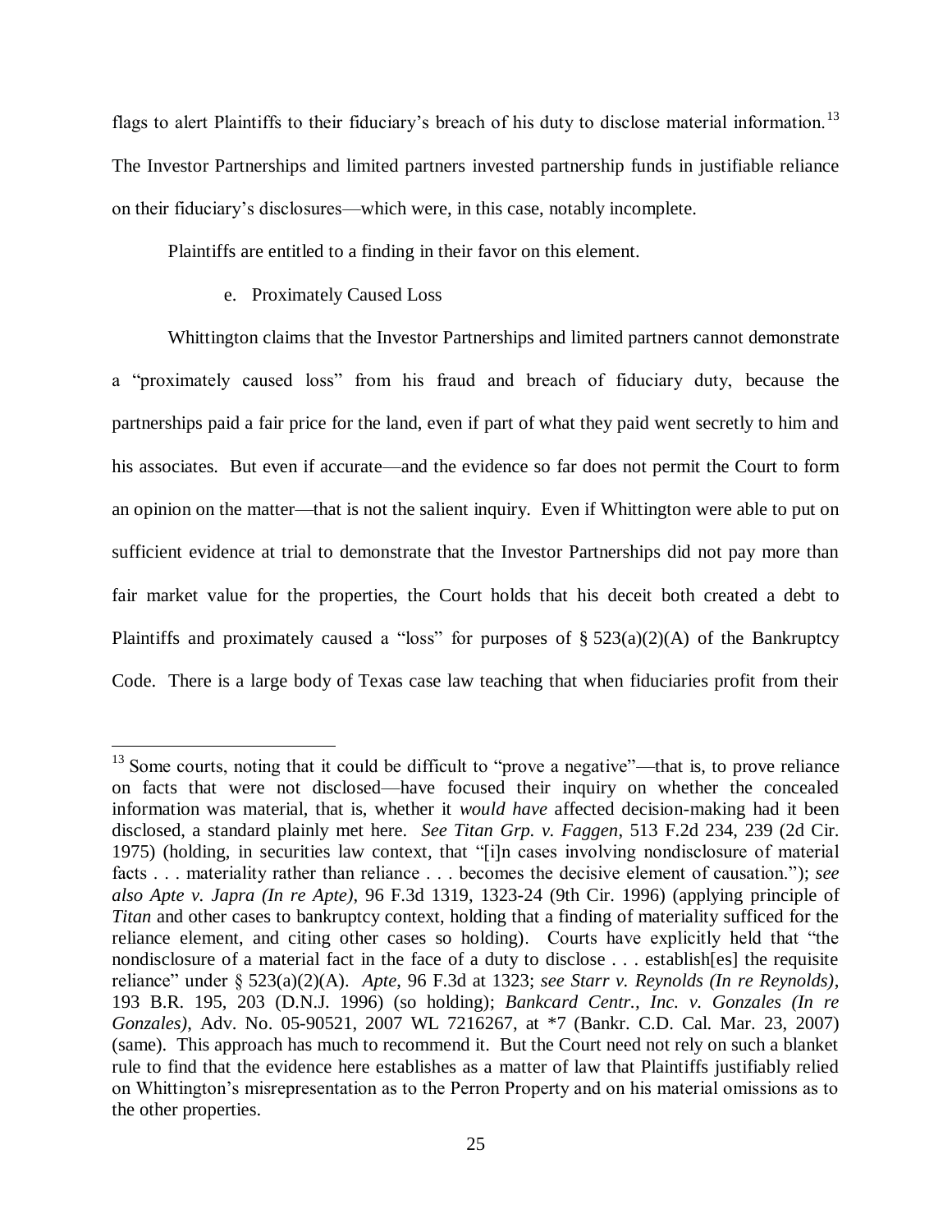flags to alert Plaintiffs to their fiduciary's breach of his duty to disclose material information.[13] The Investor Partnerships and limited partners invested partnership funds in justifiable reliance on their fiduciary's disclosures—which were, in this case, notably incomplete.

Plaintiffs are entitled to a finding in their favor on this element.

e. Proximately Caused Loss

Whittington claims that the Investor Partnerships and limited partners cannot demonstrate a "proximately caused loss" from his fraud and breach of fiduciary duty, because the partnerships paid a fair price for the land, even if part of what they paid went secretly to him and his associates. But even if accurate—and the evidence so far does not permit the Court to form an opinion on the matter—that is not the salient inquiry. Even if Whittington were able to put on sufficient evidence at trial to demonstrate that the Investor Partnerships did not pay more than fair market value for the properties, the Court holds that his deceit both created a debt to Plaintiffs and proximately caused a "loss" for purposes of § 523(a)(2)(A) of the Bankruptcy Code. There is a large body of Texas case law teaching that when fiduciaries profit from their

[13] Some courts, noting that it could be difficult to "prove a negative"—that is, to prove reliance on facts that were not disclosed—have focused their inquiry on whether the concealed information was material, that is, whether it *would have* affected decision-making had it been disclosed, a standard plainly met here. *See Titan Grp. v. Faggen*, 513 F.2d 234, 239 (2d Cir. 1975) (holding, in securities law context, that "[i]n cases involving nondisclosure of material facts . . . materiality rather than reliance . . . becomes the decisive element of causation."); *see also Apte v. Japra (In re Apte)*, 96 F.3d 1319, 1323-24 (9th Cir. 1996) (applying principle of *Titan* and other cases to bankruptcy context, holding that a finding of materiality sufficed for the reliance element, and citing other cases so holding). Courts have explicitly held that "the nondisclosure of a material fact in the face of a duty to disclose . . . establish[es] the requisite reliance" under § 523(a)(2)(A). *Apte*, 96 F.3d at 1323; *see Starr v. Reynolds (In re Reynolds)*, 193 B.R. 195, 203 (D.N.J. 1996) (so holding); *Bankcard Centr., Inc. v. Gonzales (In re Gonzales)*, Adv. No. 05-90521, 2007 WL 7216267, at *7 (Bankr. C.D. Cal. Mar. 23, 2007) (same). This approach has much to recommend it. But the Court need not rely on such a blanket rule to find that the evidence here establishes as a matter of law that Plaintiffs justifiably relied on Whittington's misrepresentation as to the Perron Property and on his material omissions as to the other properties.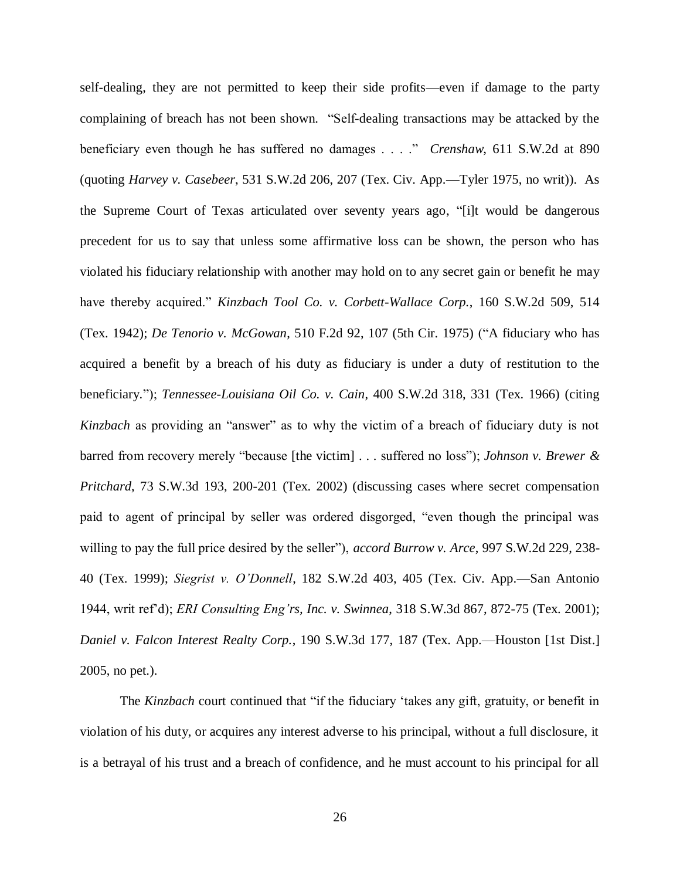self-dealing, they are not permitted to keep their side profits—even if damage to the party complaining of breach has not been shown. "Self-dealing transactions may be attacked by the beneficiary even though he has suffered no damages . . . ." *Crenshaw*, 611 S.W.2d at 890 (quoting *Harvey v. Casebeer*, 531 S.W.2d 206, 207 (Tex. Civ. App.—Tyler 1975, no writ)). As the Supreme Court of Texas articulated over seventy years ago, "[i]t would be dangerous precedent for us to say that unless some affirmative loss can be shown, the person who has violated his fiduciary relationship with another may hold on to any secret gain or benefit he may have thereby acquired." *Kinzbach Tool Co. v. Corbett-Wallace Corp.*, 160 S.W.2d 509, 514 (Tex. 1942); *De Tenorio v. McGowan*, 510 F.2d 92, 107 (5th Cir. 1975) ("A fiduciary who has acquired a benefit by a breach of his duty as fiduciary is under a duty of restitution to the beneficiary."); *Tennessee-Louisiana Oil Co. v. Cain*, 400 S.W.2d 318, 331 (Tex. 1966) (citing *Kinzbach* as providing an "answer" as to why the victim of a breach of fiduciary duty is not barred from recovery merely "because [the victim] . . . suffered no loss"); *Johnson v. Brewer & Pritchard*, 73 S.W.3d 193, 200-201 (Tex. 2002) (discussing cases where secret compensation paid to agent of principal by seller was ordered disgorged, "even though the principal was willing to pay the full price desired by the seller"), *accord Burrow v. Arce*, 997 S.W.2d 229, 238-40 (Tex. 1999); *Siegrist v. O'Donnell*, 182 S.W.2d 403, 405 (Tex. Civ. App.—San Antonio 1944, writ ref'd); *ERI Consulting Eng'rs, Inc. v. Swinnea*, 318 S.W.3d 867, 872-75 (Tex. 2001); *Daniel v. Falcon Interest Realty Corp.*, 190 S.W.3d 177, 187 (Tex. App.—Houston [1st Dist.] 2005, no pet.).

The *Kinzbach* court continued that "if the fiduciary 'takes any gift, gratuity, or benefit in violation of his duty, or acquires any interest adverse to his principal, without a full disclosure, it is a betrayal of his trust and a breach of confidence, and he must account to his principal for all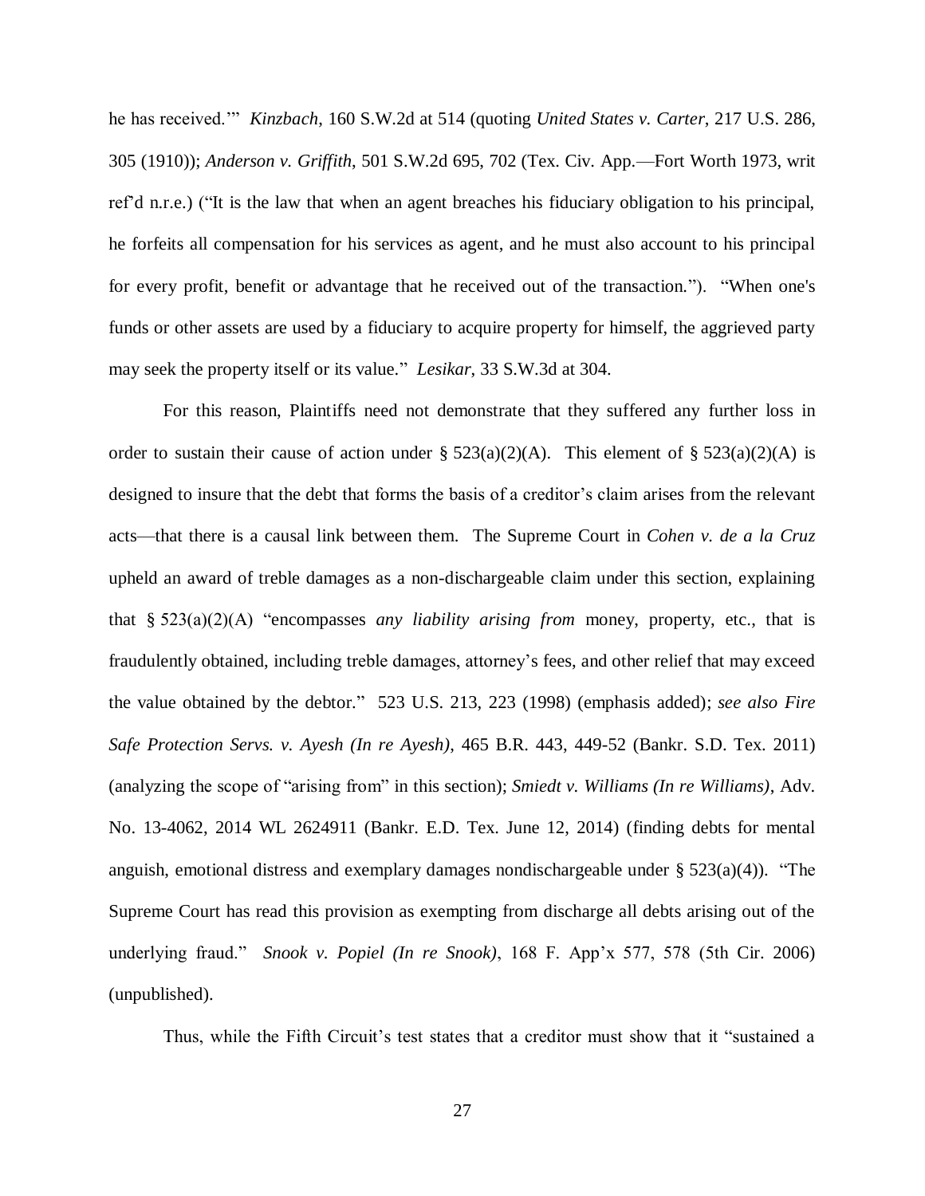he has received.'" *Kinzbach*, 160 S.W.2d at 514 (quoting *United States v. Carter*, 217 U.S. 286, 305 (1910)); *Anderson v. Griffith*, 501 S.W.2d 695, 702 (Tex. Civ. App.—Fort Worth 1973, writ ref'd n.r.e.) ("It is the law that when an agent breaches his fiduciary obligation to his principal, he forfeits all compensation for his services as agent, and he must also account to his principal for every profit, benefit or advantage that he received out of the transaction."). "When one's funds or other assets are used by a fiduciary to acquire property for himself, the aggrieved party may seek the property itself or its value." *Lesikar*, 33 S.W.3d at 304.

For this reason, Plaintiffs need not demonstrate that they suffered any further loss in order to sustain their cause of action under § 523(a)(2)(A). This element of § 523(a)(2)(A) is designed to insure that the debt that forms the basis of a creditor's claim arises from the relevant acts—that there is a causal link between them. The Supreme Court in *Cohen v. de a la Cruz* upheld an award of treble damages as a non-dischargeable claim under this section, explaining that § 523(a)(2)(A) "encompasses *any liability arising from* money, property, etc., that is fraudulently obtained, including treble damages, attorney's fees, and other relief that may exceed the value obtained by the debtor." 523 U.S. 213, 223 (1998) (emphasis added); *see also Fire Safe Protection Servs. v. Ayesh (In re Ayesh)*, 465 B.R. 443, 449-52 (Bankr. S.D. Tex. 2011) (analyzing the scope of "arising from" in this section); *Smiedt v. Williams (In re Williams)*, Adv. No. 13-4062, 2014 WL 2624911 (Bankr. E.D. Tex. June 12, 2014) (finding debts for mental anguish, emotional distress and exemplary damages nondischargeable under § 523(a)(4)). "The Supreme Court has read this provision as exempting from discharge all debts arising out of the underlying fraud." *Snook v. Popiel (In re Snook)*, 168 F. App'x 577, 578 (5th Cir. 2006) (unpublished).

Thus, while the Fifth Circuit's test states that a creditor must show that it "sustained a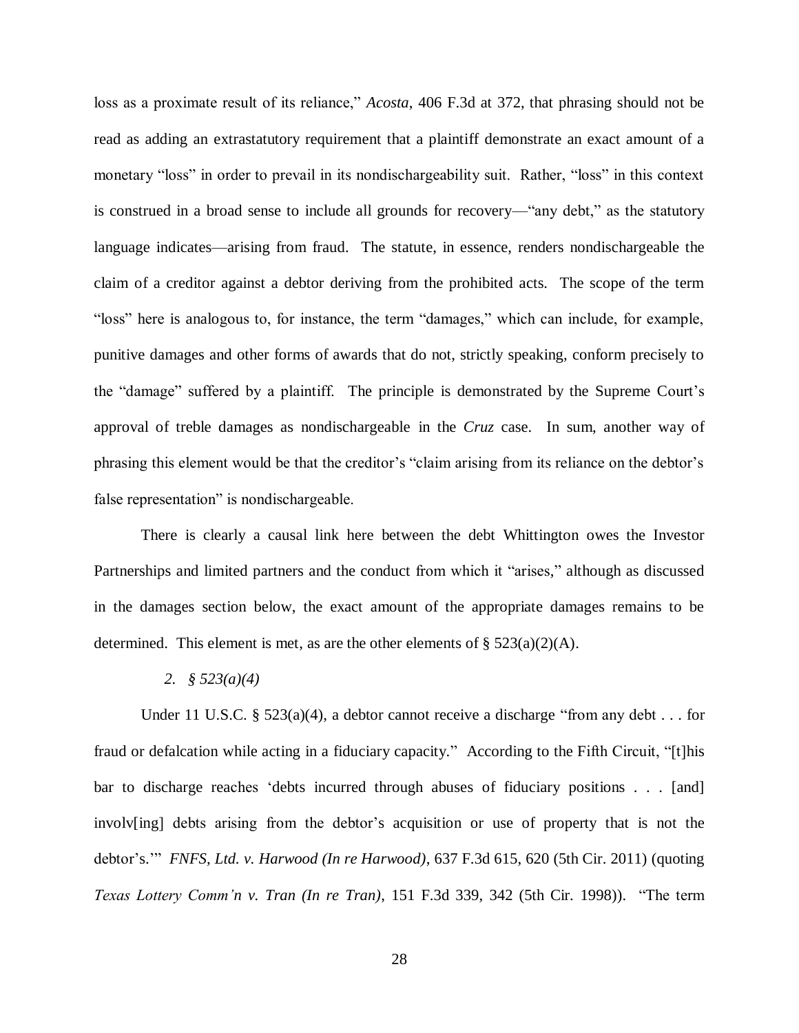loss as a proximate result of its reliance," *Acosta*, 406 F.3d at 372, that phrasing should not be read as adding an extrastatutory requirement that a plaintiff demonstrate an exact amount of a monetary "loss" in order to prevail in its nondischargeability suit. Rather, "loss" in this context is construed in a broad sense to include all grounds for recovery—"any debt," as the statutory language indicates—arising from fraud. The statute, in essence, renders nondischargeable the claim of a creditor against a debtor deriving from the prohibited acts. The scope of the term "loss" here is analogous to, for instance, the term "damages," which can include, for example, punitive damages and other forms of awards that do not, strictly speaking, conform precisely to the "damage" suffered by a plaintiff. The principle is demonstrated by the Supreme Court's approval of treble damages as nondischargeable in the *Cruz* case. In sum, another way of phrasing this element would be that the creditor's "claim arising from its reliance on the debtor's false representation" is nondischargeable.

There is clearly a causal link here between the debt Whittington owes the Investor Partnerships and limited partners and the conduct from which it "arises," although as discussed in the damages section below, the exact amount of the appropriate damages remains to be determined. This element is met, as are the other elements of § 523(a)(2)(A).

*2. § 523(a)(4)*

Under 11 U.S.C. § 523(a)(4), a debtor cannot receive a discharge "from any debt . . . for fraud or defalcation while acting in a fiduciary capacity." According to the Fifth Circuit, "[t]his bar to discharge reaches 'debts incurred through abuses of fiduciary positions . . . [and] involv[ing] debts arising from the debtor's acquisition or use of property that is not the debtor's.'" *FNFS, Ltd. v. Harwood (In re Harwood)*, 637 F.3d 615, 620 (5th Cir. 2011) (quoting *Texas Lottery Comm'n v. Tran (In re Tran)*, 151 F.3d 339, 342 (5th Cir. 1998)). "The term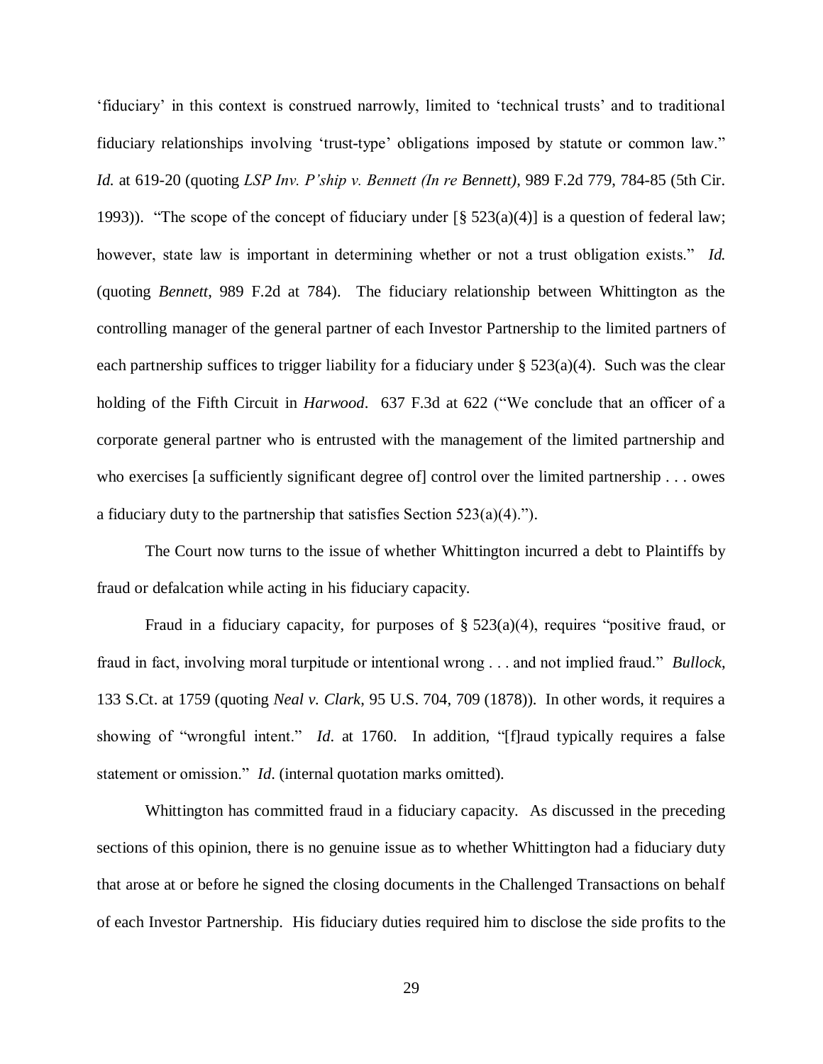'fiduciary' in this context is construed narrowly, limited to 'technical trusts' and to traditional fiduciary relationships involving 'trust-type' obligations imposed by statute or common law." *Id.* at 619-20 (quoting *LSP Inv. P'ship v. Bennett (In re Bennett)*, 989 F.2d 779, 784-85 (5th Cir. 1993)). "The scope of the concept of fiduciary under [§ 523(a)(4)] is a question of federal law; however, state law is important in determining whether or not a trust obligation exists." *Id.* (quoting *Bennett*, 989 F.2d at 784). The fiduciary relationship between Whittington as the controlling manager of the general partner of each Investor Partnership to the limited partners of each partnership suffices to trigger liability for a fiduciary under § 523(a)(4). Such was the clear holding of the Fifth Circuit in *Harwood*. 637 F.3d at 622 ("We conclude that an officer of a corporate general partner who is entrusted with the management of the limited partnership and who exercises [a sufficiently significant degree of] control over the limited partnership . . . owes a fiduciary duty to the partnership that satisfies Section 523(a)(4).").

The Court now turns to the issue of whether Whittington incurred a debt to Plaintiffs by fraud or defalcation while acting in his fiduciary capacity.

Fraud in a fiduciary capacity, for purposes of § 523(a)(4), requires "positive fraud, or fraud in fact, involving moral turpitude or intentional wrong . . . and not implied fraud." *Bullock*, 133 S.Ct. at 1759 (quoting *Neal v. Clark*, 95 U.S. 704, 709 (1878)). In other words, it requires a showing of "wrongful intent." *Id*. at 1760. In addition, "[f]raud typically requires a false statement or omission." *Id*. (internal quotation marks omitted).

Whittington has committed fraud in a fiduciary capacity. As discussed in the preceding sections of this opinion, there is no genuine issue as to whether Whittington had a fiduciary duty that arose at or before he signed the closing documents in the Challenged Transactions on behalf of each Investor Partnership. His fiduciary duties required him to disclose the side profits to the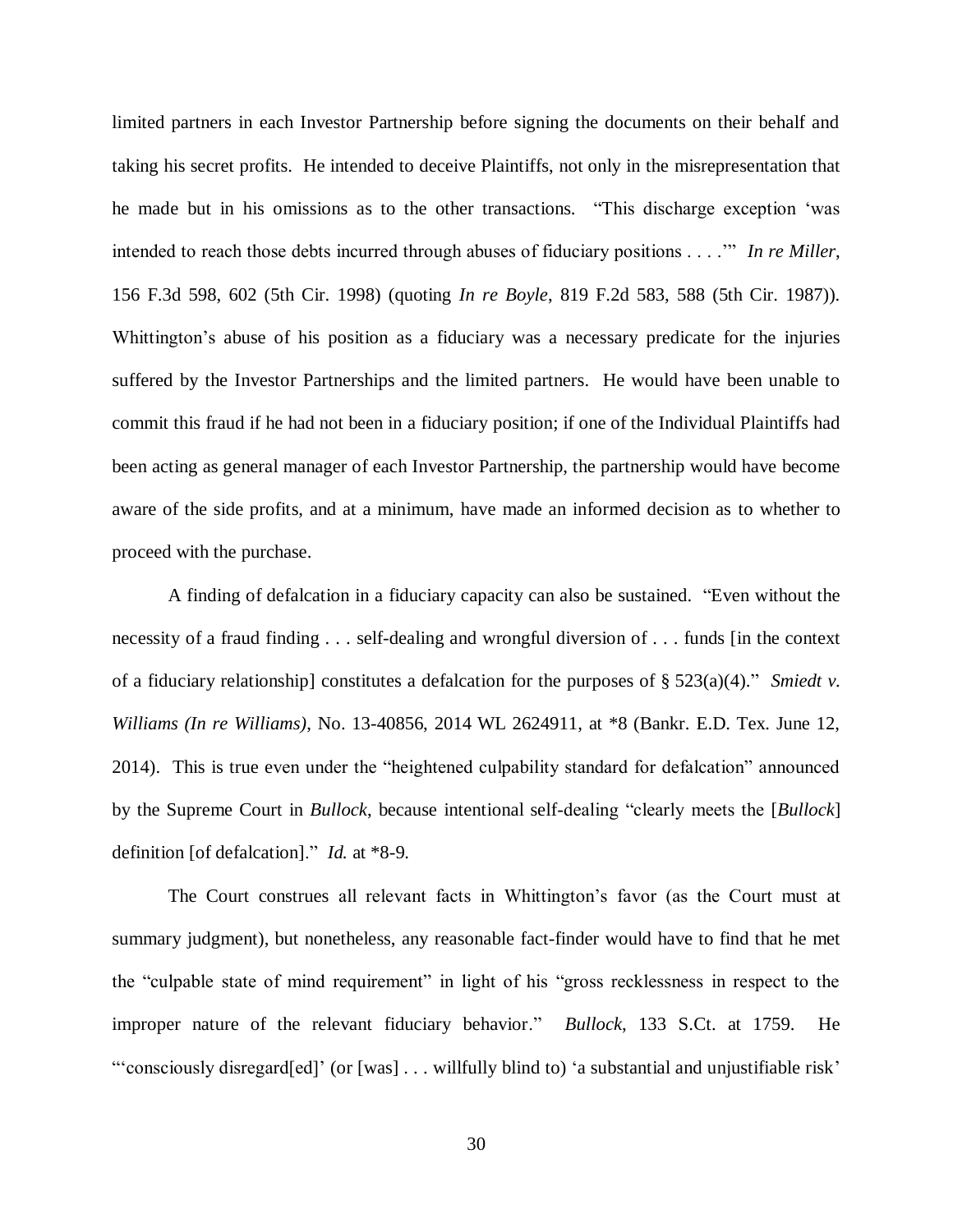limited partners in each Investor Partnership before signing the documents on their behalf and taking his secret profits. He intended to deceive Plaintiffs, not only in the misrepresentation that he made but in his omissions as to the other transactions. "This discharge exception 'was intended to reach those debts incurred through abuses of fiduciary positions . . . .'" *In re Miller*, 156 F.3d 598, 602 (5th Cir. 1998) (quoting *In re Boyle*, 819 F.2d 583, 588 (5th Cir. 1987)). Whittington's abuse of his position as a fiduciary was a necessary predicate for the injuries suffered by the Investor Partnerships and the limited partners. He would have been unable to commit this fraud if he had not been in a fiduciary position; if one of the Individual Plaintiffs had been acting as general manager of each Investor Partnership, the partnership would have become aware of the side profits, and at a minimum, have made an informed decision as to whether to proceed with the purchase.

A finding of defalcation in a fiduciary capacity can also be sustained. "Even without the necessity of a fraud finding . . . self-dealing and wrongful diversion of . . . funds [in the context of a fiduciary relationship] constitutes a defalcation for the purposes of § 523(a)(4)." *Smiedt v. Williams (In re Williams)*, No. 13-40856, 2014 WL 2624911, at *8 (Bankr. E.D. Tex. June 12, 2014). This is true even under the "heightened culpability standard for defalcation" announced by the Supreme Court in *Bullock*, because intentional self-dealing "clearly meets the [*Bullock*] definition [of defalcation]." *Id.* at *8-9.

The Court construes all relevant facts in Whittington's favor (as the Court must at summary judgment), but nonetheless, any reasonable fact-finder would have to find that he met the "culpable state of mind requirement" in light of his "gross recklessness in respect to the improper nature of the relevant fiduciary behavior." *Bullock*, 133 S.Ct. at 1759. He "'consciously disregard[ed]' (or [was] . . . willfully blind to) 'a substantial and unjustifiable risk'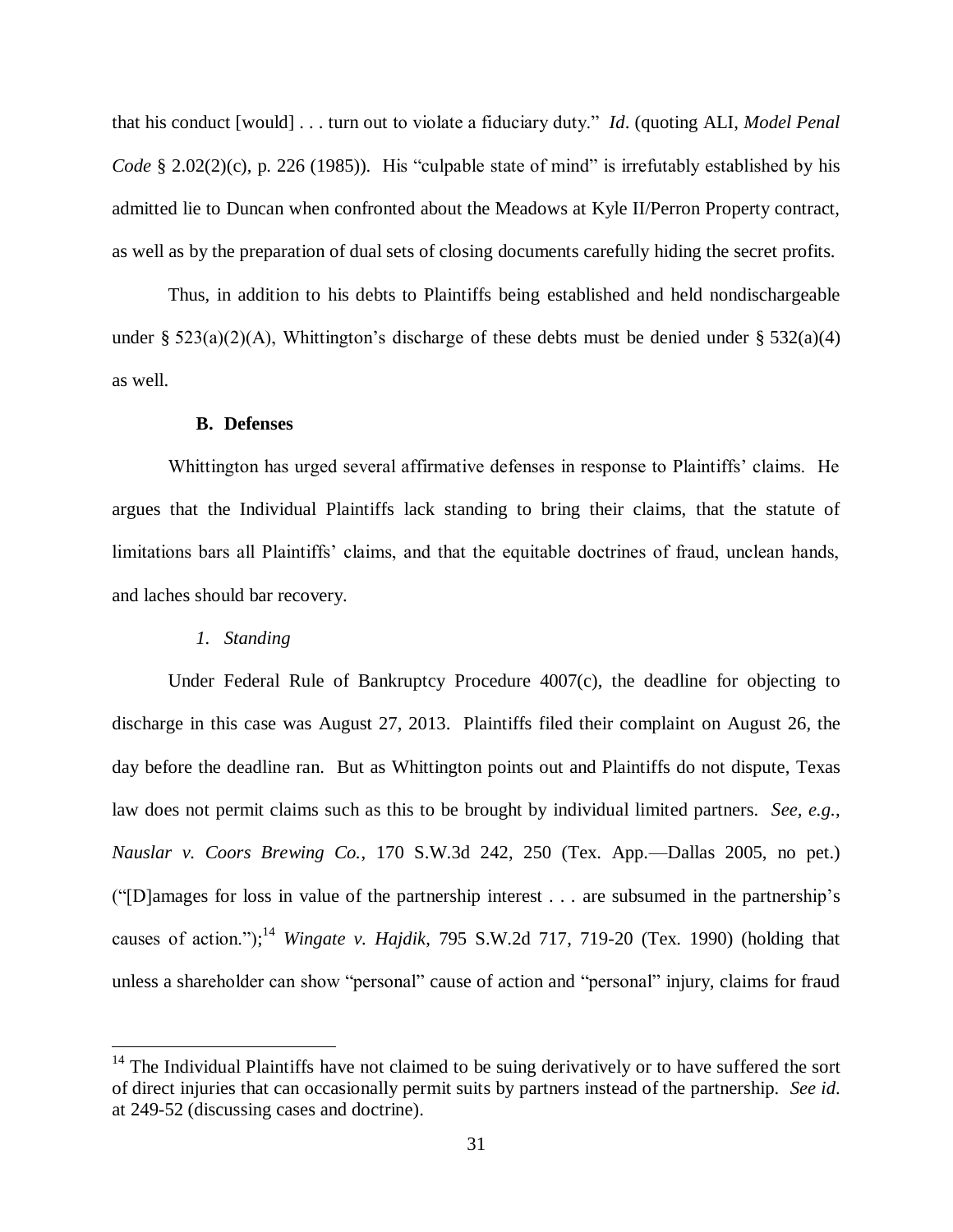that his conduct [would] . . . turn out to violate a fiduciary duty." *Id*. (quoting ALI, *Model Penal Code* § 2.02(2)(c), p. 226 (1985)). His "culpable state of mind" is irrefutably established by his admitted lie to Duncan when confronted about the Meadows at Kyle II/Perron Property contract, as well as by the preparation of dual sets of closing documents carefully hiding the secret profits.

Thus, in addition to his debts to Plaintiffs being established and held nondischargeable under § 523(a)(2)(A), Whittington's discharge of these debts must be denied under § 532(a)(4) as well.

### B. Defenses

Whittington has urged several affirmative defenses in response to Plaintiffs' claims. He argues that the Individual Plaintiffs lack standing to bring their claims, that the statute of limitations bars all Plaintiffs' claims, and that the equitable doctrines of fraud, unclean hands, and laches should bar recovery.

#### *1. Standing*

Under Federal Rule of Bankruptcy Procedure 4007(c), the deadline for objecting to discharge in this case was August 27, 2013. Plaintiffs filed their complaint on August 26, the day before the deadline ran. But as Whittington points out and Plaintiffs do not dispute, Texas law does not permit claims such as this to be brought by individual limited partners. *See, e.g.*, *Nauslar v. Coors Brewing Co.*, 170 S.W.3d 242, 250 (Tex. App.—Dallas 2005, no pet.) ("[D]amages for loss in value of the partnership interest . . . are subsumed in the partnership's causes of action.");[14] *Wingate v. Hajdik*, 795 S.W.2d 717, 719-20 (Tex. 1990) (holding that unless a shareholder can show "personal" cause of action and "personal" injury, claims for fraud

---

[14] The Individual Plaintiffs have not claimed to be suing derivatively or to have suffered the sort of direct injuries that can occasionally permit suits by partners instead of the partnership. *See id.* at 249-52 (discussing cases and doctrine).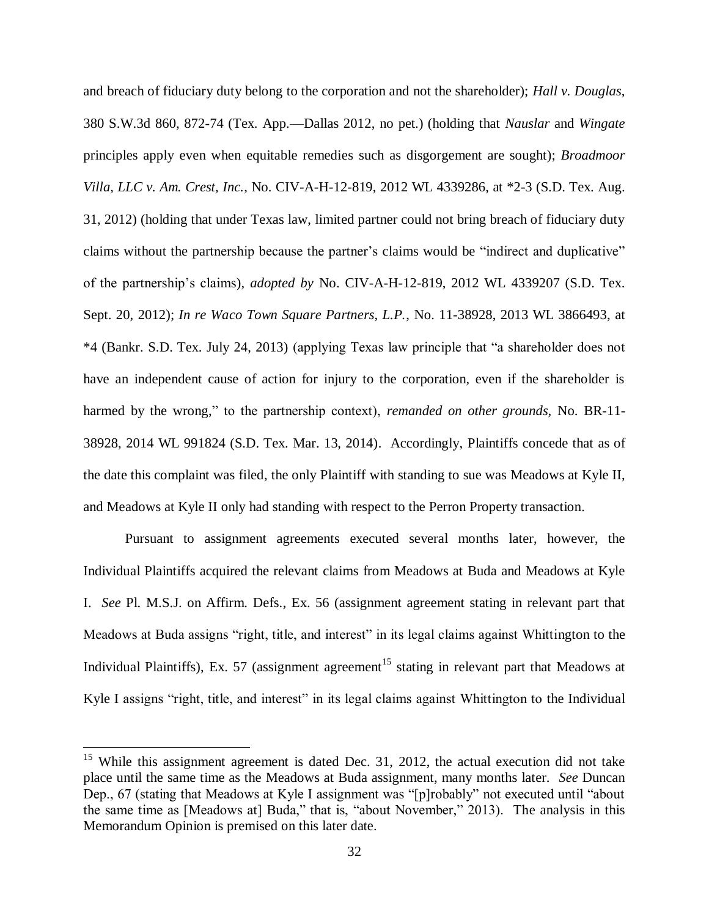and breach of fiduciary duty belong to the corporation and not the shareholder); *Hall v. Douglas*, 380 S.W.3d 860, 872-74 (Tex. App.—Dallas 2012, no pet.) (holding that *Nauslar* and *Wingate* principles apply even when equitable remedies such as disgorgement are sought); *Broadmoor Villa, LLC v. Am. Crest, Inc.*, No. CIV-A-H-12-819, 2012 WL 4339286, at *2-3 (S.D. Tex. Aug. 31, 2012) (holding that under Texas law, limited partner could not bring breach of fiduciary duty claims without the partnership because the partner's claims would be "indirect and duplicative" of the partnership's claims), *adopted by* No. CIV-A-H-12-819, 2012 WL 4339207 (S.D. Tex. Sept. 20, 2012); *In re Waco Town Square Partners, L.P.*, No. 11-38928, 2013 WL 3866493, at *4 (Bankr. S.D. Tex. July 24, 2013) (applying Texas law principle that "a shareholder does not have an independent cause of action for injury to the corporation, even if the shareholder is harmed by the wrong," to the partnership context), *remanded on other grounds*, No. BR-11-38928, 2014 WL 991824 (S.D. Tex. Mar. 13, 2014). Accordingly, Plaintiffs concede that as of the date this complaint was filed, the only Plaintiff with standing to sue was Meadows at Kyle II, and Meadows at Kyle II only had standing with respect to the Perron Property transaction.

Pursuant to assignment agreements executed several months later, however, the Individual Plaintiffs acquired the relevant claims from Meadows at Buda and Meadows at Kyle I. *See* Pl. M.S.J. on Affirm. Defs., Ex. 56 (assignment agreement stating in relevant part that Meadows at Buda assigns "right, title, and interest" in its legal claims against Whittington to the Individual Plaintiffs), Ex. 57 (assignment agreement[15] stating in relevant part that Meadows at Kyle I assigns "right, title, and interest" in its legal claims against Whittington to the Individual

[15] While this assignment agreement is dated Dec. 31, 2012, the actual execution did not take place until the same time as the Meadows at Buda assignment, many months later. *See* Duncan Dep., 67 (stating that Meadows at Kyle I assignment was "[p]robably" not executed until "about the same time as [Meadows at] Buda," that is, "about November," 2013). The analysis in this Memorandum Opinion is premised on this later date.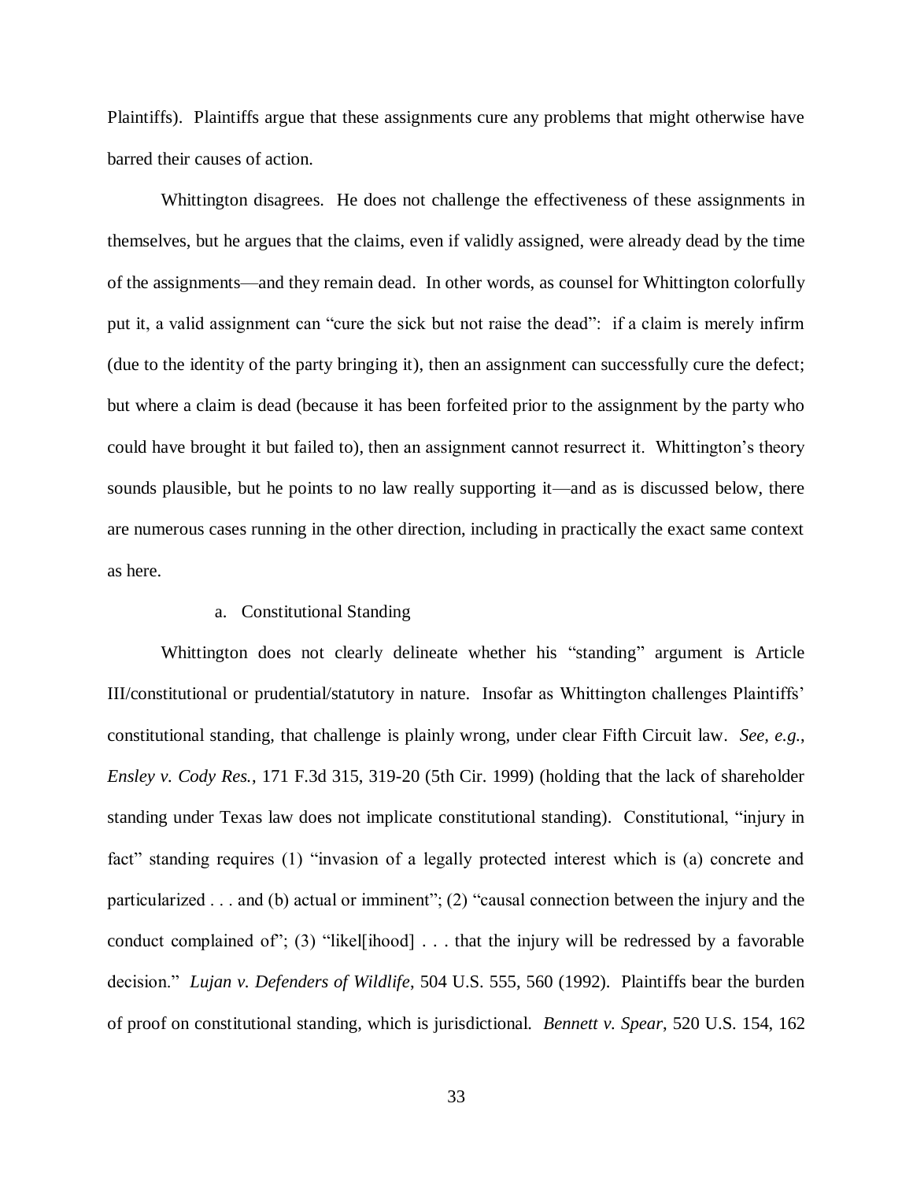Plaintiffs). Plaintiffs argue that these assignments cure any problems that might otherwise have barred their causes of action.

Whittington disagrees. He does not challenge the effectiveness of these assignments in themselves, but he argues that the claims, even if validly assigned, were already dead by the time of the assignments—and they remain dead. In other words, as counsel for Whittington colorfully put it, a valid assignment can "cure the sick but not raise the dead": if a claim is merely infirm (due to the identity of the party bringing it), then an assignment can successfully cure the defect; but where a claim is dead (because it has been forfeited prior to the assignment by the party who could have brought it but failed to), then an assignment cannot resurrect it. Whittington's theory sounds plausible, but he points to no law really supporting it—and as is discussed below, there are numerous cases running in the other direction, including in practically the exact same context as here.

a. Constitutional Standing

Whittington does not clearly delineate whether his "standing" argument is Article III/constitutional or prudential/statutory in nature. Insofar as Whittington challenges Plaintiffs' constitutional standing, that challenge is plainly wrong, under clear Fifth Circuit law. *See, e.g.*, *Ensley v. Cody Res.*, 171 F.3d 315, 319-20 (5th Cir. 1999) (holding that the lack of shareholder standing under Texas law does not implicate constitutional standing). Constitutional, "injury in fact" standing requires (1) "invasion of a legally protected interest which is (a) concrete and particularized . . . and (b) actual or imminent"; (2) "causal connection between the injury and the conduct complained of"; (3) "likel[ihood] . . . that the injury will be redressed by a favorable decision." *Lujan v. Defenders of Wildlife*, 504 U.S. 555, 560 (1992). Plaintiffs bear the burden of proof on constitutional standing, which is jurisdictional. *Bennett v. Spear*, 520 U.S. 154, 162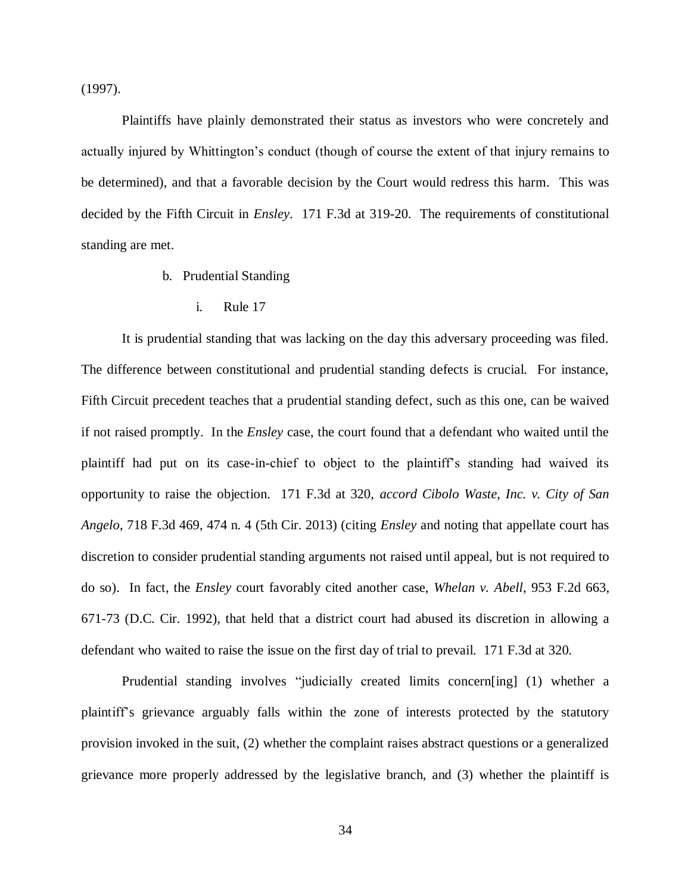(1997).

Plaintiffs have plainly demonstrated their status as investors who were concretely and actually injured by Whittington's conduct (though of course the extent of that injury remains to be determined), and that a favorable decision by the Court would redress this harm. This was decided by the Fifth Circuit in *Ensley*. 171 F.3d at 319-20. The requirements of constitutional standing are met.

b. Prudential Standing

i. Rule 17

It is prudential standing that was lacking on the day this adversary proceeding was filed. The difference between constitutional and prudential standing defects is crucial. For instance, Fifth Circuit precedent teaches that a prudential standing defect, such as this one, can be waived if not raised promptly. In the *Ensley* case, the court found that a defendant who waited until the plaintiff had put on its case-in-chief to object to the plaintiff's standing had waived its opportunity to raise the objection. 171 F.3d at 320, *accord Cibolo Waste, Inc. v. City of San Angelo*, 718 F.3d 469, 474 n. 4 (5th Cir. 2013) (citing *Ensley* and noting that appellate court has discretion to consider prudential standing arguments not raised until appeal, but is not required to do so). In fact, the *Ensley* court favorably cited another case, *Whelan v. Abell*, 953 F.2d 663, 671-73 (D.C. Cir. 1992), that held that a district court had abused its discretion in allowing a defendant who waited to raise the issue on the first day of trial to prevail. 171 F.3d at 320.

Prudential standing involves "judicially created limits concern[ing] (1) whether a plaintiff's grievance arguably falls within the zone of interests protected by the statutory provision invoked in the suit, (2) whether the complaint raises abstract questions or a generalized grievance more properly addressed by the legislative branch, and (3) whether the plaintiff is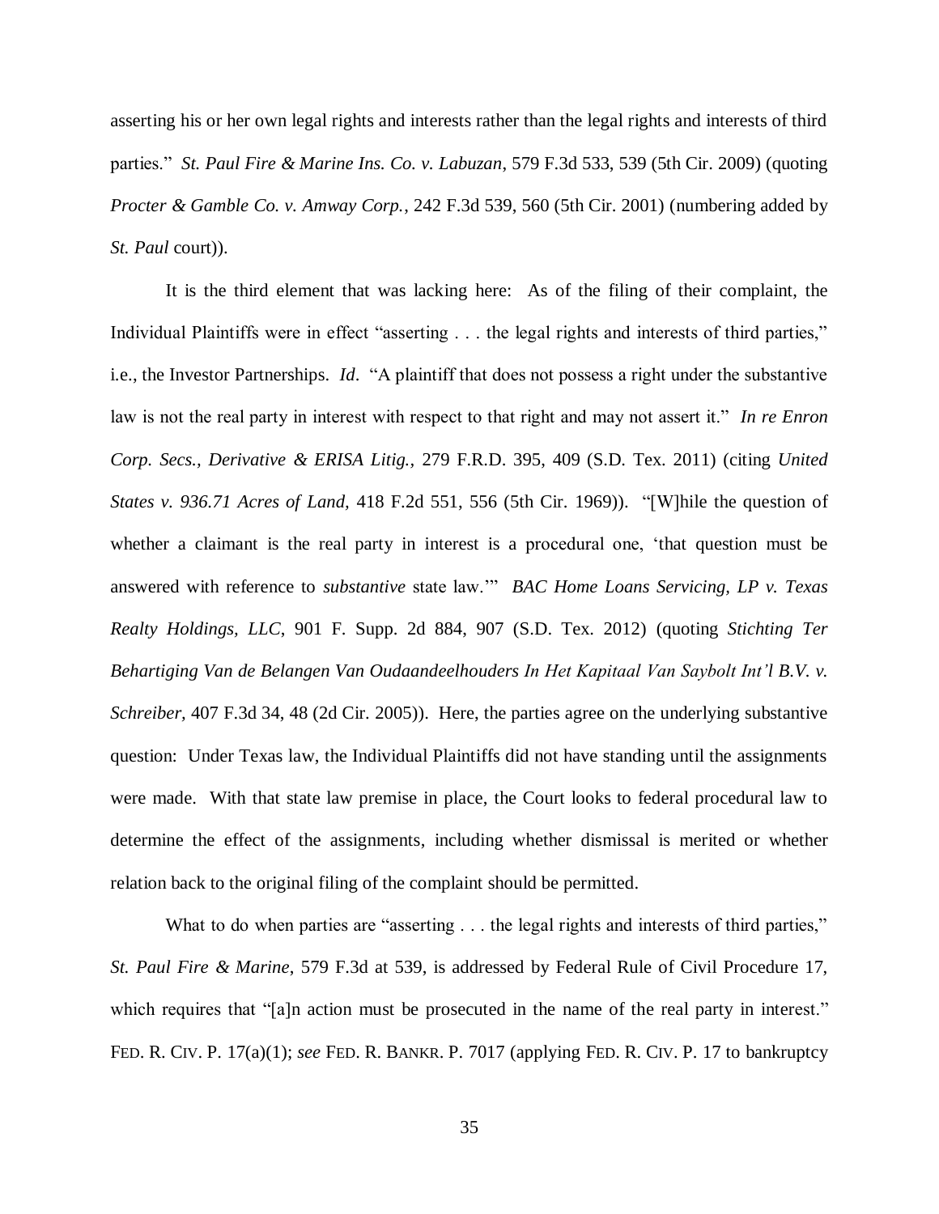asserting his or her own legal rights and interests rather than the legal rights and interests of third parties." *St. Paul Fire & Marine Ins. Co. v. Labuzan*, 579 F.3d 533, 539 (5th Cir. 2009) (quoting *Procter & Gamble Co. v. Amway Corp.*, 242 F.3d 539, 560 (5th Cir. 2001) (numbering added by *St. Paul* court)).

It is the third element that was lacking here: As of the filing of their complaint, the Individual Plaintiffs were in effect "asserting . . . the legal rights and interests of third parties," i.e., the Investor Partnerships. *Id*. "A plaintiff that does not possess a right under the substantive law is not the real party in interest with respect to that right and may not assert it." *In re Enron Corp. Secs., Derivative & ERISA Litig.*, 279 F.R.D. 395, 409 (S.D. Tex. 2011) (citing *United States v. 936.71 Acres of Land*, 418 F.2d 551, 556 (5th Cir. 1969)). "[W]hile the question of whether a claimant is the real party in interest is a procedural one, 'that question must be answered with reference to *substantive* state law.'" *BAC Home Loans Servicing, LP v. Texas Realty Holdings, LLC*, 901 F. Supp. 2d 884, 907 (S.D. Tex. 2012) (quoting *Stichting Ter Behartiging Van de Belangen Van Oudaandeelhouders In Het Kapitaal Van Saybolt Int'l B.V. v. Schreiber*, 407 F.3d 34, 48 (2d Cir. 2005)). Here, the parties agree on the underlying substantive question: Under Texas law, the Individual Plaintiffs did not have standing until the assignments were made. With that state law premise in place, the Court looks to federal procedural law to determine the effect of the assignments, including whether dismissal is merited or whether relation back to the original filing of the complaint should be permitted.

What to do when parties are "asserting . . . the legal rights and interests of third parties," *St. Paul Fire & Marine*, 579 F.3d at 539, is addressed by Federal Rule of Civil Procedure 17, which requires that "[a]n action must be prosecuted in the name of the real party in interest." FED. R. CIV. P. 17(a)(1); *see* FED. R. BANKR. P. 7017 (applying FED. R. CIV. P. 17 to bankruptcy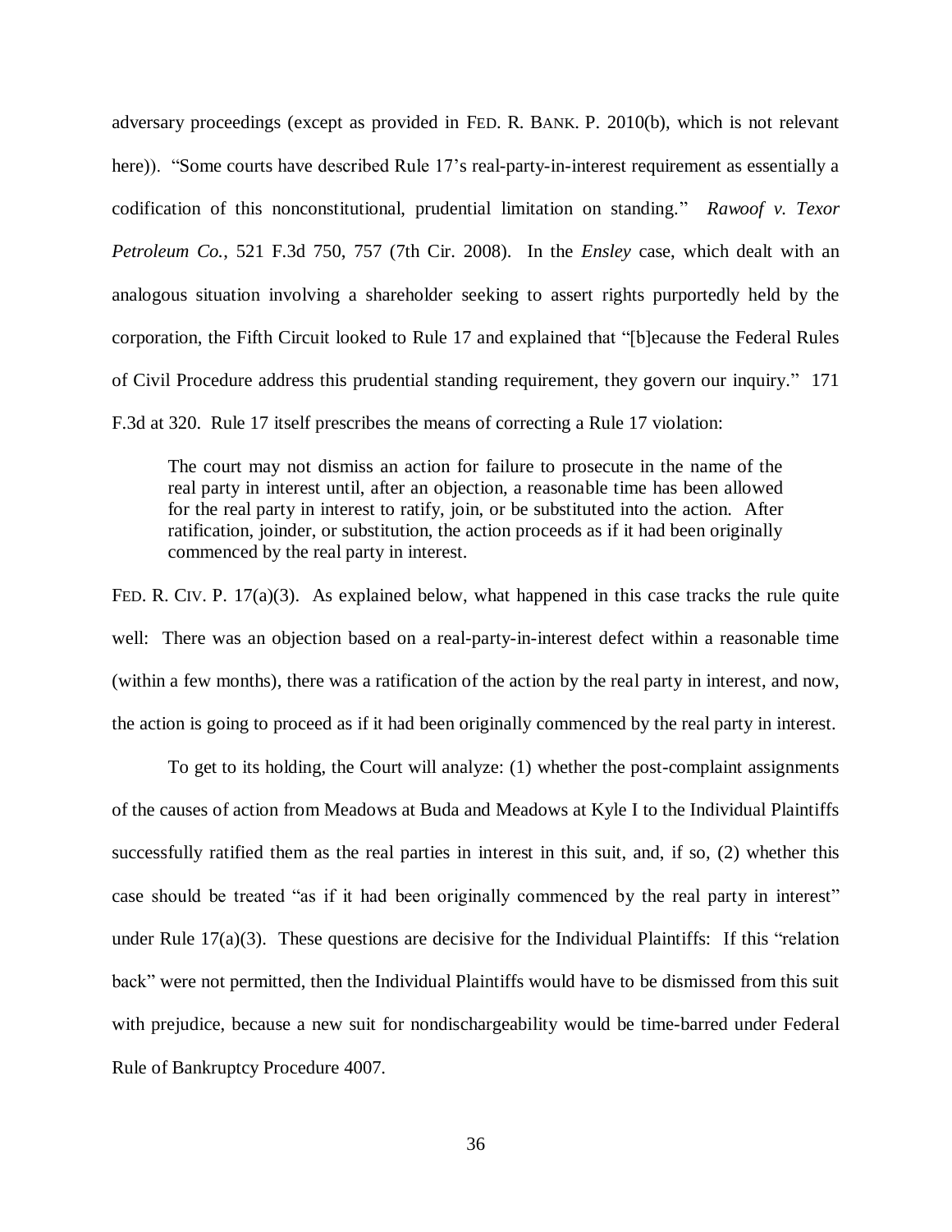adversary proceedings (except as provided in FED. R. BANK. P. 2010(b), which is not relevant here)). "Some courts have described Rule 17's real-party-in-interest requirement as essentially a codification of this nonconstitutional, prudential limitation on standing." *Rawoof v. Texor Petroleum Co.*, 521 F.3d 750, 757 (7th Cir. 2008). In the *Ensley* case, which dealt with an analogous situation involving a shareholder seeking to assert rights purportedly held by the corporation, the Fifth Circuit looked to Rule 17 and explained that "[b]ecause the Federal Rules of Civil Procedure address this prudential standing requirement, they govern our inquiry." 171 F.3d at 320. Rule 17 itself prescribes the means of correcting a Rule 17 violation:

> The court may not dismiss an action for failure to prosecute in the name of the real party in interest until, after an objection, a reasonable time has been allowed for the real party in interest to ratify, join, or be substituted into the action. After ratification, joinder, or substitution, the action proceeds as if it had been originally commenced by the real party in interest.

FED. R. CIV. P. 17(a)(3). As explained below, what happened in this case tracks the rule quite well: There was an objection based on a real-party-in-interest defect within a reasonable time (within a few months), there was a ratification of the action by the real party in interest, and now, the action is going to proceed as if it had been originally commenced by the real party in interest.

To get to its holding, the Court will analyze: (1) whether the post-complaint assignments of the causes of action from Meadows at Buda and Meadows at Kyle I to the Individual Plaintiffs successfully ratified them as the real parties in interest in this suit, and, if so, (2) whether this case should be treated "as if it had been originally commenced by the real party in interest" under Rule 17(a)(3). These questions are decisive for the Individual Plaintiffs: If this "relation back" were not permitted, then the Individual Plaintiffs would have to be dismissed from this suit with prejudice, because a new suit for nondischargeability would be time-barred under Federal Rule of Bankruptcy Procedure 4007.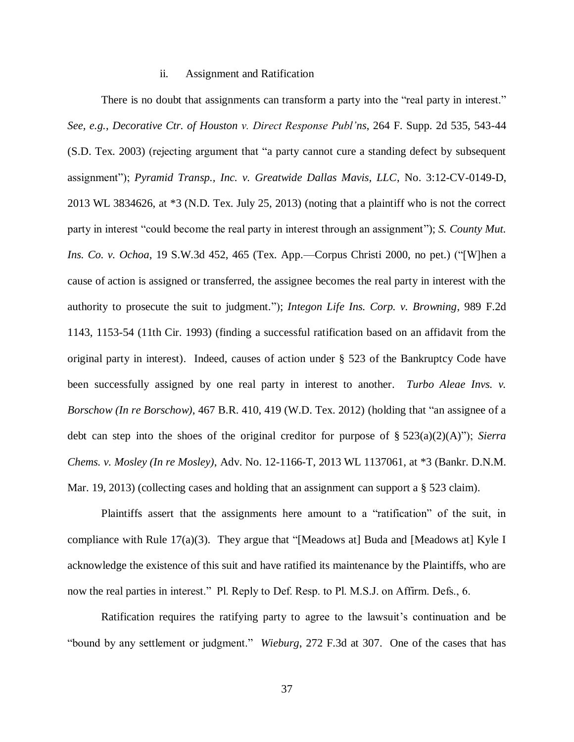### ii. Assignment and Ratification

There is no doubt that assignments can transform a party into the "real party in interest." *See, e.g.*, *Decorative Ctr. of Houston v. Direct Response Publ'ns*, 264 F. Supp. 2d 535, 543-44 (S.D. Tex. 2003) (rejecting argument that "a party cannot cure a standing defect by subsequent assignment"); *Pyramid Transp., Inc. v. Greatwide Dallas Mavis, LLC*, No. 3:12-CV-0149-D, 2013 WL 3834626, at *3 (N.D. Tex. July 25, 2013) (noting that a plaintiff who is not the correct party in interest "could become the real party in interest through an assignment"); *S. County Mut. Ins. Co. v. Ochoa*, 19 S.W.3d 452, 465 (Tex. App.—Corpus Christi 2000, no pet.) ("[W]hen a cause of action is assigned or transferred, the assignee becomes the real party in interest with the authority to prosecute the suit to judgment."); *Integon Life Ins. Corp. v. Browning*, 989 F.2d 1143, 1153-54 (11th Cir. 1993) (finding a successful ratification based on an affidavit from the original party in interest). Indeed, causes of action under § 523 of the Bankruptcy Code have been successfully assigned by one real party in interest to another. *Turbo Aleae Invs. v. Borschow (In re Borschow)*, 467 B.R. 410, 419 (W.D. Tex. 2012) (holding that "an assignee of a debt can step into the shoes of the original creditor for purpose of § 523(a)(2)(A)"); *Sierra Chems. v. Mosley (In re Mosley)*, Adv. No. 12-1166-T, 2013 WL 1137061, at *3 (Bankr. D.N.M. Mar. 19, 2013) (collecting cases and holding that an assignment can support a § 523 claim).

Plaintiffs assert that the assignments here amount to a "ratification" of the suit, in compliance with Rule 17(a)(3). They argue that "[Meadows at] Buda and [Meadows at] Kyle I acknowledge the existence of this suit and have ratified its maintenance by the Plaintiffs, who are now the real parties in interest." Pl. Reply to Def. Resp. to Pl. M.S.J. on Affirm. Defs., 6.

Ratification requires the ratifying party to agree to the lawsuit's continuation and be "bound by any settlement or judgment." *Wieburg*, 272 F.3d at 307. One of the cases that has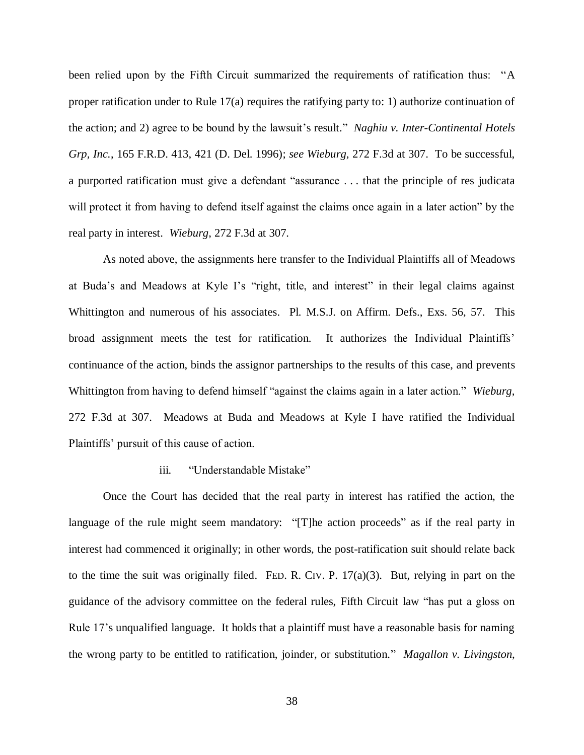been relied upon by the Fifth Circuit summarized the requirements of ratification thus: "A proper ratification under to Rule 17(a) requires the ratifying party to: 1) authorize continuation of the action; and 2) agree to be bound by the lawsuit's result." *Naghiu v. Inter-Continental Hotels Grp, Inc.*, 165 F.R.D. 413, 421 (D. Del. 1996); *see Wieburg*, 272 F.3d at 307. To be successful, a purported ratification must give a defendant "assurance . . . that the principle of res judicata will protect it from having to defend itself against the claims once again in a later action" by the real party in interest. *Wieburg*, 272 F.3d at 307.

As noted above, the assignments here transfer to the Individual Plaintiffs all of Meadows at Buda's and Meadows at Kyle I's "right, title, and interest" in their legal claims against Whittington and numerous of his associates. Pl. M.S.J. on Affirm. Defs., Exs. 56, 57. This broad assignment meets the test for ratification. It authorizes the Individual Plaintiffs' continuance of the action, binds the assignor partnerships to the results of this case, and prevents Whittington from having to defend himself "against the claims again in a later action." *Wieburg*, 272 F.3d at 307. Meadows at Buda and Meadows at Kyle I have ratified the Individual Plaintiffs' pursuit of this cause of action.

iii. "Understandable Mistake"

Once the Court has decided that the real party in interest has ratified the action, the language of the rule might seem mandatory: "[T]he action proceeds" as if the real party in interest had commenced it originally; in other words, the post-ratification suit should relate back to the time the suit was originally filed. FED. R. CIV. P. 17(a)(3). But, relying in part on the guidance of the advisory committee on the federal rules, Fifth Circuit law "has put a gloss on Rule 17's unqualified language. It holds that a plaintiff must have a reasonable basis for naming the wrong party to be entitled to ratification, joinder, or substitution." *Magallon v. Livingston*,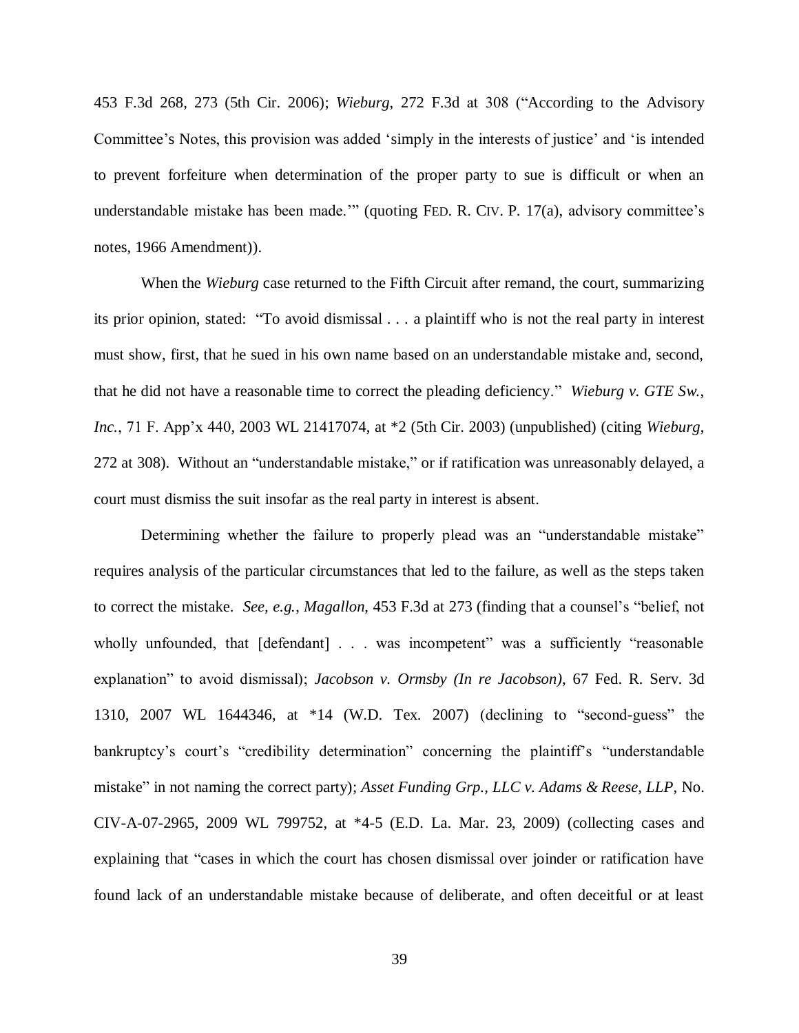453 F.3d 268, 273 (5th Cir. 2006); *Wieburg*, 272 F.3d at 308 ("According to the Advisory Committee's Notes, this provision was added 'simply in the interests of justice' and 'is intended to prevent forfeiture when determination of the proper party to sue is difficult or when an understandable mistake has been made.'" (quoting FED. R. CIV. P. 17(a), advisory committee's notes, 1966 Amendment)).

When the *Wieburg* case returned to the Fifth Circuit after remand, the court, summarizing its prior opinion, stated: "To avoid dismissal . . . a plaintiff who is not the real party in interest must show, first, that he sued in his own name based on an understandable mistake and, second, that he did not have a reasonable time to correct the pleading deficiency." *Wieburg v. GTE Sw., Inc.*, 71 F. App'x 440, 2003 WL 21417074, at *2 (5th Cir. 2003) (unpublished) (citing *Wieburg*, 272 at 308). Without an "understandable mistake," or if ratification was unreasonably delayed, a court must dismiss the suit insofar as the real party in interest is absent.

Determining whether the failure to properly plead was an "understandable mistake" requires analysis of the particular circumstances that led to the failure, as well as the steps taken to correct the mistake. *See, e.g.*, *Magallon*, 453 F.3d at 273 (finding that a counsel's "belief, not wholly unfounded, that [defendant] . . . was incompetent" was a sufficiently "reasonable explanation" to avoid dismissal); *Jacobson v. Ormsby (In re Jacobson)*, 67 Fed. R. Serv. 3d 1310, 2007 WL 1644346, at *14 (W.D. Tex. 2007) (declining to "second-guess" the bankruptcy's court's "credibility determination" concerning the plaintiff's "understandable mistake" in not naming the correct party); *Asset Funding Grp., LLC v. Adams & Reese, LLP*, No. CIV-A-07-2965, 2009 WL 799752, at *4-5 (E.D. La. Mar. 23, 2009) (collecting cases and explaining that "cases in which the court has chosen dismissal over joinder or ratification have found lack of an understandable mistake because of deliberate, and often deceitful or at least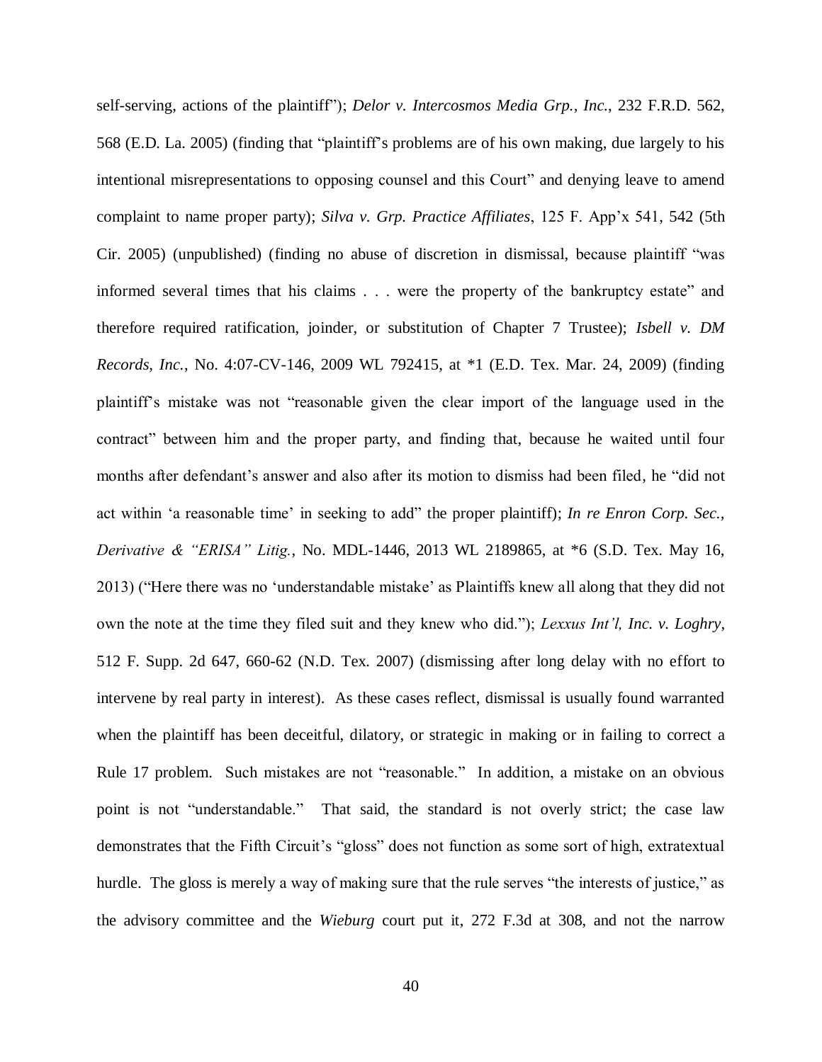self-serving, actions of the plaintiff"); *Delor v. Intercosmos Media Grp., Inc.*, 232 F.R.D. 562, 568 (E.D. La. 2005) (finding that "plaintiff's problems are of his own making, due largely to his intentional misrepresentations to opposing counsel and this Court" and denying leave to amend complaint to name proper party); *Silva v. Grp. Practice Affiliates*, 125 F. App'x 541, 542 (5th Cir. 2005) (unpublished) (finding no abuse of discretion in dismissal, because plaintiff "was informed several times that his claims . . . were the property of the bankruptcy estate" and therefore required ratification, joinder, or substitution of Chapter 7 Trustee); *Isbell v. DM Records, Inc.*, No. 4:07-CV-146, 2009 WL 792415, at *1 (E.D. Tex. Mar. 24, 2009) (finding plaintiff's mistake was not "reasonable given the clear import of the language used in the contract" between him and the proper party, and finding that, because he waited until four months after defendant's answer and also after its motion to dismiss had been filed, he "did not act within 'a reasonable time' in seeking to add" the proper plaintiff); *In re Enron Corp. Sec., Derivative & "ERISA" Litig.*, No. MDL-1446, 2013 WL 2189865, at *6 (S.D. Tex. May 16, 2013) ("Here there was no 'understandable mistake' as Plaintiffs knew all along that they did not own the note at the time they filed suit and they knew who did."); *Lexxus Int'l, Inc. v. Loghry*, 512 F. Supp. 2d 647, 660-62 (N.D. Tex. 2007) (dismissing after long delay with no effort to intervene by real party in interest). As these cases reflect, dismissal is usually found warranted when the plaintiff has been deceitful, dilatory, or strategic in making or in failing to correct a Rule 17 problem. Such mistakes are not "reasonable." In addition, a mistake on an obvious point is not "understandable." That said, the standard is not overly strict; the case law demonstrates that the Fifth Circuit's "gloss" does not function as some sort of high, extratextual hurdle. The gloss is merely a way of making sure that the rule serves "the interests of justice," as the advisory committee and the *Wieburg* court put it, 272 F.3d at 308, and not the narrow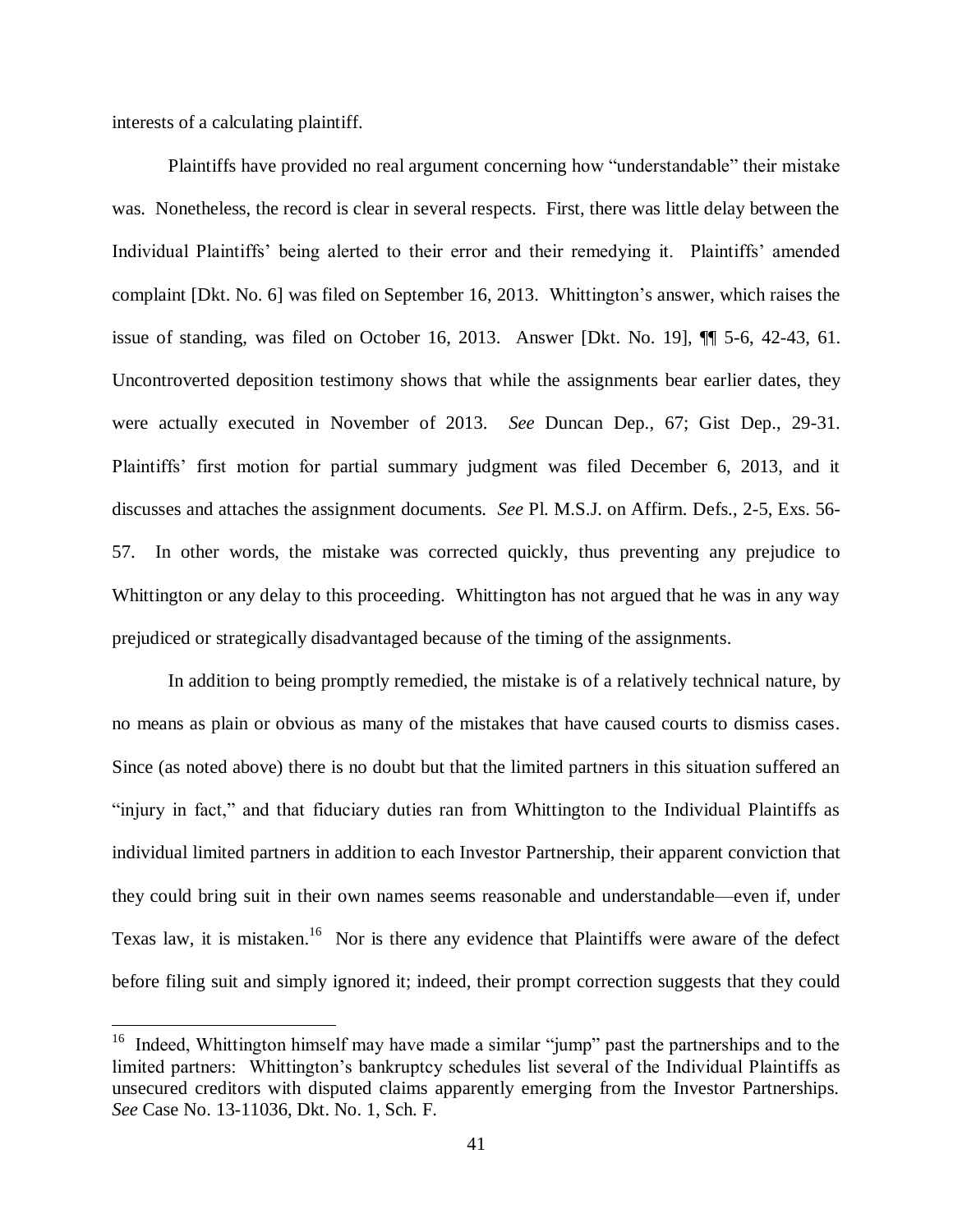interests of a calculating plaintiff.

Plaintiffs have provided no real argument concerning how "understandable" their mistake was. Nonetheless, the record is clear in several respects. First, there was little delay between the Individual Plaintiffs' being alerted to their error and their remedying it. Plaintiffs' amended complaint [Dkt. No. 6] was filed on September 16, 2013. Whittington's answer, which raises the issue of standing, was filed on October 16, 2013. Answer [Dkt. No. 19], ¶¶ 5-6, 42-43, 61. Uncontroverted deposition testimony shows that while the assignments bear earlier dates, they were actually executed in November of 2013. *See* Duncan Dep., 67; Gist Dep., 29-31. Plaintiffs' first motion for partial summary judgment was filed December 6, 2013, and it discusses and attaches the assignment documents. *See* Pl. M.S.J. on Affirm. Defs., 2-5, Exs. 56-57. In other words, the mistake was corrected quickly, thus preventing any prejudice to Whittington or any delay to this proceeding. Whittington has not argued that he was in any way prejudiced or strategically disadvantaged because of the timing of the assignments.

In addition to being promptly remedied, the mistake is of a relatively technical nature, by no means as plain or obvious as many of the mistakes that have caused courts to dismiss cases. Since (as noted above) there is no doubt but that the limited partners in this situation suffered an "injury in fact," and that fiduciary duties ran from Whittington to the Individual Plaintiffs as individual limited partners in addition to each Investor Partnership, their apparent conviction that they could bring suit in their own names seems reasonable and understandable—even if, under Texas law, it is mistaken.[16] Nor is there any evidence that Plaintiffs were aware of the defect before filing suit and simply ignored it; indeed, their prompt correction suggests that they could

[16] Indeed, Whittington himself may have made a similar "jump" past the partnerships and to the limited partners: Whittington's bankruptcy schedules list several of the Individual Plaintiffs as unsecured creditors with disputed claims apparently emerging from the Investor Partnerships. *See* Case No. 13-11036, Dkt. No. 1, Sch. F.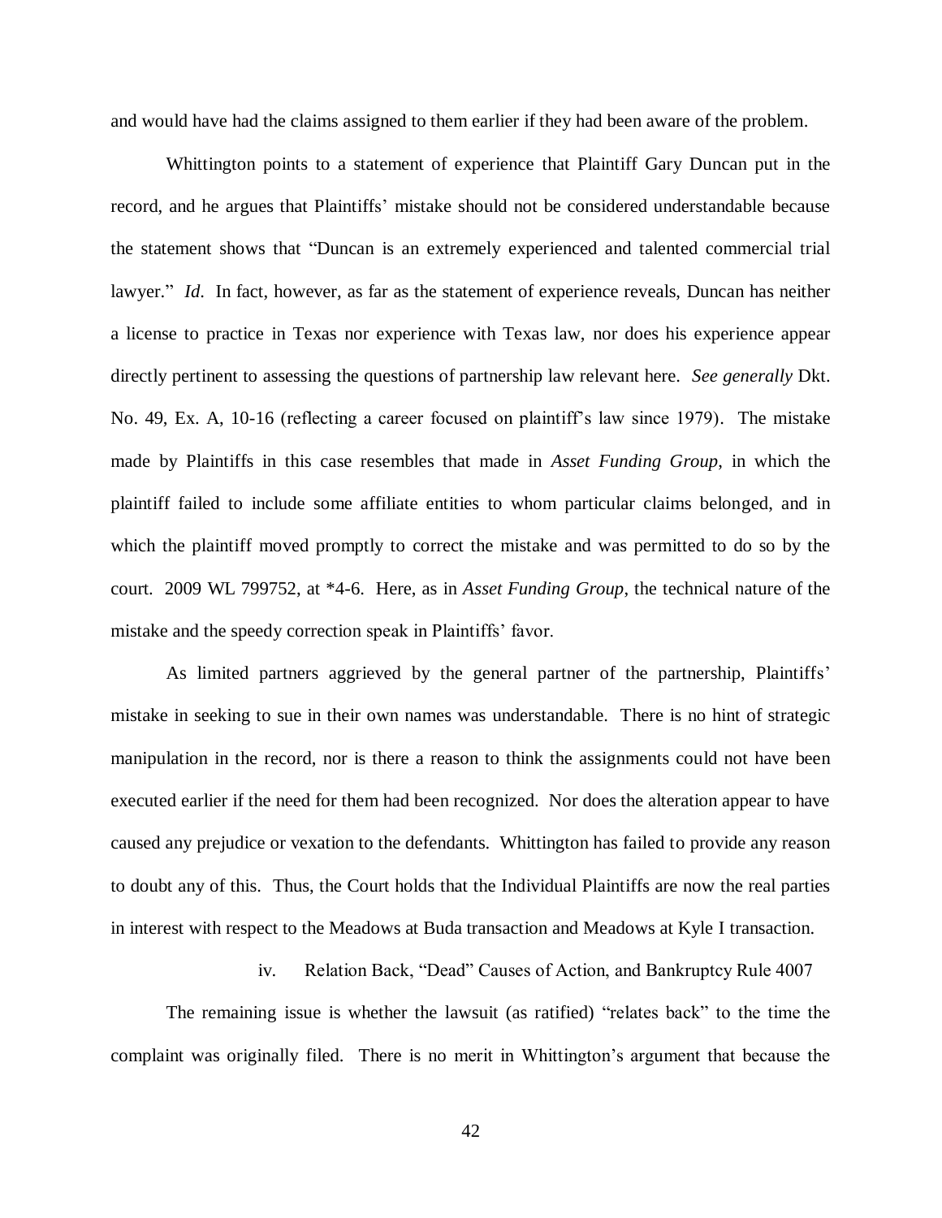and would have had the claims assigned to them earlier if they had been aware of the problem.

Whittington points to a statement of experience that Plaintiff Gary Duncan put in the record, and he argues that Plaintiffs' mistake should not be considered understandable because the statement shows that "Duncan is an extremely experienced and talented commercial trial lawyer." *Id*. In fact, however, as far as the statement of experience reveals, Duncan has neither a license to practice in Texas nor experience with Texas law, nor does his experience appear directly pertinent to assessing the questions of partnership law relevant here. *See generally* Dkt. No. 49, Ex. A, 10-16 (reflecting a career focused on plaintiff's law since 1979). The mistake made by Plaintiffs in this case resembles that made in *Asset Funding Group*, in which the plaintiff failed to include some affiliate entities to whom particular claims belonged, and in which the plaintiff moved promptly to correct the mistake and was permitted to do so by the court. 2009 WL 799752, at *4-6. Here, as in *Asset Funding Group*, the technical nature of the mistake and the speedy correction speak in Plaintiffs' favor.

As limited partners aggrieved by the general partner of the partnership, Plaintiffs' mistake in seeking to sue in their own names was understandable. There is no hint of strategic manipulation in the record, nor is there a reason to think the assignments could not have been executed earlier if the need for them had been recognized. Nor does the alteration appear to have caused any prejudice or vexation to the defendants. Whittington has failed to provide any reason to doubt any of this. Thus, the Court holds that the Individual Plaintiffs are now the real parties in interest with respect to the Meadows at Buda transaction and Meadows at Kyle I transaction.

#### iv. Relation Back, "Dead" Causes of Action, and Bankruptcy Rule 4007

The remaining issue is whether the lawsuit (as ratified) "relates back" to the time the complaint was originally filed. There is no merit in Whittington's argument that because the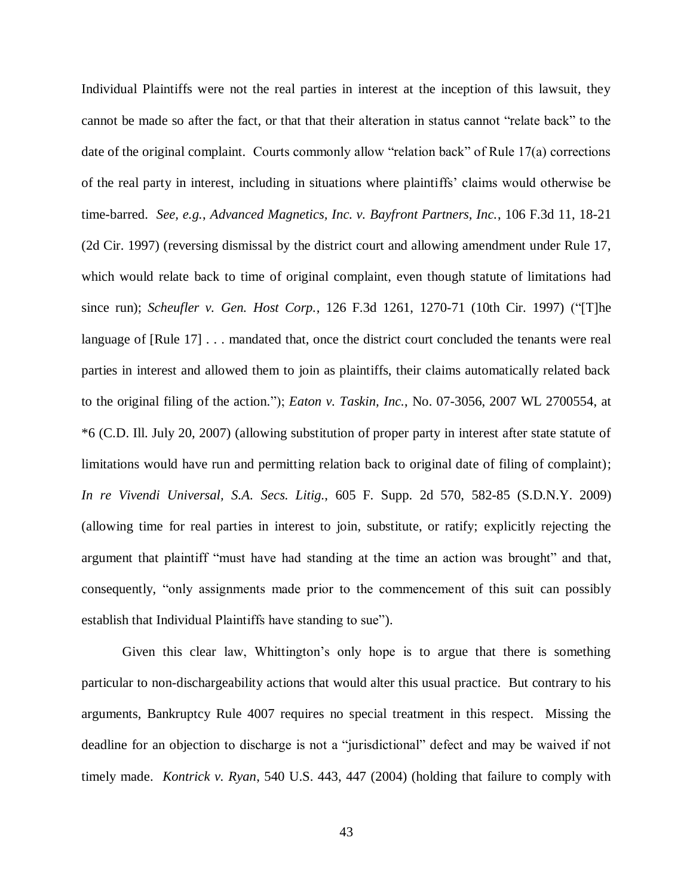Individual Plaintiffs were not the real parties in interest at the inception of this lawsuit, they cannot be made so after the fact, or that that their alteration in status cannot "relate back" to the date of the original complaint. Courts commonly allow "relation back" of Rule 17(a) corrections of the real party in interest, including in situations where plaintiffs' claims would otherwise be time-barred. *See, e.g.*, *Advanced Magnetics, Inc. v. Bayfront Partners, Inc.*, 106 F.3d 11, 18-21 (2d Cir. 1997) (reversing dismissal by the district court and allowing amendment under Rule 17, which would relate back to time of original complaint, even though statute of limitations had since run); *Scheufler v. Gen. Host Corp.*, 126 F.3d 1261, 1270-71 (10th Cir. 1997) ("[T]he language of [Rule 17] . . . mandated that, once the district court concluded the tenants were real parties in interest and allowed them to join as plaintiffs, their claims automatically related back to the original filing of the action."); *Eaton v. Taskin, Inc.*, No. 07-3056, 2007 WL 2700554, at *6 (C.D. Ill. July 20, 2007) (allowing substitution of proper party in interest after state statute of limitations would have run and permitting relation back to original date of filing of complaint); *In re Vivendi Universal, S.A. Secs. Litig.*, 605 F. Supp. 2d 570, 582-85 (S.D.N.Y. 2009) (allowing time for real parties in interest to join, substitute, or ratify; explicitly rejecting the argument that plaintiff "must have had standing at the time an action was brought" and that, consequently, "only assignments made prior to the commencement of this suit can possibly establish that Individual Plaintiffs have standing to sue").

Given this clear law, Whittington's only hope is to argue that there is something particular to non-dischargeability actions that would alter this usual practice. But contrary to his arguments, Bankruptcy Rule 4007 requires no special treatment in this respect. Missing the deadline for an objection to discharge is not a "jurisdictional" defect and may be waived if not timely made. *Kontrick v. Ryan*, 540 U.S. 443, 447 (2004) (holding that failure to comply with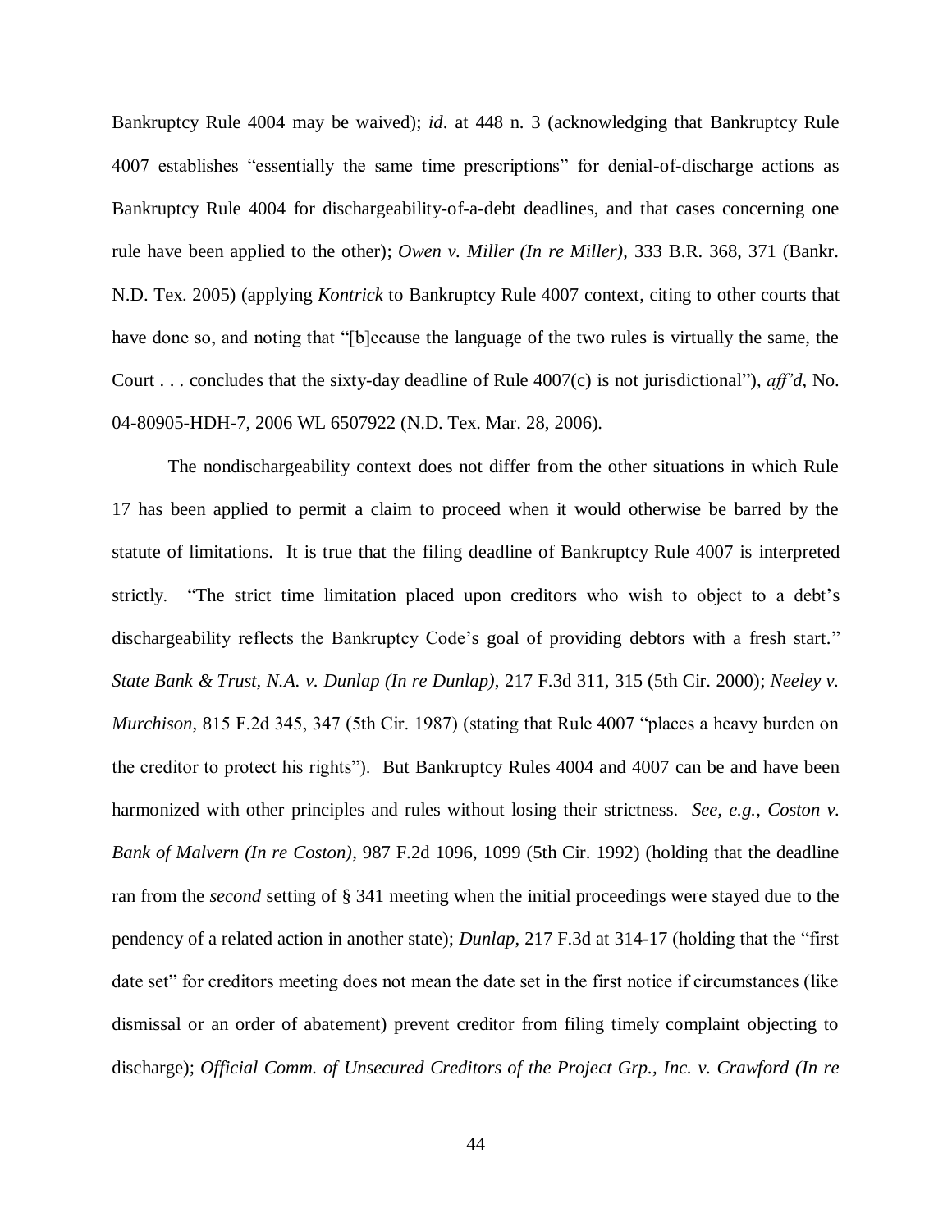Bankruptcy Rule 4004 may be waived); *id*. at 448 n. 3 (acknowledging that Bankruptcy Rule 4007 establishes "essentially the same time prescriptions" for denial-of-discharge actions as Bankruptcy Rule 4004 for dischargeability-of-a-debt deadlines, and that cases concerning one rule have been applied to the other); *Owen v. Miller (In re Miller)*, 333 B.R. 368, 371 (Bankr. N.D. Tex. 2005) (applying *Kontrick* to Bankruptcy Rule 4007 context, citing to other courts that have done so, and noting that "[b]ecause the language of the two rules is virtually the same, the Court . . . concludes that the sixty-day deadline of Rule 4007(c) is not jurisdictional"), *aff'd*, No. 04-80905-HDH-7, 2006 WL 6507922 (N.D. Tex. Mar. 28, 2006).

The nondischargeability context does not differ from the other situations in which Rule 17 has been applied to permit a claim to proceed when it would otherwise be barred by the statute of limitations. It is true that the filing deadline of Bankruptcy Rule 4007 is interpreted strictly. "The strict time limitation placed upon creditors who wish to object to a debt's dischargeability reflects the Bankruptcy Code's goal of providing debtors with a fresh start." *State Bank & Trust, N.A. v. Dunlap (In re Dunlap)*, 217 F.3d 311, 315 (5th Cir. 2000); *Neeley v. Murchison*, 815 F.2d 345, 347 (5th Cir. 1987) (stating that Rule 4007 "places a heavy burden on the creditor to protect his rights"). But Bankruptcy Rules 4004 and 4007 can be and have been harmonized with other principles and rules without losing their strictness. *See, e.g.*, *Coston v. Bank of Malvern (In re Coston)*, 987 F.2d 1096, 1099 (5th Cir. 1992) (holding that the deadline ran from the *second* setting of § 341 meeting when the initial proceedings were stayed due to the pendency of a related action in another state); *Dunlap*, 217 F.3d at 314-17 (holding that the "first date set" for creditors meeting does not mean the date set in the first notice if circumstances (like dismissal or an order of abatement) prevent creditor from filing timely complaint objecting to discharge); *Official Comm. of Unsecured Creditors of the Project Grp., Inc. v. Crawford (In re*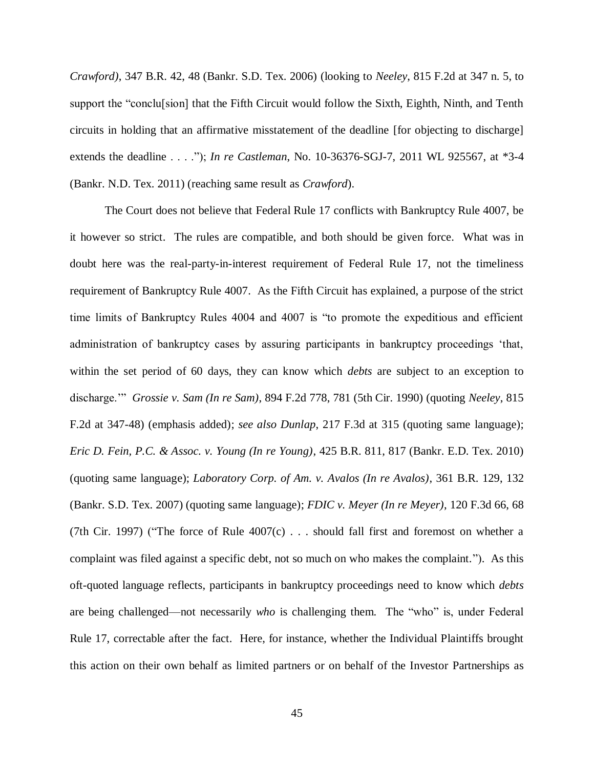*Crawford)*, 347 B.R. 42, 48 (Bankr. S.D. Tex. 2006) (looking to *Neeley*, 815 F.2d at 347 n. 5, to support the "conclu[sion] that the Fifth Circuit would follow the Sixth, Eighth, Ninth, and Tenth circuits in holding that an affirmative misstatement of the deadline [for objecting to discharge] extends the deadline . . . ."); *In re Castleman*, No. 10-36376-SGJ-7, 2011 WL 925567, at *3-4 (Bankr. N.D. Tex. 2011) (reaching same result as *Crawford*).

The Court does not believe that Federal Rule 17 conflicts with Bankruptcy Rule 4007, be it however so strict. The rules are compatible, and both should be given force. What was in doubt here was the real-party-in-interest requirement of Federal Rule 17, not the timeliness requirement of Bankruptcy Rule 4007. As the Fifth Circuit has explained, a purpose of the strict time limits of Bankruptcy Rules 4004 and 4007 is "to promote the expeditious and efficient administration of bankruptcy cases by assuring participants in bankruptcy proceedings 'that, within the set period of 60 days, they can know which *debts* are subject to an exception to discharge.'" *Grossie v. Sam (In re Sam)*, 894 F.2d 778, 781 (5th Cir. 1990) (quoting *Neeley*, 815 F.2d at 347-48) (emphasis added); *see also Dunlap*, 217 F.3d at 315 (quoting same language); *Eric D. Fein, P.C. & Assoc. v. Young (In re Young)*, 425 B.R. 811, 817 (Bankr. E.D. Tex. 2010) (quoting same language); *Laboratory Corp. of Am. v. Avalos (In re Avalos)*, 361 B.R. 129, 132 (Bankr. S.D. Tex. 2007) (quoting same language); *FDIC v. Meyer (In re Meyer)*, 120 F.3d 66, 68 (7th Cir. 1997) ("The force of Rule 4007(c) . . . should fall first and foremost on whether a complaint was filed against a specific debt, not so much on who makes the complaint."). As this oft-quoted language reflects, participants in bankruptcy proceedings need to know which *debts* are being challenged—not necessarily *who* is challenging them. The "who" is, under Federal Rule 17, correctable after the fact. Here, for instance, whether the Individual Plaintiffs brought this action on their own behalf as limited partners or on behalf of the Investor Partnerships as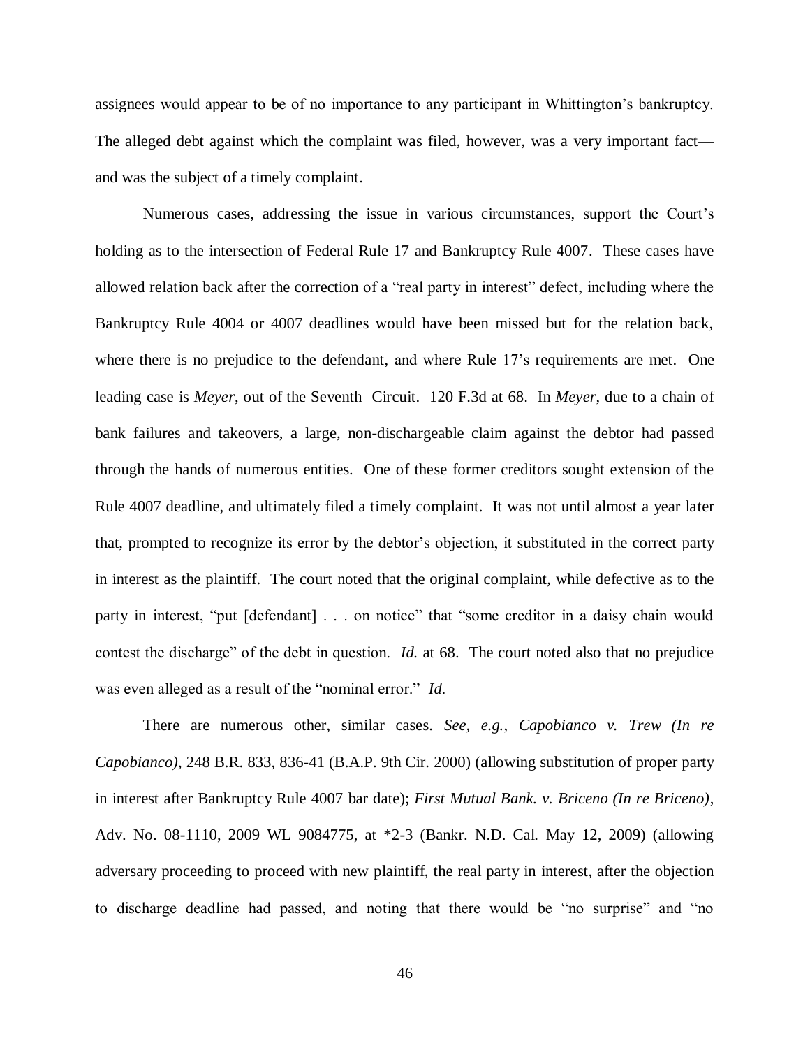assignees would appear to be of no importance to any participant in Whittington's bankruptcy. The alleged debt against which the complaint was filed, however, was a very important fact—and was the subject of a timely complaint.

Numerous cases, addressing the issue in various circumstances, support the Court's holding as to the intersection of Federal Rule 17 and Bankruptcy Rule 4007. These cases have allowed relation back after the correction of a "real party in interest" defect, including where the Bankruptcy Rule 4004 or 4007 deadlines would have been missed but for the relation back, where there is no prejudice to the defendant, and where Rule 17's requirements are met. One leading case is *Meyer*, out of the Seventh Circuit. 120 F.3d at 68. In *Meyer*, due to a chain of bank failures and takeovers, a large, non-dischargeable claim against the debtor had passed through the hands of numerous entities. One of these former creditors sought extension of the Rule 4007 deadline, and ultimately filed a timely complaint. It was not until almost a year later that, prompted to recognize its error by the debtor's objection, it substituted in the correct party in interest as the plaintiff. The court noted that the original complaint, while defective as to the party in interest, "put [defendant] . . . on notice" that "some creditor in a daisy chain would contest the discharge" of the debt in question. *Id.* at 68. The court noted also that no prejudice was even alleged as a result of the "nominal error." *Id.*

There are numerous other, similar cases. *See, e.g.*, *Capobianco v. Trew (In re Capobianco)*, 248 B.R. 833, 836-41 (B.A.P. 9th Cir. 2000) (allowing substitution of proper party in interest after Bankruptcy Rule 4007 bar date); *First Mutual Bank. v. Briceno (In re Briceno)*, Adv. No. 08-1110, 2009 WL 9084775, at \*2-3 (Bankr. N.D. Cal. May 12, 2009) (allowing adversary proceeding to proceed with new plaintiff, the real party in interest, after the objection to discharge deadline had passed, and noting that there would be "no surprise" and "no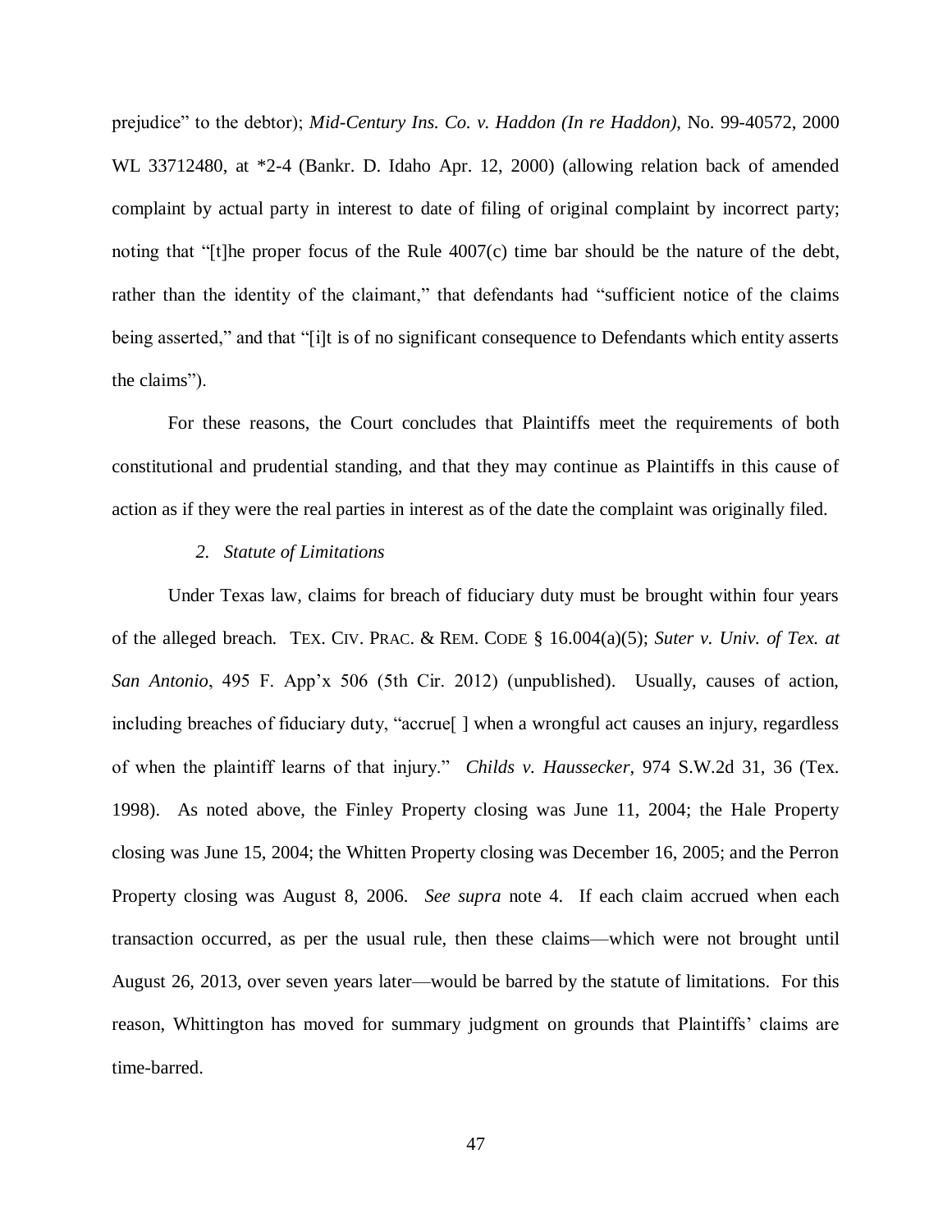prejudice" to the debtor); *Mid-Century Ins. Co. v. Haddon (In re Haddon)*, No. 99-40572, 2000 WL 33712480, at *2-4 (Bankr. D. Idaho Apr. 12, 2000) (allowing relation back of amended complaint by actual party in interest to date of filing of original complaint by incorrect party; noting that "[t]he proper focus of the Rule 4007(c) time bar should be the nature of the debt, rather than the identity of the claimant," that defendants had "sufficient notice of the claims being asserted," and that "[i]t is of no significant consequence to Defendants which entity asserts the claims").

For these reasons, the Court concludes that Plaintiffs meet the requirements of both constitutional and prudential standing, and that they may continue as Plaintiffs in this cause of action as if they were the real parties in interest as of the date the complaint was originally filed.

*2. Statute of Limitations*

Under Texas law, claims for breach of fiduciary duty must be brought within four years of the alleged breach. TEX. CIV. PRAC. & REM. CODE § 16.004(a)(5); *Suter v. Univ. of Tex. at San Antonio*, 495 F. App'x 506 (5th Cir. 2012) (unpublished). Usually, causes of action, including breaches of fiduciary duty, "accrue[ ] when a wrongful act causes an injury, regardless of when the plaintiff learns of that injury." *Childs v. Haussecker*, 974 S.W.2d 31, 36 (Tex. 1998). As noted above, the Finley Property closing was June 11, 2004; the Hale Property closing was June 15, 2004; the Whitten Property closing was December 16, 2005; and the Perron Property closing was August 8, 2006. *See supra* note 4. If each claim accrued when each transaction occurred, as per the usual rule, then these claims—which were not brought until August 26, 2013, over seven years later—would be barred by the statute of limitations. For this reason, Whittington has moved for summary judgment on grounds that Plaintiffs' claims are time-barred.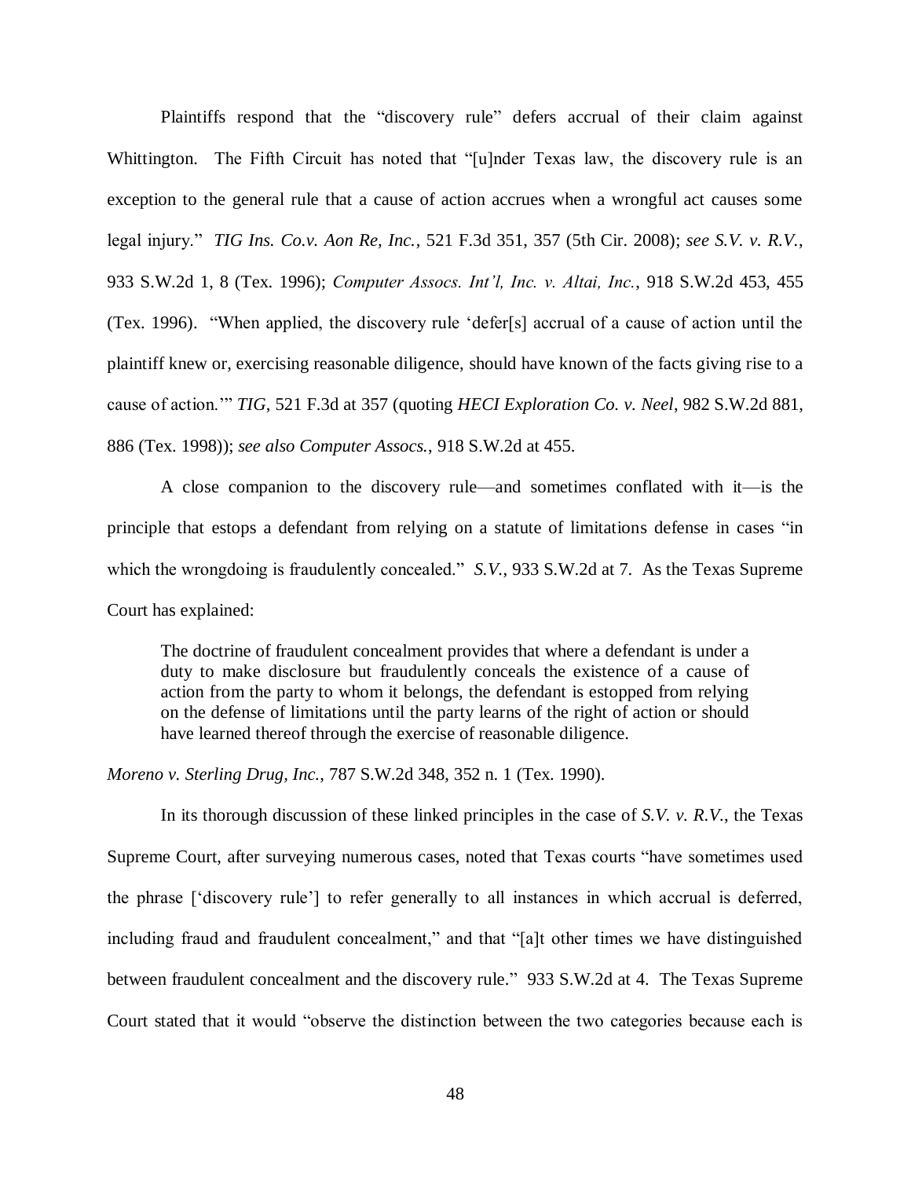Plaintiffs respond that the "discovery rule" defers accrual of their claim against Whittington. The Fifth Circuit has noted that "[u]nder Texas law, the discovery rule is an exception to the general rule that a cause of action accrues when a wrongful act causes some legal injury." *TIG Ins. Co.v. Aon Re, Inc.*, 521 F.3d 351, 357 (5th Cir. 2008); *see S.V. v. R.V.*, 933 S.W.2d 1, 8 (Tex. 1996); *Computer Assocs. Int'l, Inc. v. Altai, Inc.*, 918 S.W.2d 453, 455 (Tex. 1996). "When applied, the discovery rule 'defer[s] accrual of a cause of action until the plaintiff knew or, exercising reasonable diligence, should have known of the facts giving rise to a cause of action.'" *TIG*, 521 F.3d at 357 (quoting *HECI Exploration Co. v. Neel*, 982 S.W.2d 881, 886 (Tex. 1998)); *see also Computer Assocs.*, 918 S.W.2d at 455.

A close companion to the discovery rule—and sometimes conflated with it—is the principle that estops a defendant from relying on a statute of limitations defense in cases "in which the wrongdoing is fraudulently concealed." *S.V.*, 933 S.W.2d at 7. As the Texas Supreme Court has explained:

> The doctrine of fraudulent concealment provides that where a defendant is under a duty to make disclosure but fraudulently conceals the existence of a cause of action from the party to whom it belongs, the defendant is estopped from relying on the defense of limitations until the party learns of the right of action or should have learned thereof through the exercise of reasonable diligence.

*Moreno v. Sterling Drug, Inc.*, 787 S.W.2d 348, 352 n. 1 (Tex. 1990).

In its thorough discussion of these linked principles in the case of *S.V. v. R.V.*, the Texas Supreme Court, after surveying numerous cases, noted that Texas courts "have sometimes used the phrase ['discovery rule'] to refer generally to all instances in which accrual is deferred, including fraud and fraudulent concealment," and that "[a]t other times we have distinguished between fraudulent concealment and the discovery rule." 933 S.W.2d at 4. The Texas Supreme Court stated that it would "observe the distinction between the two categories because each is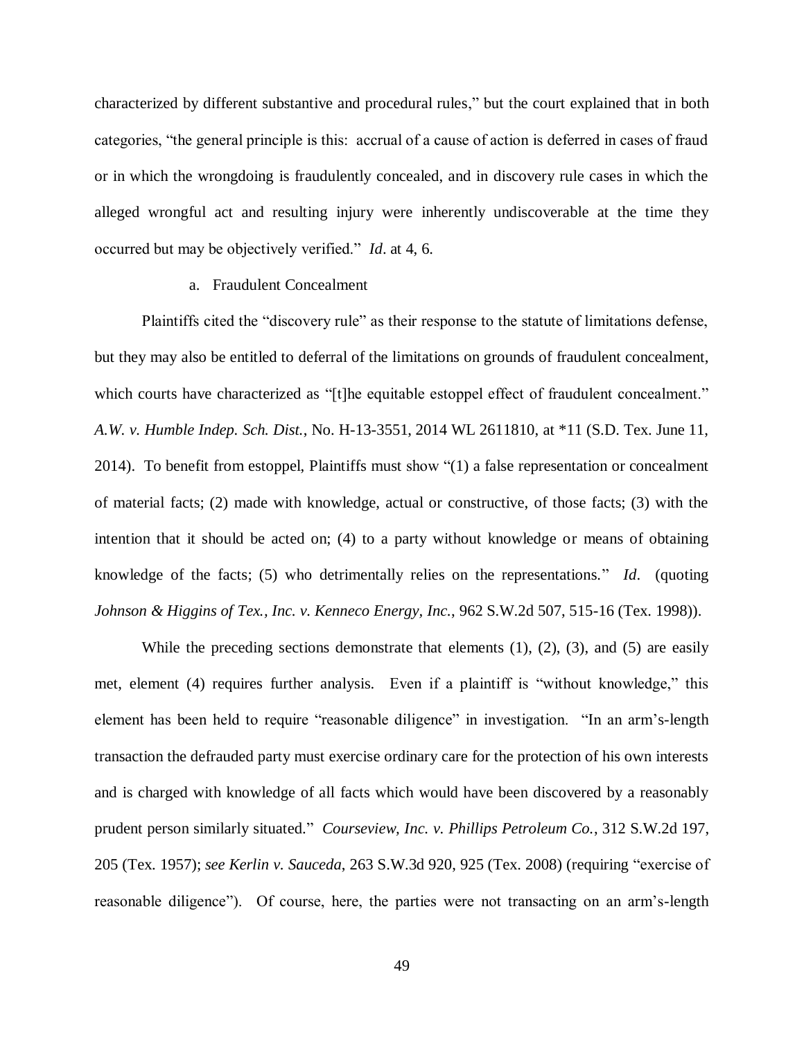characterized by different substantive and procedural rules," but the court explained that in both categories, "the general principle is this: accrual of a cause of action is deferred in cases of fraud or in which the wrongdoing is fraudulently concealed, and in discovery rule cases in which the alleged wrongful act and resulting injury were inherently undiscoverable at the time they occurred but may be objectively verified." *Id*. at 4, 6.

a. Fraudulent Concealment

Plaintiffs cited the "discovery rule" as their response to the statute of limitations defense, but they may also be entitled to deferral of the limitations on grounds of fraudulent concealment, which courts have characterized as "[t]he equitable estoppel effect of fraudulent concealment." *A.W. v. Humble Indep. Sch. Dist.*, No. H-13-3551, 2014 WL 2611810, at *11 (S.D. Tex. June 11, 2014). To benefit from estoppel, Plaintiffs must show "(1) a false representation or concealment of material facts; (2) made with knowledge, actual or constructive, of those facts; (3) with the intention that it should be acted on; (4) to a party without knowledge or means of obtaining knowledge of the facts; (5) who detrimentally relies on the representations." *Id*. (quoting *Johnson & Higgins of Tex., Inc. v. Kenneco Energy, Inc.*, 962 S.W.2d 507, 515-16 (Tex. 1998)).

While the preceding sections demonstrate that elements (1), (2), (3), and (5) are easily met, element (4) requires further analysis. Even if a plaintiff is "without knowledge," this element has been held to require "reasonable diligence" in investigation. "In an arm's-length transaction the defrauded party must exercise ordinary care for the protection of his own interests and is charged with knowledge of all facts which would have been discovered by a reasonably prudent person similarly situated." *Courseview, Inc. v. Phillips Petroleum Co.*, 312 S.W.2d 197, 205 (Tex. 1957); *see Kerlin v. Sauceda*, 263 S.W.3d 920, 925 (Tex. 2008) (requiring "exercise of reasonable diligence"). Of course, here, the parties were not transacting on an arm's-length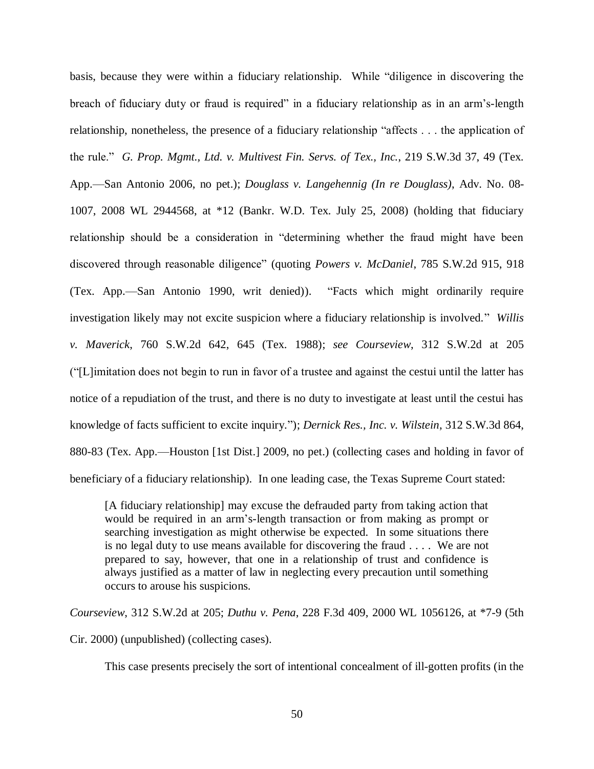basis, because they were within a fiduciary relationship. While "diligence in discovering the breach of fiduciary duty or fraud is required" in a fiduciary relationship as in an arm's-length relationship, nonetheless, the presence of a fiduciary relationship "affects . . . the application of the rule." *G. Prop. Mgmt., Ltd. v. Multivest Fin. Servs. of Tex., Inc.*, 219 S.W.3d 37, 49 (Tex. App.—San Antonio 2006, no pet.); *Douglass v. Langehennig (In re Douglass)*, Adv. No. 08-1007, 2008 WL 2944568, at *12 (Bankr. W.D. Tex. July 25, 2008) (holding that fiduciary relationship should be a consideration in "determining whether the fraud might have been discovered through reasonable diligence" (quoting *Powers v. McDaniel*, 785 S.W.2d 915, 918 (Tex. App.—San Antonio 1990, writ denied)). "Facts which might ordinarily require investigation likely may not excite suspicion where a fiduciary relationship is involved." *Willis v. Maverick*, 760 S.W.2d 642, 645 (Tex. 1988); *see Courseview*, 312 S.W.2d at 205 ("[L]imitation does not begin to run in favor of a trustee and against the cestui until the latter has notice of a repudiation of the trust, and there is no duty to investigate at least until the cestui has knowledge of facts sufficient to excite inquiry."); *Dernick Res., Inc. v. Wilstein*, 312 S.W.3d 864, 880-83 (Tex. App.—Houston [1st Dist.] 2009, no pet.) (collecting cases and holding in favor of beneficiary of a fiduciary relationship). In one leading case, the Texas Supreme Court stated:

> [A fiduciary relationship] may excuse the defrauded party from taking action that would be required in an arm's-length transaction or from making as prompt or searching investigation as might otherwise be expected. In some situations there is no legal duty to use means available for discovering the fraud . . . . We are not prepared to say, however, that one in a relationship of trust and confidence is always justified as a matter of law in neglecting every precaution until something occurs to arouse his suspicions.

*Courseview*, 312 S.W.2d at 205; *Duthu v. Pena*, 228 F.3d 409, 2000 WL 1056126, at *7-9 (5th Cir. 2000) (unpublished) (collecting cases).

This case presents precisely the sort of intentional concealment of ill-gotten profits (in the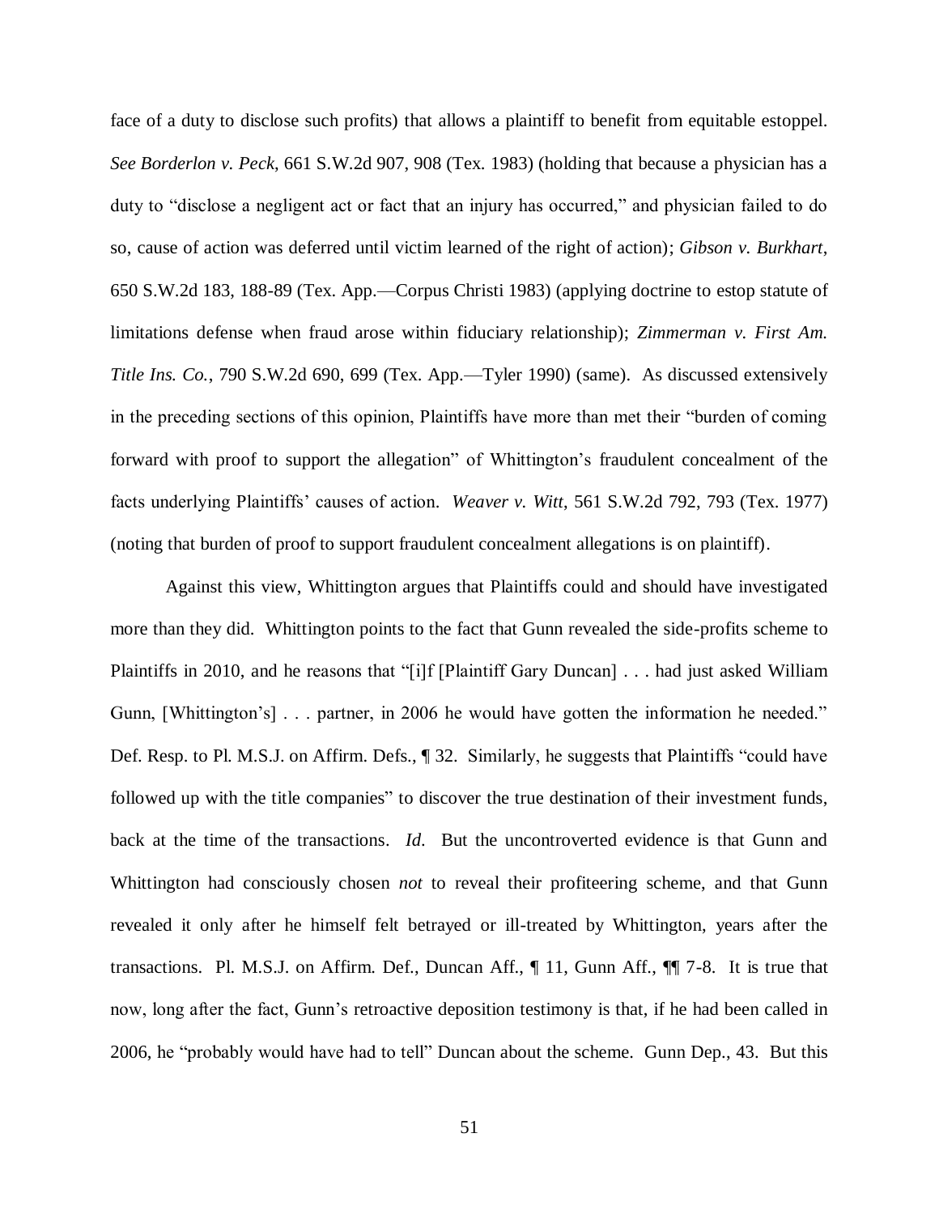face of a duty to disclose such profits) that allows a plaintiff to benefit from equitable estoppel. *See Borderlon v. Peck*, 661 S.W.2d 907, 908 (Tex. 1983) (holding that because a physician has a duty to "disclose a negligent act or fact that an injury has occurred," and physician failed to do so, cause of action was deferred until victim learned of the right of action); *Gibson v. Burkhart*, 650 S.W.2d 183, 188-89 (Tex. App.—Corpus Christi 1983) (applying doctrine to estop statute of limitations defense when fraud arose within fiduciary relationship); *Zimmerman v. First Am. Title Ins. Co.*, 790 S.W.2d 690, 699 (Tex. App.—Tyler 1990) (same). As discussed extensively in the preceding sections of this opinion, Plaintiffs have more than met their "burden of coming forward with proof to support the allegation" of Whittington's fraudulent concealment of the facts underlying Plaintiffs' causes of action. *Weaver v. Witt*, 561 S.W.2d 792, 793 (Tex. 1977) (noting that burden of proof to support fraudulent concealment allegations is on plaintiff).

Against this view, Whittington argues that Plaintiffs could and should have investigated more than they did. Whittington points to the fact that Gunn revealed the side-profits scheme to Plaintiffs in 2010, and he reasons that "[i]f [Plaintiff Gary Duncan] . . . had just asked William Gunn, [Whittington's] . . . partner, in 2006 he would have gotten the information he needed." Def. Resp. to Pl. M.S.J. on Affirm. Defs., ¶ 32. Similarly, he suggests that Plaintiffs "could have followed up with the title companies" to discover the true destination of their investment funds, back at the time of the transactions. *Id*. But the uncontroverted evidence is that Gunn and Whittington had consciously chosen *not* to reveal their profiteering scheme, and that Gunn revealed it only after he himself felt betrayed or ill-treated by Whittington, years after the transactions. Pl. M.S.J. on Affirm. Def., Duncan Aff., ¶ 11, Gunn Aff., ¶¶ 7-8. It is true that now, long after the fact, Gunn's retroactive deposition testimony is that, if he had been called in 2006, he "probably would have had to tell" Duncan about the scheme. Gunn Dep., 43. But this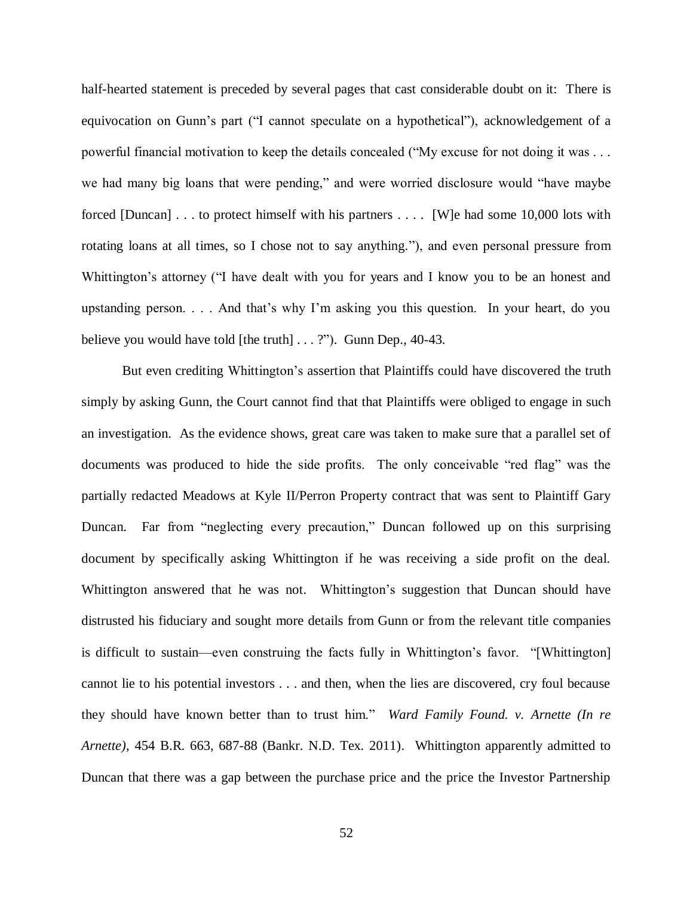half-hearted statement is preceded by several pages that cast considerable doubt on it: There is equivocation on Gunn's part ("I cannot speculate on a hypothetical"), acknowledgement of a powerful financial motivation to keep the details concealed ("My excuse for not doing it was . . . we had many big loans that were pending," and were worried disclosure would "have maybe forced [Duncan] . . . to protect himself with his partners . . . . [W]e had some 10,000 lots with rotating loans at all times, so I chose not to say anything."), and even personal pressure from Whittington's attorney ("I have dealt with you for years and I know you to be an honest and upstanding person. . . . And that's why I'm asking you this question. In your heart, do you believe you would have told [the truth] . . . ?"). Gunn Dep., 40-43.

But even crediting Whittington's assertion that Plaintiffs could have discovered the truth simply by asking Gunn, the Court cannot find that that Plaintiffs were obliged to engage in such an investigation. As the evidence shows, great care was taken to make sure that a parallel set of documents was produced to hide the side profits. The only conceivable "red flag" was the partially redacted Meadows at Kyle II/Perron Property contract that was sent to Plaintiff Gary Duncan. Far from "neglecting every precaution," Duncan followed up on this surprising document by specifically asking Whittington if he was receiving a side profit on the deal. Whittington answered that he was not. Whittington's suggestion that Duncan should have distrusted his fiduciary and sought more details from Gunn or from the relevant title companies is difficult to sustain—even construing the facts fully in Whittington's favor. "[Whittington] cannot lie to his potential investors . . . and then, when the lies are discovered, cry foul because they should have known better than to trust him." *Ward Family Found. v. Arnette (In re Arnette)*, 454 B.R. 663, 687-88 (Bankr. N.D. Tex. 2011). Whittington apparently admitted to Duncan that there was a gap between the purchase price and the price the Investor Partnership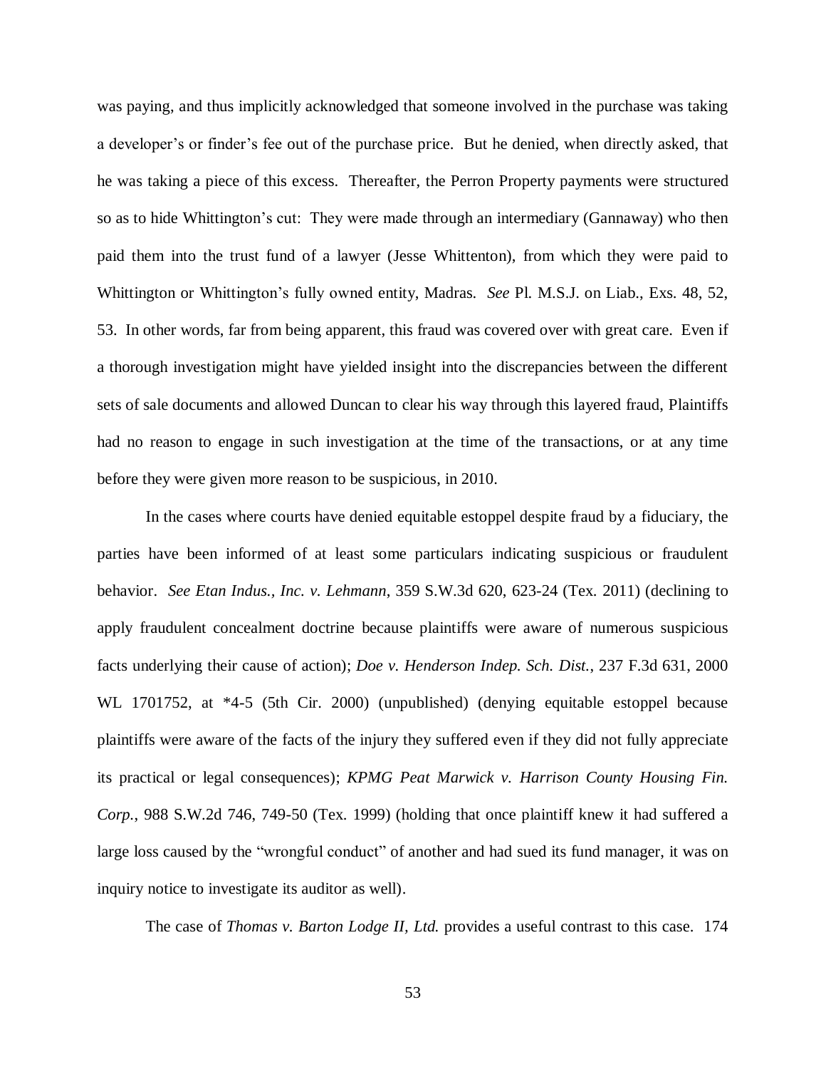was paying, and thus implicitly acknowledged that someone involved in the purchase was taking a developer's or finder's fee out of the purchase price. But he denied, when directly asked, that he was taking a piece of this excess. Thereafter, the Perron Property payments were structured so as to hide Whittington's cut: They were made through an intermediary (Gannaway) who then paid them into the trust fund of a lawyer (Jesse Whittenton), from which they were paid to Whittington or Whittington's fully owned entity, Madras. *See* Pl. M.S.J. on Liab., Exs. 48, 52, 53. In other words, far from being apparent, this fraud was covered over with great care. Even if a thorough investigation might have yielded insight into the discrepancies between the different sets of sale documents and allowed Duncan to clear his way through this layered fraud, Plaintiffs had no reason to engage in such investigation at the time of the transactions, or at any time before they were given more reason to be suspicious, in 2010.

In the cases where courts have denied equitable estoppel despite fraud by a fiduciary, the parties have been informed of at least some particulars indicating suspicious or fraudulent behavior. *See Etan Indus., Inc. v. Lehmann*, 359 S.W.3d 620, 623-24 (Tex. 2011) (declining to apply fraudulent concealment doctrine because plaintiffs were aware of numerous suspicious facts underlying their cause of action); *Doe v. Henderson Indep. Sch. Dist.*, 237 F.3d 631, 2000 WL 1701752, at *4-5 (5th Cir. 2000) (unpublished) (denying equitable estoppel because plaintiffs were aware of the facts of the injury they suffered even if they did not fully appreciate its practical or legal consequences); *KPMG Peat Marwick v. Harrison County Housing Fin. Corp.*, 988 S.W.2d 746, 749-50 (Tex. 1999) (holding that once plaintiff knew it had suffered a large loss caused by the "wrongful conduct" of another and had sued its fund manager, it was on inquiry notice to investigate its auditor as well).

The case of *Thomas v. Barton Lodge II, Ltd.* provides a useful contrast to this case. 174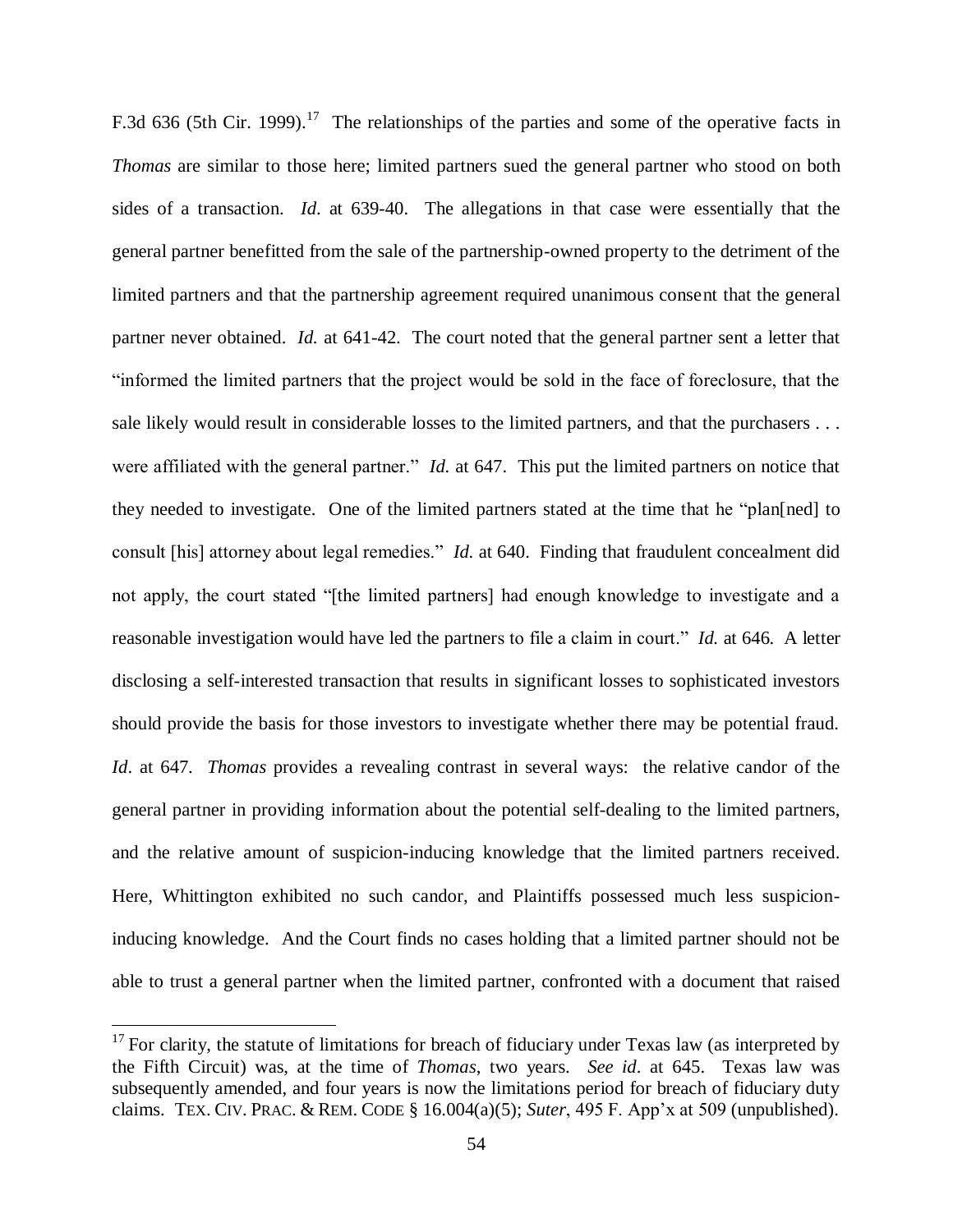F.3d 636 (5th Cir. 1999).[17] The relationships of the parties and some of the operative facts in *Thomas* are similar to those here; limited partners sued the general partner who stood on both sides of a transaction. *Id.* at 639-40. The allegations in that case were essentially that the general partner benefitted from the sale of the partnership-owned property to the detriment of the limited partners and that the partnership agreement required unanimous consent that the general partner never obtained. *Id.* at 641-42. The court noted that the general partner sent a letter that "informed the limited partners that the project would be sold in the face of foreclosure, that the sale likely would result in considerable losses to the limited partners, and that the purchasers . . . were affiliated with the general partner." *Id.* at 647. This put the limited partners on notice that they needed to investigate. One of the limited partners stated at the time that he "plan[ned] to consult [his] attorney about legal remedies." *Id.* at 640. Finding that fraudulent concealment did not apply, the court stated "[the limited partners] had enough knowledge to investigate and a reasonable investigation would have led the partners to file a claim in court." *Id.* at 646. A letter disclosing a self-interested transaction that results in significant losses to sophisticated investors should provide the basis for those investors to investigate whether there may be potential fraud. *Id*. at 647. *Thomas* provides a revealing contrast in several ways: the relative candor of the general partner in providing information about the potential self-dealing to the limited partners, and the relative amount of suspicion-inducing knowledge that the limited partners received. Here, Whittington exhibited no such candor, and Plaintiffs possessed much less suspicion-inducing knowledge. And the Court finds no cases holding that a limited partner should not be able to trust a general partner when the limited partner, confronted with a document that raised

---

[17] For clarity, the statute of limitations for breach of fiduciary under Texas law (as interpreted by the Fifth Circuit) was, at the time of *Thomas*, two years. *See id*. at 645. Texas law was subsequently amended, and four years is now the limitations period for breach of fiduciary duty claims. TEX. CIV. PRAC. & REM. CODE § 16.004(a)(5); *Suter*, 495 F. App'x at 509 (unpublished).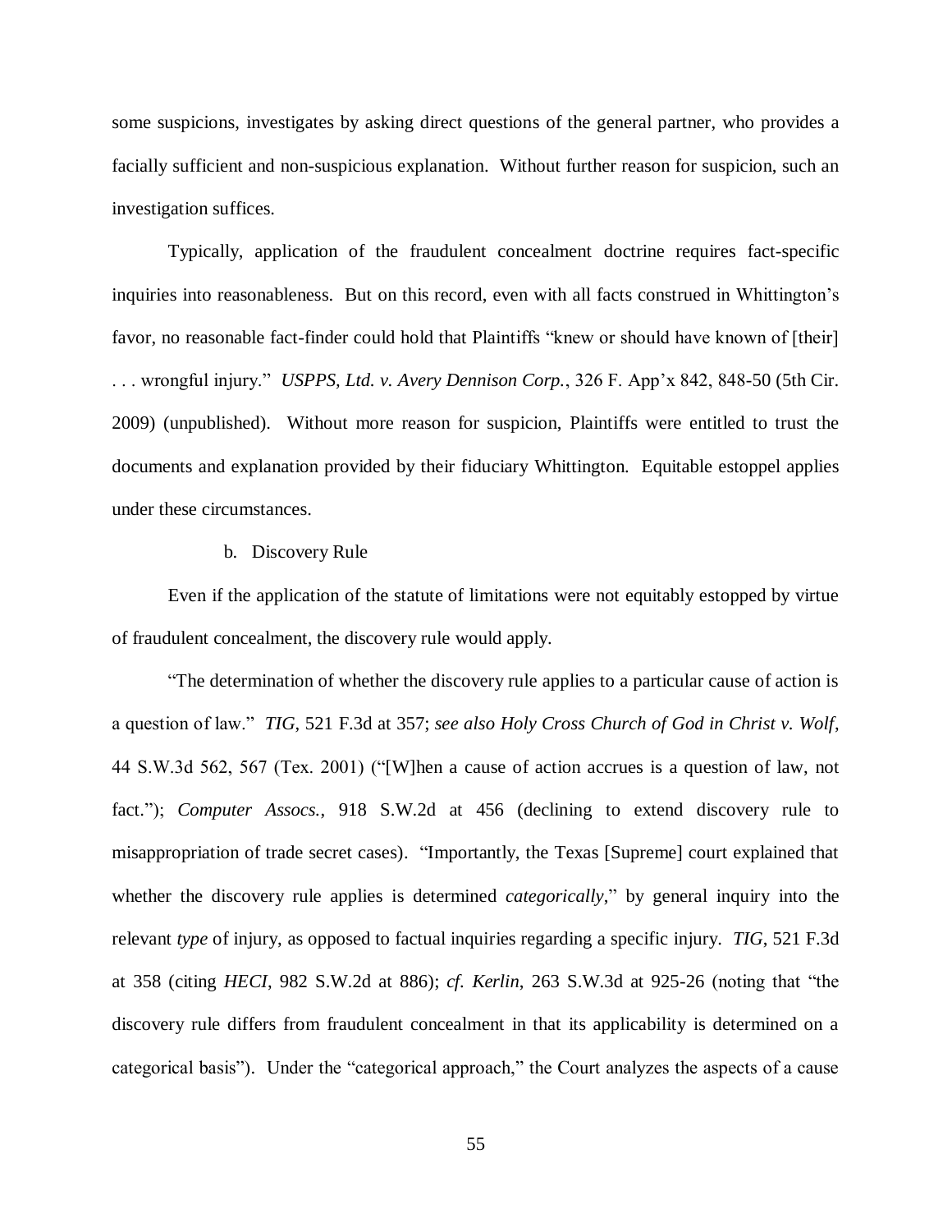some suspicions, investigates by asking direct questions of the general partner, who provides a facially sufficient and non-suspicious explanation. Without further reason for suspicion, such an investigation suffices.

Typically, application of the fraudulent concealment doctrine requires fact-specific inquiries into reasonableness. But on this record, even with all facts construed in Whittington's favor, no reasonable fact-finder could hold that Plaintiffs "knew or should have known of [their] . . . wrongful injury." *USPPS, Ltd. v. Avery Dennison Corp.*, 326 F. App'x 842, 848-50 (5th Cir. 2009) (unpublished). Without more reason for suspicion, Plaintiffs were entitled to trust the documents and explanation provided by their fiduciary Whittington. Equitable estoppel applies under these circumstances.

b. Discovery Rule

Even if the application of the statute of limitations were not equitably estopped by virtue of fraudulent concealment, the discovery rule would apply.

"The determination of whether the discovery rule applies to a particular cause of action is a question of law." *TIG*, 521 F.3d at 357; *see also Holy Cross Church of God in Christ v. Wolf*, 44 S.W.3d 562, 567 (Tex. 2001) ("[W]hen a cause of action accrues is a question of law, not fact."); *Computer Assocs.*, 918 S.W.2d at 456 (declining to extend discovery rule to misappropriation of trade secret cases). "Importantly, the Texas [Supreme] court explained that whether the discovery rule applies is determined *categorically*," by general inquiry into the relevant *type* of injury, as opposed to factual inquiries regarding a specific injury. *TIG*, 521 F.3d at 358 (citing *HECI*, 982 S.W.2d at 886); *cf. Kerlin*, 263 S.W.3d at 925-26 (noting that "the discovery rule differs from fraudulent concealment in that its applicability is determined on a categorical basis"). Under the "categorical approach," the Court analyzes the aspects of a cause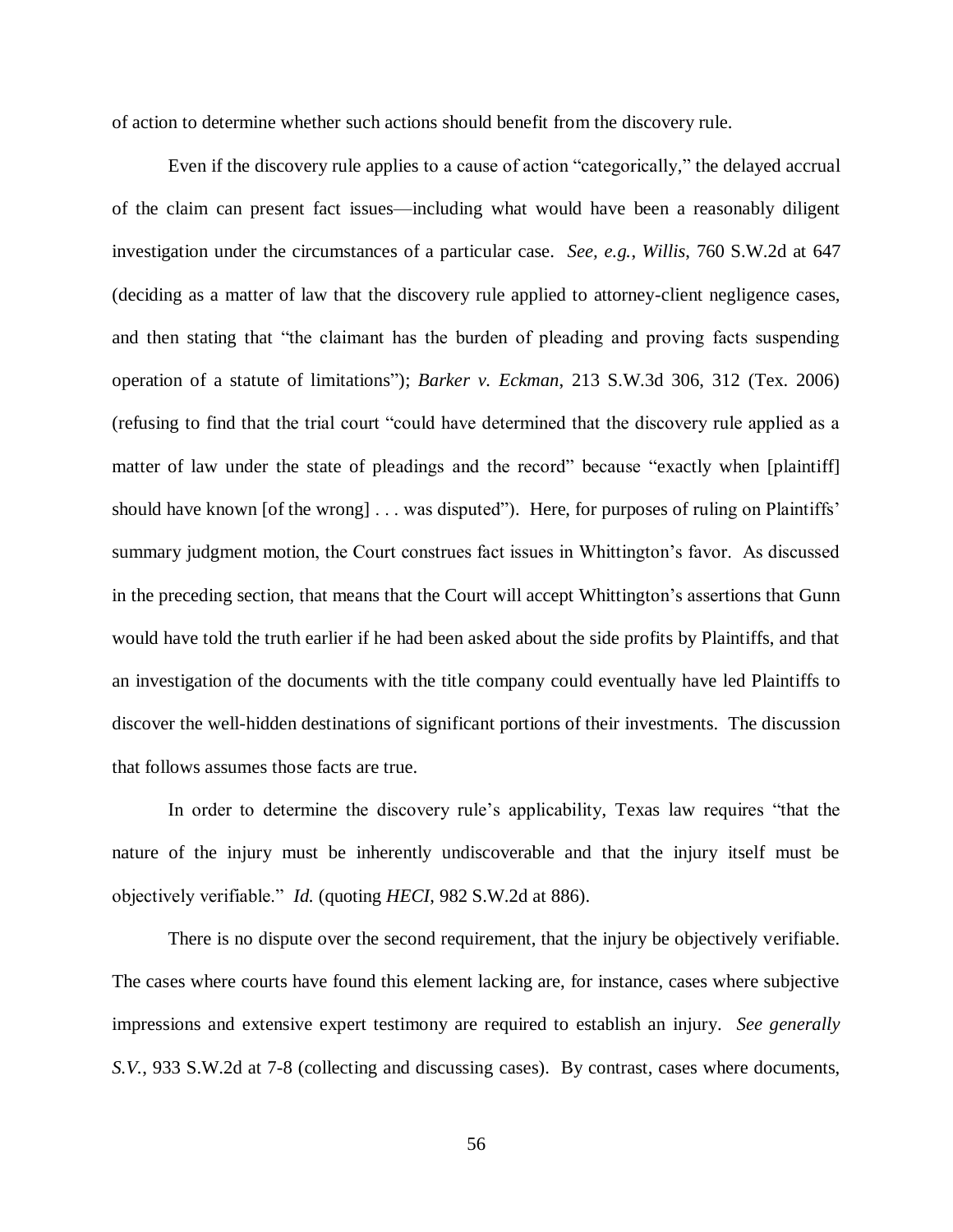of action to determine whether such actions should benefit from the discovery rule.

Even if the discovery rule applies to a cause of action "categorically," the delayed accrual of the claim can present fact issues—including what would have been a reasonably diligent investigation under the circumstances of a particular case. *See, e.g.*, *Willis*, 760 S.W.2d at 647 (deciding as a matter of law that the discovery rule applied to attorney-client negligence cases, and then stating that "the claimant has the burden of pleading and proving facts suspending operation of a statute of limitations"); *Barker v. Eckman*, 213 S.W.3d 306, 312 (Tex. 2006) (refusing to find that the trial court "could have determined that the discovery rule applied as a matter of law under the state of pleadings and the record" because "exactly when [plaintiff] should have known [of the wrong] . . . was disputed"). Here, for purposes of ruling on Plaintiffs' summary judgment motion, the Court construes fact issues in Whittington's favor. As discussed in the preceding section, that means that the Court will accept Whittington's assertions that Gunn would have told the truth earlier if he had been asked about the side profits by Plaintiffs, and that an investigation of the documents with the title company could eventually have led Plaintiffs to discover the well-hidden destinations of significant portions of their investments. The discussion that follows assumes those facts are true.

In order to determine the discovery rule's applicability, Texas law requires "that the nature of the injury must be inherently undiscoverable and that the injury itself must be objectively verifiable." *Id.* (quoting *HECI*, 982 S.W.2d at 886).

There is no dispute over the second requirement, that the injury be objectively verifiable. The cases where courts have found this element lacking are, for instance, cases where subjective impressions and extensive expert testimony are required to establish an injury. *See generally S.V.*, 933 S.W.2d at 7-8 (collecting and discussing cases). By contrast, cases where documents,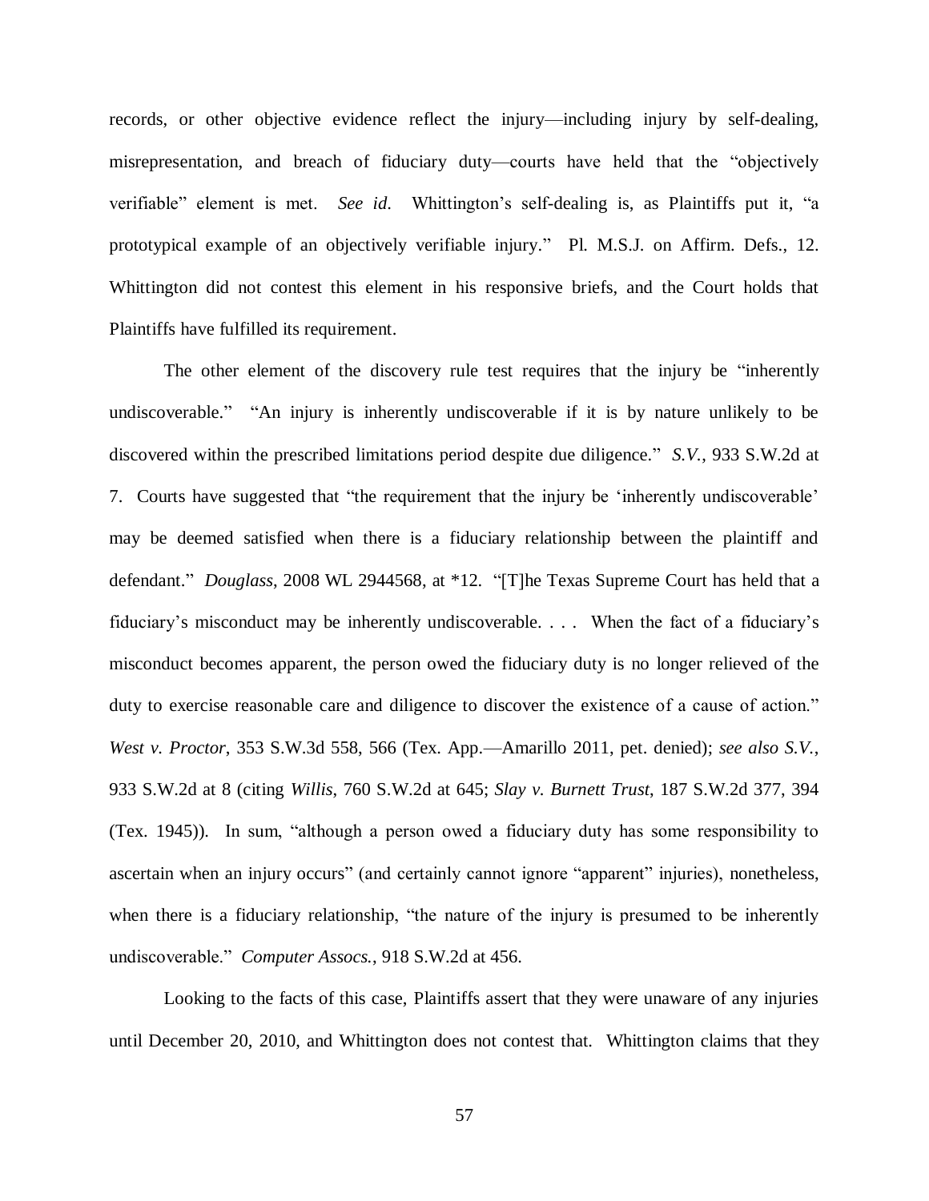records, or other objective evidence reflect the injury—including injury by self-dealing, misrepresentation, and breach of fiduciary duty—courts have held that the "objectively verifiable" element is met. *See id.* Whittington's self-dealing is, as Plaintiffs put it, "a prototypical example of an objectively verifiable injury." Pl. M.S.J. on Affirm. Defs., 12. Whittington did not contest this element in his responsive briefs, and the Court holds that Plaintiffs have fulfilled its requirement.

The other element of the discovery rule test requires that the injury be "inherently undiscoverable." "An injury is inherently undiscoverable if it is by nature unlikely to be discovered within the prescribed limitations period despite due diligence." *S.V.*, 933 S.W.2d at 7. Courts have suggested that "the requirement that the injury be 'inherently undiscoverable' may be deemed satisfied when there is a fiduciary relationship between the plaintiff and defendant." *Douglass*, 2008 WL 2944568, at *12. "[T]he Texas Supreme Court has held that a fiduciary's misconduct may be inherently undiscoverable. . . . When the fact of a fiduciary's misconduct becomes apparent, the person owed the fiduciary duty is no longer relieved of the duty to exercise reasonable care and diligence to discover the existence of a cause of action." *West v. Proctor*, 353 S.W.3d 558, 566 (Tex. App.—Amarillo 2011, pet. denied); *see also S.V.*, 933 S.W.2d at 8 (citing *Willis*, 760 S.W.2d at 645; *Slay v. Burnett Trust*, 187 S.W.2d 377, 394 (Tex. 1945)). In sum, "although a person owed a fiduciary duty has some responsibility to ascertain when an injury occurs" (and certainly cannot ignore "apparent" injuries), nonetheless, when there is a fiduciary relationship, "the nature of the injury is presumed to be inherently undiscoverable." *Computer Assocs.*, 918 S.W.2d at 456.

Looking to the facts of this case, Plaintiffs assert that they were unaware of any injuries until December 20, 2010, and Whittington does not contest that. Whittington claims that they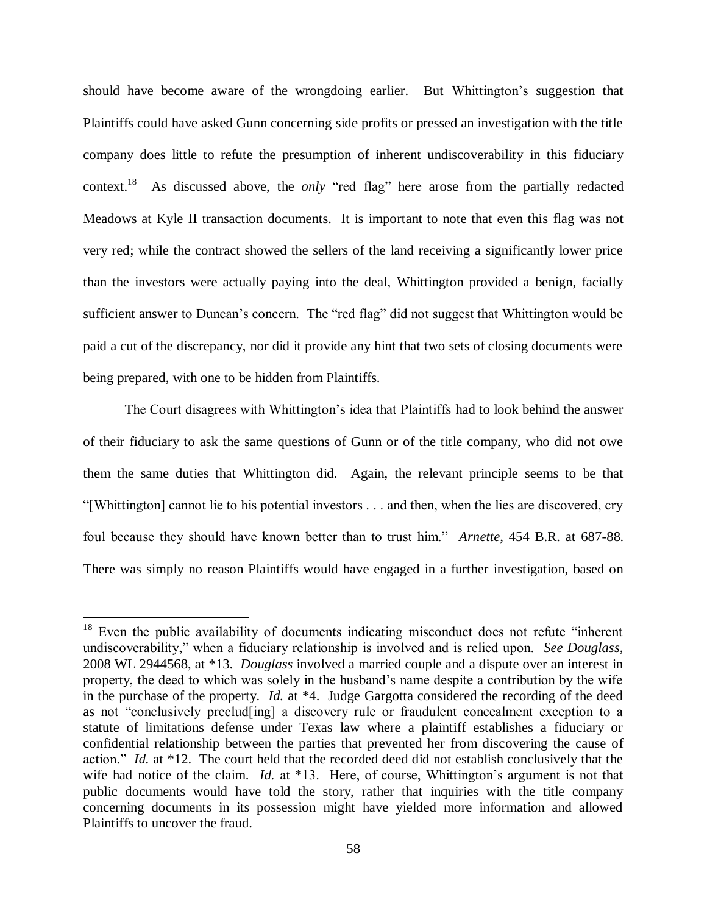should have become aware of the wrongdoing earlier. But Whittington's suggestion that Plaintiffs could have asked Gunn concerning side profits or pressed an investigation with the title company does little to refute the presumption of inherent undiscoverability in this fiduciary context.[18] As discussed above, the *only* "red flag" here arose from the partially redacted Meadows at Kyle II transaction documents. It is important to note that even this flag was not very red; while the contract showed the sellers of the land receiving a significantly lower price than the investors were actually paying into the deal, Whittington provided a benign, facially sufficient answer to Duncan's concern. The "red flag" did not suggest that Whittington would be paid a cut of the discrepancy, nor did it provide any hint that two sets of closing documents were being prepared, with one to be hidden from Plaintiffs.

The Court disagrees with Whittington's idea that Plaintiffs had to look behind the answer of their fiduciary to ask the same questions of Gunn or of the title company, who did not owe them the same duties that Whittington did. Again, the relevant principle seems to be that "[Whittington] cannot lie to his potential investors . . . and then, when the lies are discovered, cry foul because they should have known better than to trust him." *Arnette,* 454 B.R. at 687-88. There was simply no reason Plaintiffs would have engaged in a further investigation, based on

---

[18] Even the public availability of documents indicating misconduct does not refute "inherent undiscoverability," when a fiduciary relationship is involved and is relied upon. *See Douglass*, 2008 WL 2944568, at \*13. *Douglass* involved a married couple and a dispute over an interest in property, the deed to which was solely in the husband's name despite a contribution by the wife in the purchase of the property. *Id.* at \*4. Judge Gargotta considered the recording of the deed as not "conclusively preclud[ing] a discovery rule or fraudulent concealment exception to a statute of limitations defense under Texas law where a plaintiff establishes a fiduciary or confidential relationship between the parties that prevented her from discovering the cause of action." *Id.* at \*12. The court held that the recorded deed did not establish conclusively that the wife had notice of the claim. *Id.* at \*13. Here, of course, Whittington's argument is not that public documents would have told the story, rather that inquiries with the title company concerning documents in its possession might have yielded more information and allowed Plaintiffs to uncover the fraud.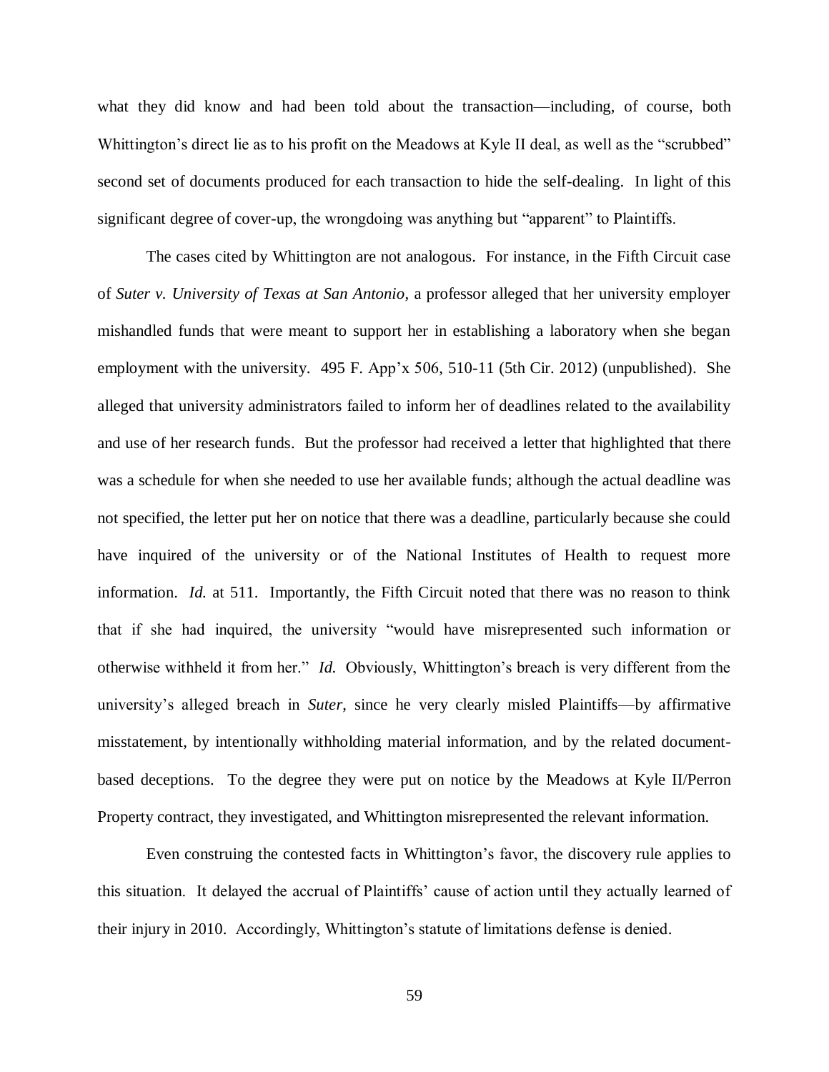what they did know and had been told about the transaction—including, of course, both Whittington's direct lie as to his profit on the Meadows at Kyle II deal, as well as the "scrubbed" second set of documents produced for each transaction to hide the self-dealing. In light of this significant degree of cover-up, the wrongdoing was anything but "apparent" to Plaintiffs.

The cases cited by Whittington are not analogous. For instance, in the Fifth Circuit case of *Suter v. University of Texas at San Antonio*, a professor alleged that her university employer mishandled funds that were meant to support her in establishing a laboratory when she began employment with the university. 495 F. App'x 506, 510-11 (5th Cir. 2012) (unpublished). She alleged that university administrators failed to inform her of deadlines related to the availability and use of her research funds. But the professor had received a letter that highlighted that there was a schedule for when she needed to use her available funds; although the actual deadline was not specified, the letter put her on notice that there was a deadline, particularly because she could have inquired of the university or of the National Institutes of Health to request more information. *Id.* at 511. Importantly, the Fifth Circuit noted that there was no reason to think that if she had inquired, the university "would have misrepresented such information or otherwise withheld it from her." *Id.* Obviously, Whittington's breach is very different from the university's alleged breach in *Suter*, since he very clearly misled Plaintiffs—by affirmative misstatement, by intentionally withholding material information, and by the related document-based deceptions. To the degree they were put on notice by the Meadows at Kyle II/Perron Property contract, they investigated, and Whittington misrepresented the relevant information.

Even construing the contested facts in Whittington's favor, the discovery rule applies to this situation. It delayed the accrual of Plaintiffs' cause of action until they actually learned of their injury in 2010. Accordingly, Whittington's statute of limitations defense is denied.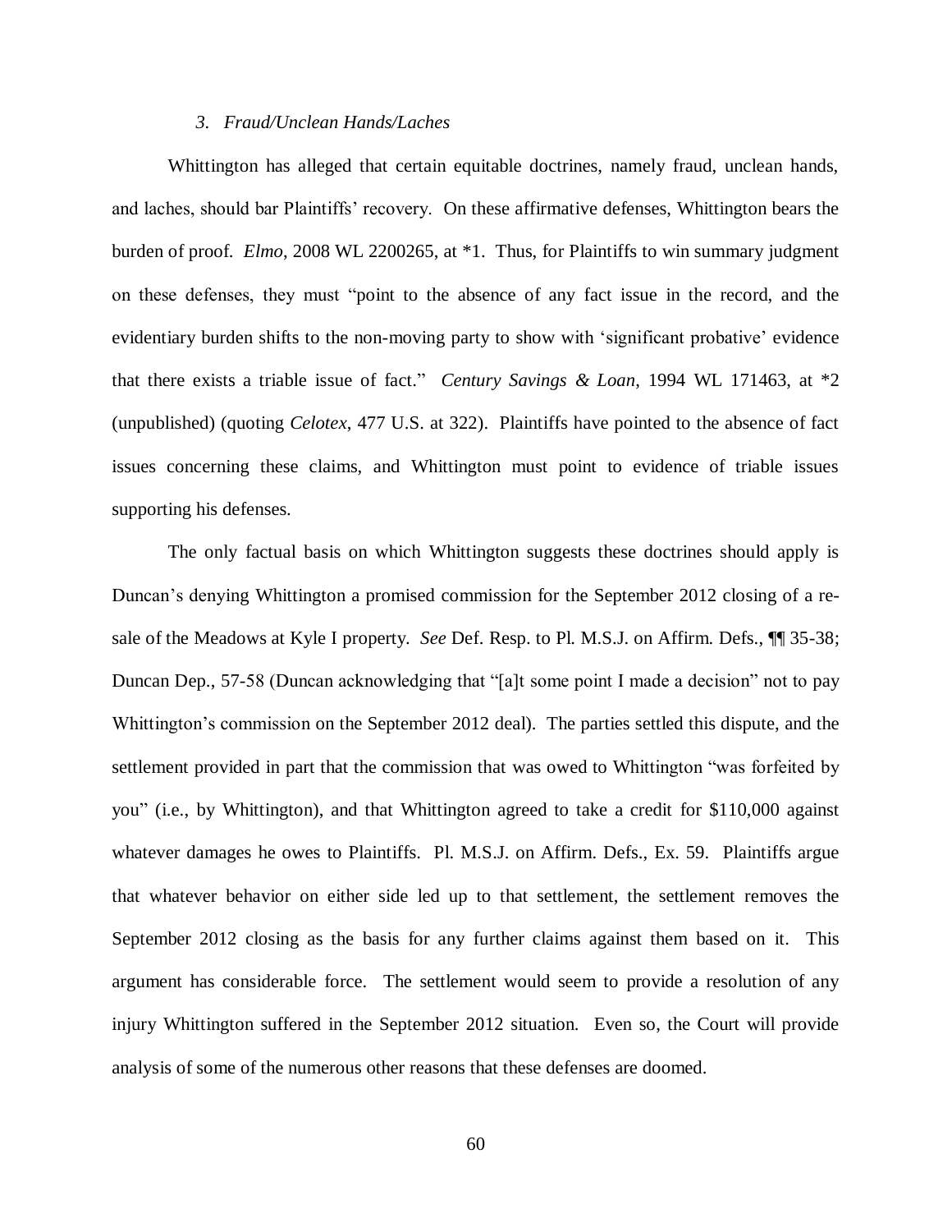### *3. Fraud/Unclean Hands/Laches*

Whittington has alleged that certain equitable doctrines, namely fraud, unclean hands, and laches, should bar Plaintiffs' recovery. On these affirmative defenses, Whittington bears the burden of proof. *Elmo*, 2008 WL 2200265, at *1. Thus, for Plaintiffs to win summary judgment on these defenses, they must "point to the absence of any fact issue in the record, and the evidentiary burden shifts to the non-moving party to show with 'significant probative' evidence that there exists a triable issue of fact." *Century Savings & Loan*, 1994 WL 171463, at *2 (unpublished) (quoting *Celotex*, 477 U.S. at 322). Plaintiffs have pointed to the absence of fact issues concerning these claims, and Whittington must point to evidence of triable issues supporting his defenses.

The only factual basis on which Whittington suggests these doctrines should apply is Duncan's denying Whittington a promised commission for the September 2012 closing of a re-sale of the Meadows at Kyle I property. *See* Def. Resp. to Pl. M.S.J. on Affirm. Defs., ¶¶ 35-38; Duncan Dep., 57-58 (Duncan acknowledging that "[a]t some point I made a decision" not to pay Whittington's commission on the September 2012 deal). The parties settled this dispute, and the settlement provided in part that the commission that was owed to Whittington "was forfeited by you" (i.e., by Whittington), and that Whittington agreed to take a credit for $110,000 against whatever damages he owes to Plaintiffs. Pl. M.S.J. on Affirm. Defs., Ex. 59. Plaintiffs argue that whatever behavior on either side led up to that settlement, the settlement removes the September 2012 closing as the basis for any further claims against them based on it. This argument has considerable force. The settlement would seem to provide a resolution of any injury Whittington suffered in the September 2012 situation. Even so, the Court will provide analysis of some of the numerous other reasons that these defenses are doomed.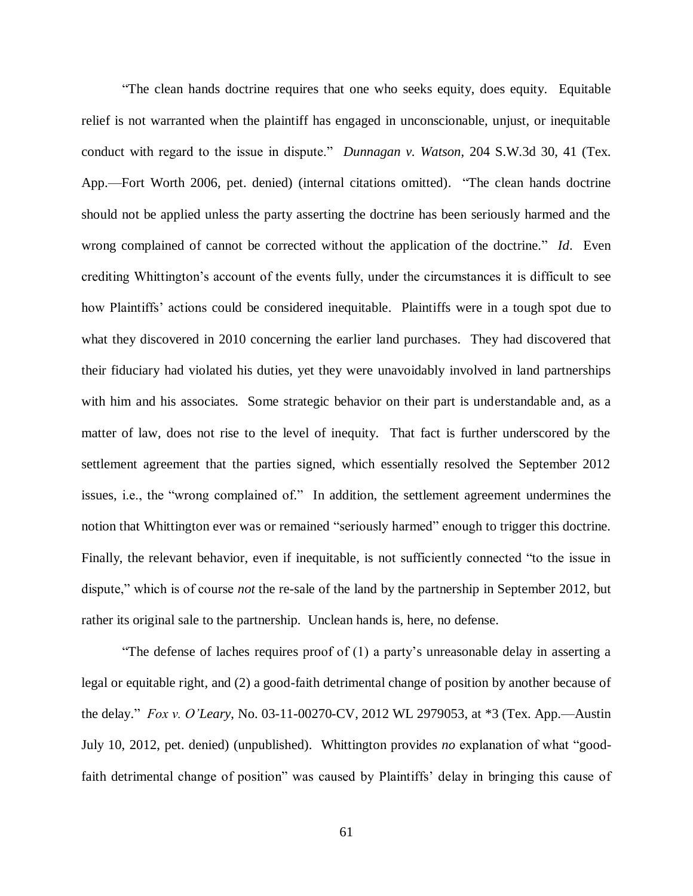"The clean hands doctrine requires that one who seeks equity, does equity. Equitable relief is not warranted when the plaintiff has engaged in unconscionable, unjust, or inequitable conduct with regard to the issue in dispute." *Dunnagan v. Watson*, 204 S.W.3d 30, 41 (Tex. App.—Fort Worth 2006, pet. denied) (internal citations omitted). "The clean hands doctrine should not be applied unless the party asserting the doctrine has been seriously harmed and the wrong complained of cannot be corrected without the application of the doctrine." *Id*. Even crediting Whittington's account of the events fully, under the circumstances it is difficult to see how Plaintiffs' actions could be considered inequitable. Plaintiffs were in a tough spot due to what they discovered in 2010 concerning the earlier land purchases. They had discovered that their fiduciary had violated his duties, yet they were unavoidably involved in land partnerships with him and his associates. Some strategic behavior on their part is understandable and, as a matter of law, does not rise to the level of inequity. That fact is further underscored by the settlement agreement that the parties signed, which essentially resolved the September 2012 issues, i.e., the "wrong complained of." In addition, the settlement agreement undermines the notion that Whittington ever was or remained "seriously harmed" enough to trigger this doctrine. Finally, the relevant behavior, even if inequitable, is not sufficiently connected "to the issue in dispute," which is of course *not* the re-sale of the land by the partnership in September 2012, but rather its original sale to the partnership. Unclean hands is, here, no defense.

"The defense of laches requires proof of (1) a party's unreasonable delay in asserting a legal or equitable right, and (2) a good-faith detrimental change of position by another because of the delay." *Fox v. O'Leary*, No. 03-11-00270-CV, 2012 WL 2979053, at *3 (Tex. App.—Austin July 10, 2012, pet. denied) (unpublished). Whittington provides *no* explanation of what "good-faith detrimental change of position" was caused by Plaintiffs' delay in bringing this cause of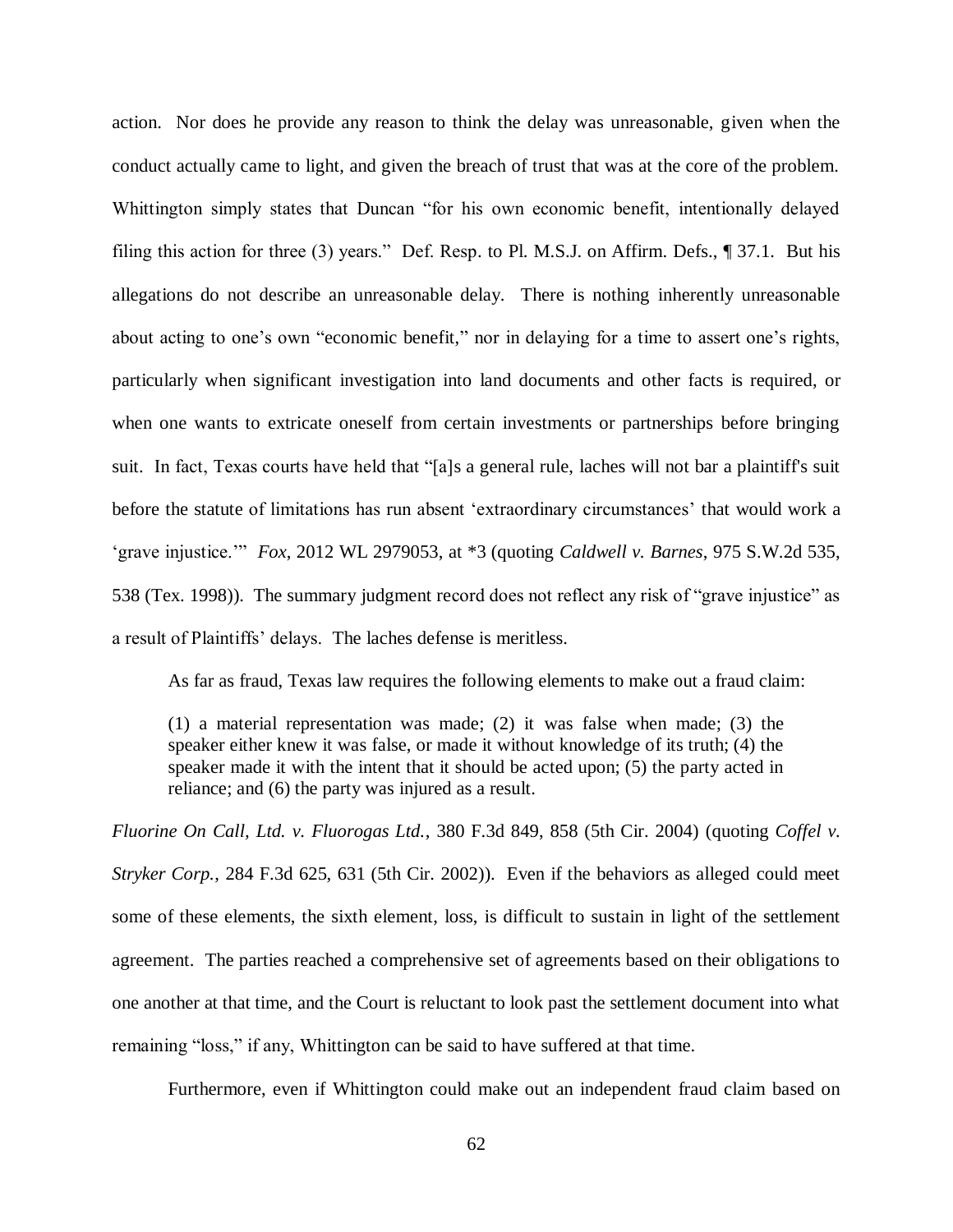action. Nor does he provide any reason to think the delay was unreasonable, given when the conduct actually came to light, and given the breach of trust that was at the core of the problem. Whittington simply states that Duncan "for his own economic benefit, intentionally delayed filing this action for three (3) years." Def. Resp. to Pl. M.S.J. on Affirm. Defs., ¶ 37.1. But his allegations do not describe an unreasonable delay. There is nothing inherently unreasonable about acting to one's own "economic benefit," nor in delaying for a time to assert one's rights, particularly when significant investigation into land documents and other facts is required, or when one wants to extricate oneself from certain investments or partnerships before bringing suit. In fact, Texas courts have held that "[a]s a general rule, laches will not bar a plaintiff's suit before the statute of limitations has run absent 'extraordinary circumstances' that would work a 'grave injustice.'" *Fox*, 2012 WL 2979053, at *3 (quoting *Caldwell v. Barnes*, 975 S.W.2d 535, 538 (Tex. 1998)). The summary judgment record does not reflect any risk of "grave injustice" as a result of Plaintiffs' delays. The laches defense is meritless.

As far as fraud, Texas law requires the following elements to make out a fraud claim:

> (1) a material representation was made; (2) it was false when made; (3) the speaker either knew it was false, or made it without knowledge of its truth; (4) the speaker made it with the intent that it should be acted upon; (5) the party acted in reliance; and (6) the party was injured as a result.

*Fluorine On Call, Ltd. v. Fluorogas Ltd.*, 380 F.3d 849, 858 (5th Cir. 2004) (quoting *Coffel v. Stryker Corp.*, 284 F.3d 625, 631 (5th Cir. 2002)). Even if the behaviors as alleged could meet some of these elements, the sixth element, loss, is difficult to sustain in light of the settlement agreement. The parties reached a comprehensive set of agreements based on their obligations to one another at that time, and the Court is reluctant to look past the settlement document into what remaining "loss," if any, Whittington can be said to have suffered at that time.

Furthermore, even if Whittington could make out an independent fraud claim based on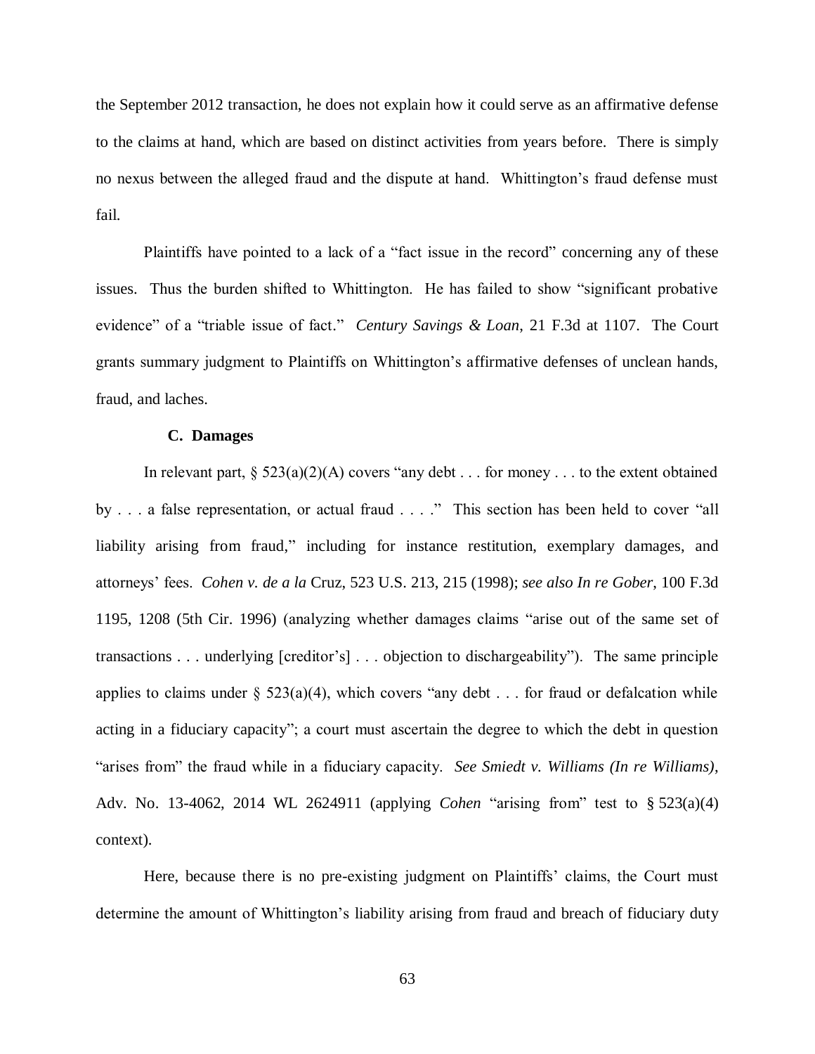the September 2012 transaction, he does not explain how it could serve as an affirmative defense to the claims at hand, which are based on distinct activities from years before. There is simply no nexus between the alleged fraud and the dispute at hand. Whittington's fraud defense must fail.

Plaintiffs have pointed to a lack of a "fact issue in the record" concerning any of these issues. Thus the burden shifted to Whittington. He has failed to show "significant probative evidence" of a "triable issue of fact." *Century Savings & Loan*, 21 F.3d at 1107. The Court grants summary judgment to Plaintiffs on Whittington's affirmative defenses of unclean hands, fraud, and laches.

### C. Damages

In relevant part, § 523(a)(2)(A) covers "any debt . . . for money . . . to the extent obtained by . . . a false representation, or actual fraud . . . ." This section has been held to cover "all liability arising from fraud," including for instance restitution, exemplary damages, and attorneys' fees. *Cohen v. de a la* Cruz, 523 U.S. 213, 215 (1998); *see also In re Gober*, 100 F.3d 1195, 1208 (5th Cir. 1996) (analyzing whether damages claims "arise out of the same set of transactions . . . underlying [creditor's] . . . objection to dischargeability"). The same principle applies to claims under § 523(a)(4), which covers "any debt . . . for fraud or defalcation while acting in a fiduciary capacity"; a court must ascertain the degree to which the debt in question "arises from" the fraud while in a fiduciary capacity. *See Smiedt v. Williams (In re Williams)*, Adv. No. 13-4062, 2014 WL 2624911 (applying *Cohen* "arising from" test to § 523(a)(4) context).

Here, because there is no pre-existing judgment on Plaintiffs' claims, the Court must determine the amount of Whittington's liability arising from fraud and breach of fiduciary duty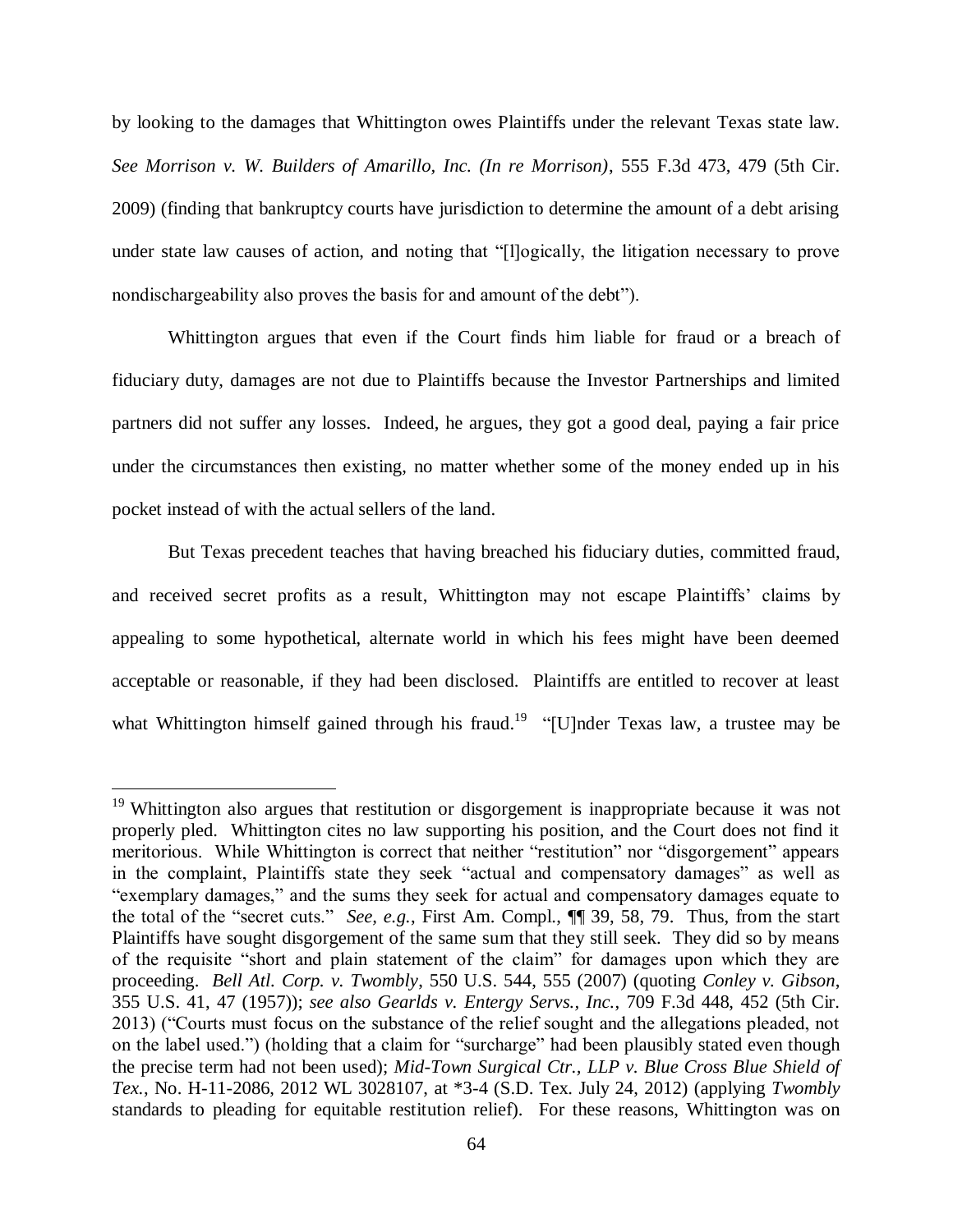by looking to the damages that Whittington owes Plaintiffs under the relevant Texas state law. *See Morrison v. W. Builders of Amarillo, Inc. (In re Morrison)*, 555 F.3d 473, 479 (5th Cir. 2009) (finding that bankruptcy courts have jurisdiction to determine the amount of a debt arising under state law causes of action, and noting that "[l]ogically, the litigation necessary to prove nondischargeability also proves the basis for and amount of the debt").

Whittington argues that even if the Court finds him liable for fraud or a breach of fiduciary duty, damages are not due to Plaintiffs because the Investor Partnerships and limited partners did not suffer any losses. Indeed, he argues, they got a good deal, paying a fair price under the circumstances then existing, no matter whether some of the money ended up in his pocket instead of with the actual sellers of the land.

But Texas precedent teaches that having breached his fiduciary duties, committed fraud, and received secret profits as a result, Whittington may not escape Plaintiffs' claims by appealing to some hypothetical, alternate world in which his fees might have been deemed acceptable or reasonable, if they had been disclosed. Plaintiffs are entitled to recover at least what Whittington himself gained through his fraud.[19] "[U]nder Texas law, a trustee may be

[19] Whittington also argues that restitution or disgorgement is inappropriate because it was not properly pled. Whittington cites no law supporting his position, and the Court does not find it meritorious. While Whittington is correct that neither "restitution" nor "disgorgement" appears in the complaint, Plaintiffs state they seek "actual and compensatory damages" as well as "exemplary damages," and the sums they seek for actual and compensatory damages equate to the total of the "secret cuts." *See, e.g.*, First Am. Compl., ¶¶ 39, 58, 79. Thus, from the start Plaintiffs have sought disgorgement of the same sum that they still seek. They did so by means of the requisite "short and plain statement of the claim" for damages upon which they are proceeding. *Bell Atl. Corp. v. Twombly*, 550 U.S. 544, 555 (2007) (quoting *Conley v. Gibson*, 355 U.S. 41, 47 (1957)); *see also Gearlds v. Entergy Servs., Inc.*, 709 F.3d 448, 452 (5th Cir. 2013) ("Courts must focus on the substance of the relief sought and the allegations pleaded, not on the label used.") (holding that a claim for "surcharge" had been plausibly stated even though the precise term had not been used); *Mid-Town Surgical Ctr., LLP v. Blue Cross Blue Shield of Tex.*, No. H-11-2086, 2012 WL 3028107, at *3-4 (S.D. Tex. July 24, 2012) (applying *Twombly* standards to pleading for equitable restitution relief). For these reasons, Whittington was on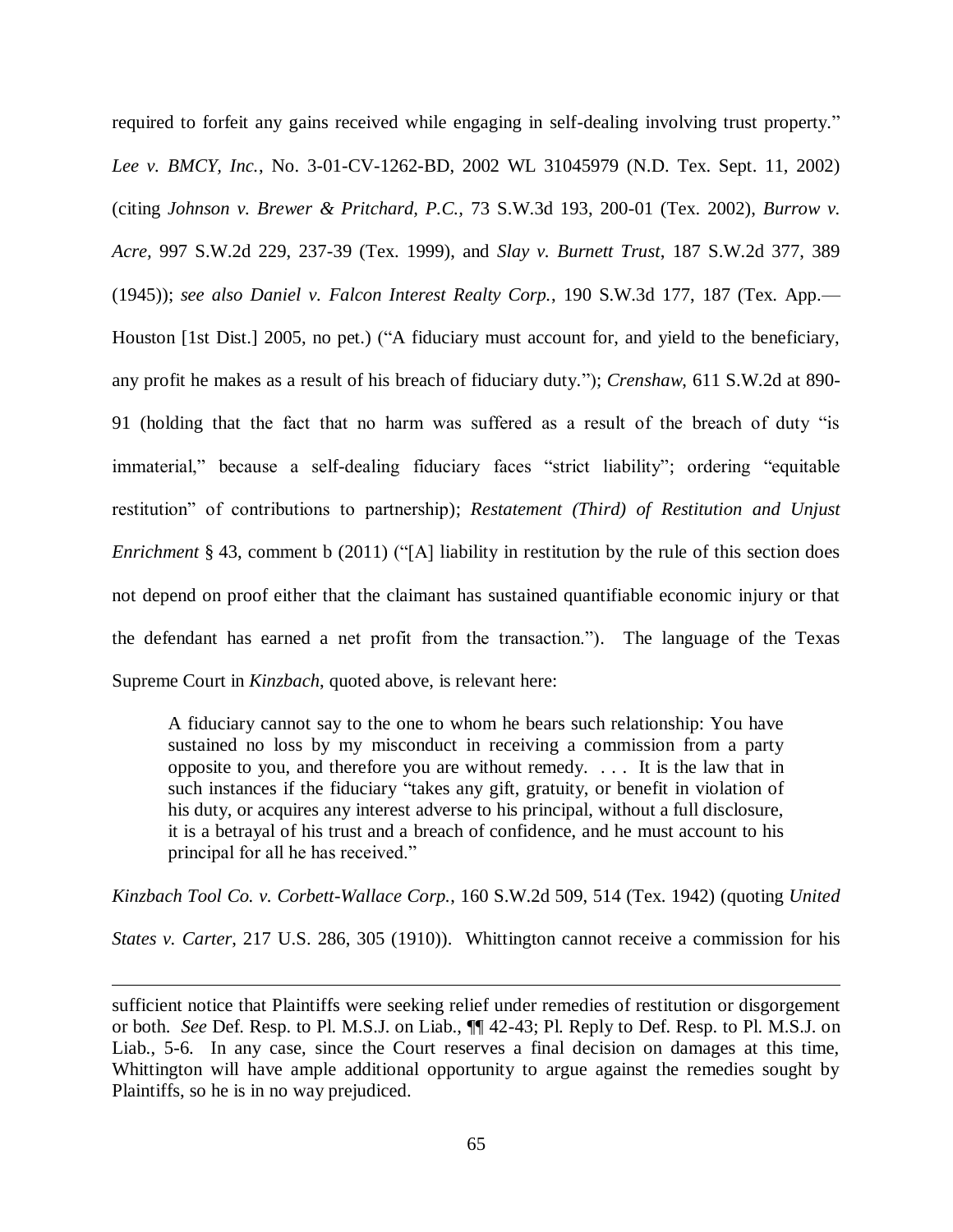required to forfeit any gains received while engaging in self-dealing involving trust property." *Lee v. BMCY, Inc.*, No. 3-01-CV-1262-BD, 2002 WL 31045979 (N.D. Tex. Sept. 11, 2002) (citing *Johnson v. Brewer & Pritchard, P.C.*, 73 S.W.3d 193, 200-01 (Tex. 2002), *Burrow v. Acre*, 997 S.W.2d 229, 237-39 (Tex. 1999), and *Slay v. Burnett Trust*, 187 S.W.2d 377, 389 (1945)); *see also Daniel v. Falcon Interest Realty Corp.*, 190 S.W.3d 177, 187 (Tex. App.—Houston [1st Dist.] 2005, no pet.) ("A fiduciary must account for, and yield to the beneficiary, any profit he makes as a result of his breach of fiduciary duty."); *Crenshaw*, 611 S.W.2d at 890-91 (holding that the fact that no harm was suffered as a result of the breach of duty "is immaterial," because a self-dealing fiduciary faces "strict liability"; ordering "equitable restitution" of contributions to partnership); *Restatement (Third) of Restitution and Unjust Enrichment* § 43, comment b (2011) ("[A] liability in restitution by the rule of this section does not depend on proof either that the claimant has sustained quantifiable economic injury or that the defendant has earned a net profit from the transaction."). The language of the Texas Supreme Court in *Kinzbach*, quoted above, is relevant here:

> A fiduciary cannot say to the one to whom he bears such relationship: You have sustained no loss by my misconduct in receiving a commission from a party opposite to you, and therefore you are without remedy. . . . It is the law that in such instances if the fiduciary "takes any gift, gratuity, or benefit in violation of his duty, or acquires any interest adverse to his principal, without a full disclosure, it is a betrayal of his trust and a breach of confidence, and he must account to his principal for all he has received."

*Kinzbach Tool Co. v. Corbett-Wallace Corp.*, 160 S.W.2d 509, 514 (Tex. 1942) (quoting *United States v. Carter*, 217 U.S. 286, 305 (1910)). Whittington cannot receive a commission for his

---

sufficient notice that Plaintiffs were seeking relief under remedies of restitution or disgorgement or both. *See* Def. Resp. to Pl. M.S.J. on Liab., ¶¶ 42-43; Pl. Reply to Def. Resp. to Pl. M.S.J. on Liab., 5-6. In any case, since the Court reserves a final decision on damages at this time, Whittington will have ample additional opportunity to argue against the remedies sought by Plaintiffs, so he is in no way prejudiced.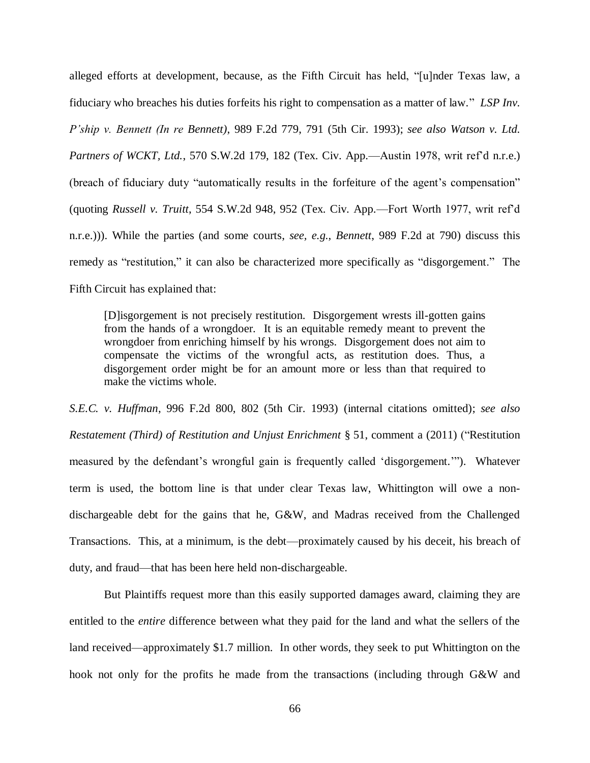alleged efforts at development, because, as the Fifth Circuit has held, "[u]nder Texas law, a fiduciary who breaches his duties forfeits his right to compensation as a matter of law." *LSP Inv. P'ship v. Bennett (In re Bennett)*, 989 F.2d 779, 791 (5th Cir. 1993); *see also Watson v. Ltd. Partners of WCKT, Ltd.*, 570 S.W.2d 179, 182 (Tex. Civ. App.—Austin 1978, writ ref'd n.r.e.) (breach of fiduciary duty "automatically results in the forfeiture of the agent's compensation" (quoting *Russell v. Truitt*, 554 S.W.2d 948, 952 (Tex. Civ. App.—Fort Worth 1977, writ ref'd n.r.e.))). While the parties (and some courts, *see, e.g.*, *Bennett*, 989 F.2d at 790) discuss this remedy as "restitution," it can also be characterized more specifically as "disgorgement." The Fifth Circuit has explained that:

> [D]isgorgement is not precisely restitution. Disgorgement wrests ill-gotten gains from the hands of a wrongdoer. It is an equitable remedy meant to prevent the wrongdoer from enriching himself by his wrongs. Disgorgement does not aim to compensate the victims of the wrongful acts, as restitution does. Thus, a disgorgement order might be for an amount more or less than that required to make the victims whole.

*S.E.C. v. Huffman*, 996 F.2d 800, 802 (5th Cir. 1993) (internal citations omitted); *see also Restatement (Third) of Restitution and Unjust Enrichment* § 51, comment a (2011) ("Restitution measured by the defendant's wrongful gain is frequently called 'disgorgement.'"). Whatever term is used, the bottom line is that under clear Texas law, Whittington will owe a non-dischargeable debt for the gains that he, G&W, and Madras received from the Challenged Transactions. This, at a minimum, is the debt—proximately caused by his deceit, his breach of duty, and fraud—that has been here held non-dischargeable.

But Plaintiffs request more than this easily supported damages award, claiming they are entitled to the *entire* difference between what they paid for the land and what the sellers of the land received—approximately $1.7 million. In other words, they seek to put Whittington on the hook not only for the profits he made from the transactions (including through G&W and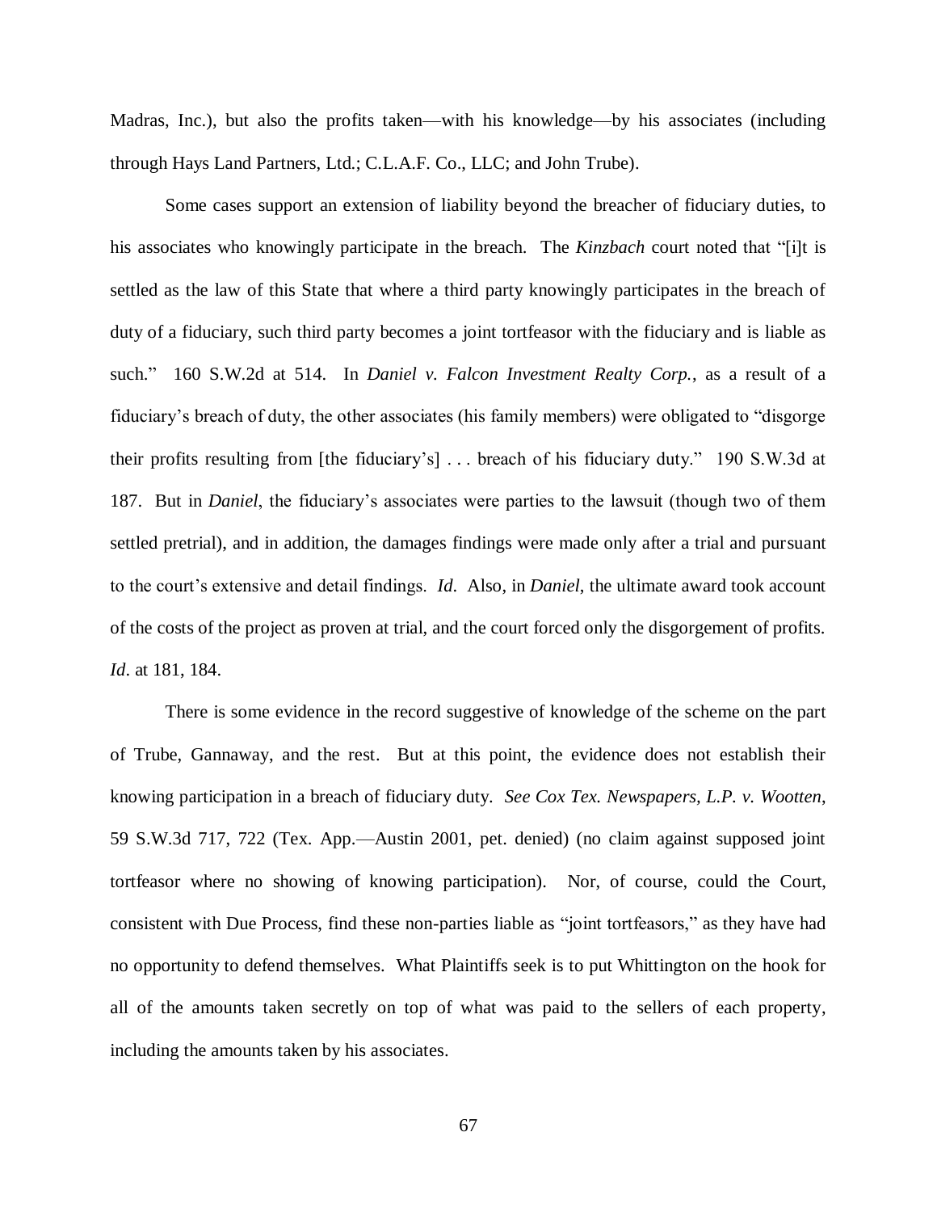Madras, Inc.), but also the profits taken—with his knowledge—by his associates (including through Hays Land Partners, Ltd.; C.L.A.F. Co., LLC; and John Trube).

Some cases support an extension of liability beyond the breacher of fiduciary duties, to his associates who knowingly participate in the breach. The *Kinzbach* court noted that "[i]t is settled as the law of this State that where a third party knowingly participates in the breach of duty of a fiduciary, such third party becomes a joint tortfeasor with the fiduciary and is liable as such." 160 S.W.2d at 514. In *Daniel v. Falcon Investment Realty Corp.*, as a result of a fiduciary's breach of duty, the other associates (his family members) were obligated to "disgorge their profits resulting from [the fiduciary's] . . . breach of his fiduciary duty." 190 S.W.3d at 187. But in *Daniel*, the fiduciary's associates were parties to the lawsuit (though two of them settled pretrial), and in addition, the damages findings were made only after a trial and pursuant to the court's extensive and detail findings. *Id*. Also, in *Daniel*, the ultimate award took account of the costs of the project as proven at trial, and the court forced only the disgorgement of profits. *Id*. at 181, 184.

There is some evidence in the record suggestive of knowledge of the scheme on the part of Trube, Gannaway, and the rest. But at this point, the evidence does not establish their knowing participation in a breach of fiduciary duty. *See Cox Tex. Newspapers, L.P. v. Wootten*, 59 S.W.3d 717, 722 (Tex. App.—Austin 2001, pet. denied) (no claim against supposed joint tortfeasor where no showing of knowing participation). Nor, of course, could the Court, consistent with Due Process, find these non-parties liable as "joint tortfeasors," as they have had no opportunity to defend themselves. What Plaintiffs seek is to put Whittington on the hook for all of the amounts taken secretly on top of what was paid to the sellers of each property, including the amounts taken by his associates.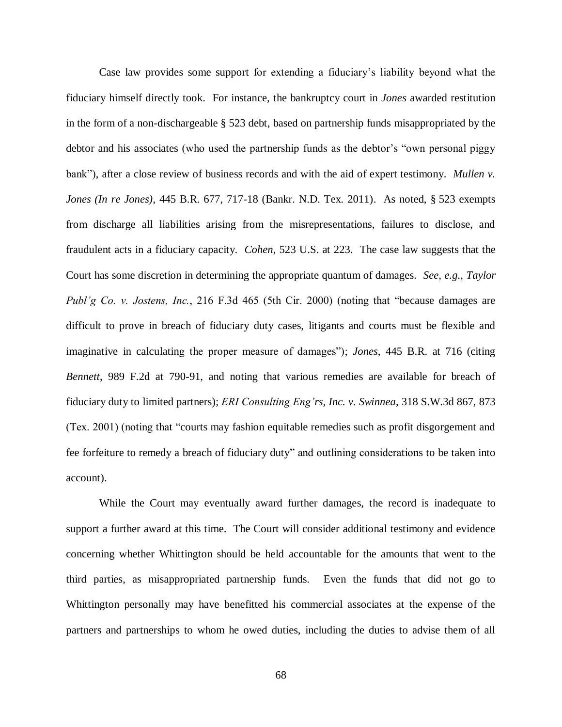Case law provides some support for extending a fiduciary's liability beyond what the fiduciary himself directly took. For instance, the bankruptcy court in *Jones* awarded restitution in the form of a non-dischargeable § 523 debt, based on partnership funds misappropriated by the debtor and his associates (who used the partnership funds as the debtor's "own personal piggy bank"), after a close review of business records and with the aid of expert testimony. *Mullen v. Jones (In re Jones)*, 445 B.R. 677, 717-18 (Bankr. N.D. Tex. 2011). As noted, § 523 exempts from discharge all liabilities arising from the misrepresentations, failures to disclose, and fraudulent acts in a fiduciary capacity. *Cohen*, 523 U.S. at 223. The case law suggests that the Court has some discretion in determining the appropriate quantum of damages. *See, e.g.*, *Taylor Publ'g Co. v. Jostens, Inc.*, 216 F.3d 465 (5th Cir. 2000) (noting that "because damages are difficult to prove in breach of fiduciary duty cases, litigants and courts must be flexible and imaginative in calculating the proper measure of damages"); *Jones*, 445 B.R. at 716 (citing *Bennett*, 989 F.2d at 790-91, and noting that various remedies are available for breach of fiduciary duty to limited partners); *ERI Consulting Eng'rs, Inc. v. Swinnea*, 318 S.W.3d 867, 873 (Tex. 2001) (noting that "courts may fashion equitable remedies such as profit disgorgement and fee forfeiture to remedy a breach of fiduciary duty" and outlining considerations to be taken into account).

While the Court may eventually award further damages, the record is inadequate to support a further award at this time. The Court will consider additional testimony and evidence concerning whether Whittington should be held accountable for the amounts that went to the third parties, as misappropriated partnership funds. Even the funds that did not go to Whittington personally may have benefitted his commercial associates at the expense of the partners and partnerships to whom he owed duties, including the duties to advise them of all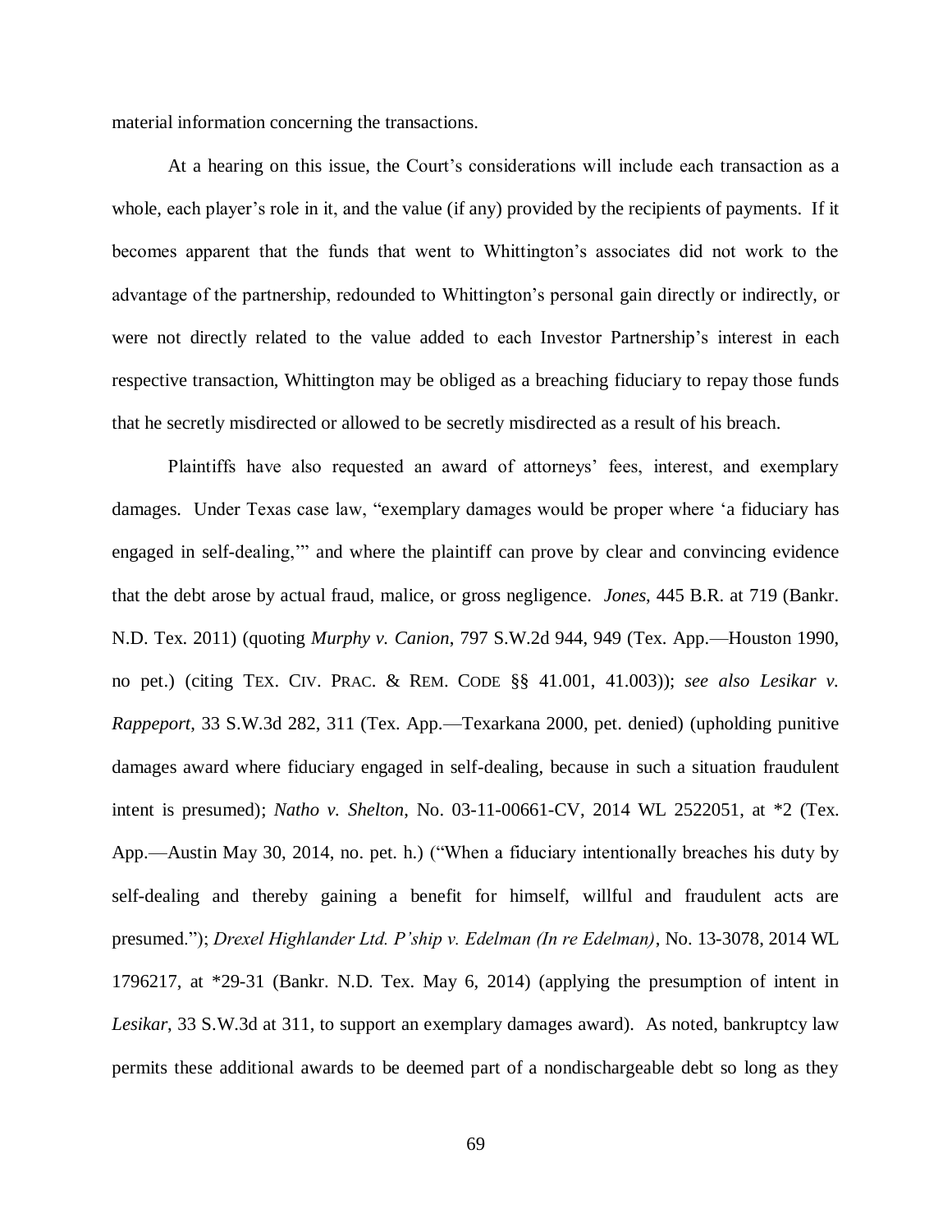material information concerning the transactions.

At a hearing on this issue, the Court's considerations will include each transaction as a whole, each player's role in it, and the value (if any) provided by the recipients of payments. If it becomes apparent that the funds that went to Whittington's associates did not work to the advantage of the partnership, redounded to Whittington's personal gain directly or indirectly, or were not directly related to the value added to each Investor Partnership's interest in each respective transaction, Whittington may be obliged as a breaching fiduciary to repay those funds that he secretly misdirected or allowed to be secretly misdirected as a result of his breach.

Plaintiffs have also requested an award of attorneys' fees, interest, and exemplary damages. Under Texas case law, "exemplary damages would be proper where 'a fiduciary has engaged in self-dealing,'" and where the plaintiff can prove by clear and convincing evidence that the debt arose by actual fraud, malice, or gross negligence. *Jones*, 445 B.R. at 719 (Bankr. N.D. Tex. 2011) (quoting *Murphy v. Canion*, 797 S.W.2d 944, 949 (Tex. App.—Houston 1990, no pet.) (citing TEX. CIV. PRAC. & REM. CODE §§ 41.001, 41.003)); *see also Lesikar v. Rappeport*, 33 S.W.3d 282, 311 (Tex. App.—Texarkana 2000, pet. denied) (upholding punitive damages award where fiduciary engaged in self-dealing, because in such a situation fraudulent intent is presumed); *Natho v. Shelton*, No. 03-11-00661-CV, 2014 WL 2522051, at *2 (Tex. App.—Austin May 30, 2014, no. pet. h.) ("When a fiduciary intentionally breaches his duty by self-dealing and thereby gaining a benefit for himself, willful and fraudulent acts are presumed."); *Drexel Highlander Ltd. P'ship v. Edelman (In re Edelman)*, No. 13-3078, 2014 WL 1796217, at *29-31 (Bankr. N.D. Tex. May 6, 2014) (applying the presumption of intent in *Lesikar*, 33 S.W.3d at 311, to support an exemplary damages award). As noted, bankruptcy law permits these additional awards to be deemed part of a nondischargeable debt so long as they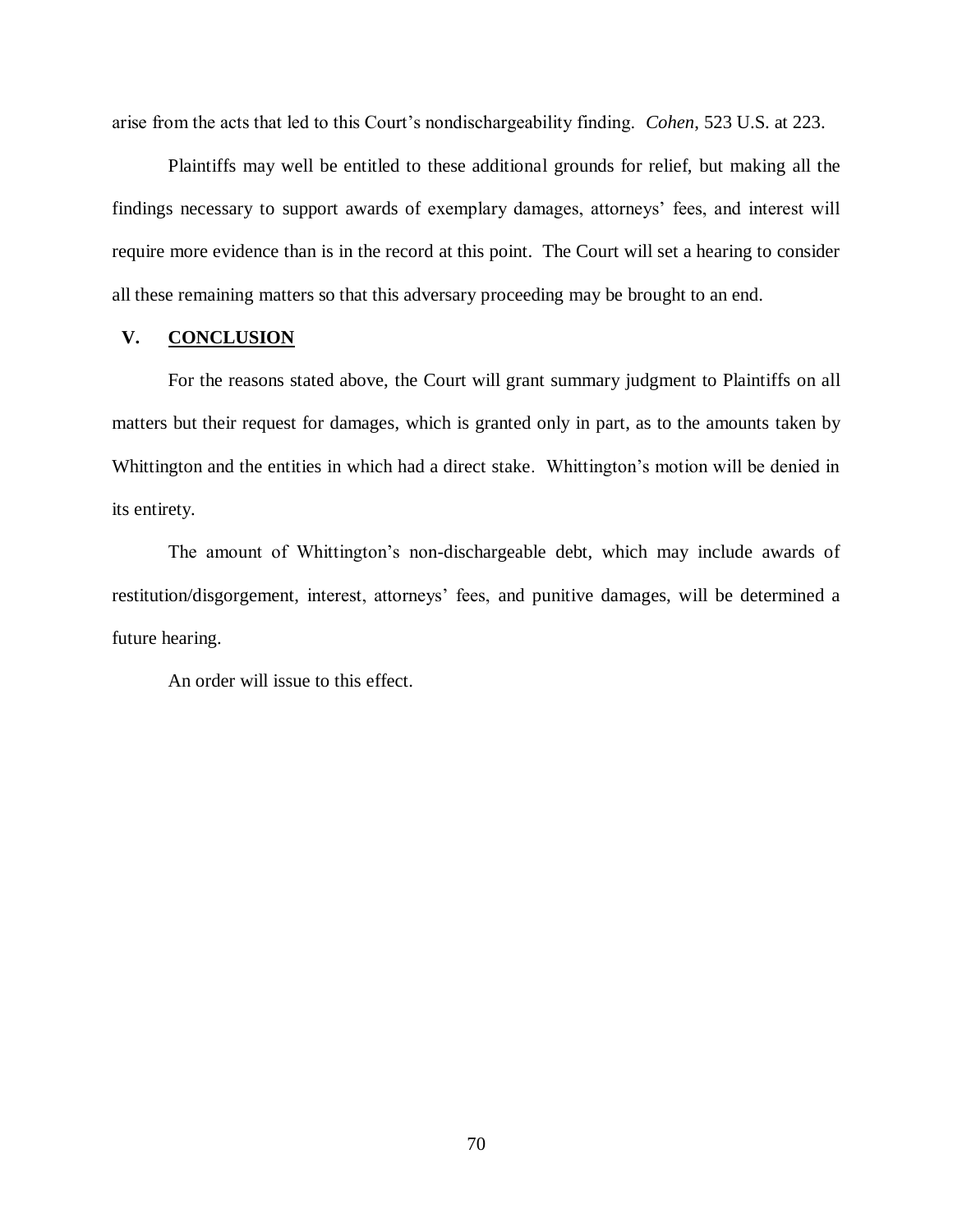arise from the acts that led to this Court's nondischargeability finding. *Cohen*, 523 U.S. at 223.

Plaintiffs may well be entitled to these additional grounds for relief, but making all the findings necessary to support awards of exemplary damages, attorneys' fees, and interest will require more evidence than is in the record at this point. The Court will set a hearing to consider all these remaining matters so that this adversary proceeding may be brought to an end.

## V. CONCLUSION

For the reasons stated above, the Court will grant summary judgment to Plaintiffs on all matters but their request for damages, which is granted only in part, as to the amounts taken by Whittington and the entities in which had a direct stake. Whittington's motion will be denied in its entirety.

The amount of Whittington's non-dischargeable debt, which may include awards of restitution/disgorgement, interest, attorneys' fees, and punitive damages, will be determined a future hearing.

An order will issue to this effect.